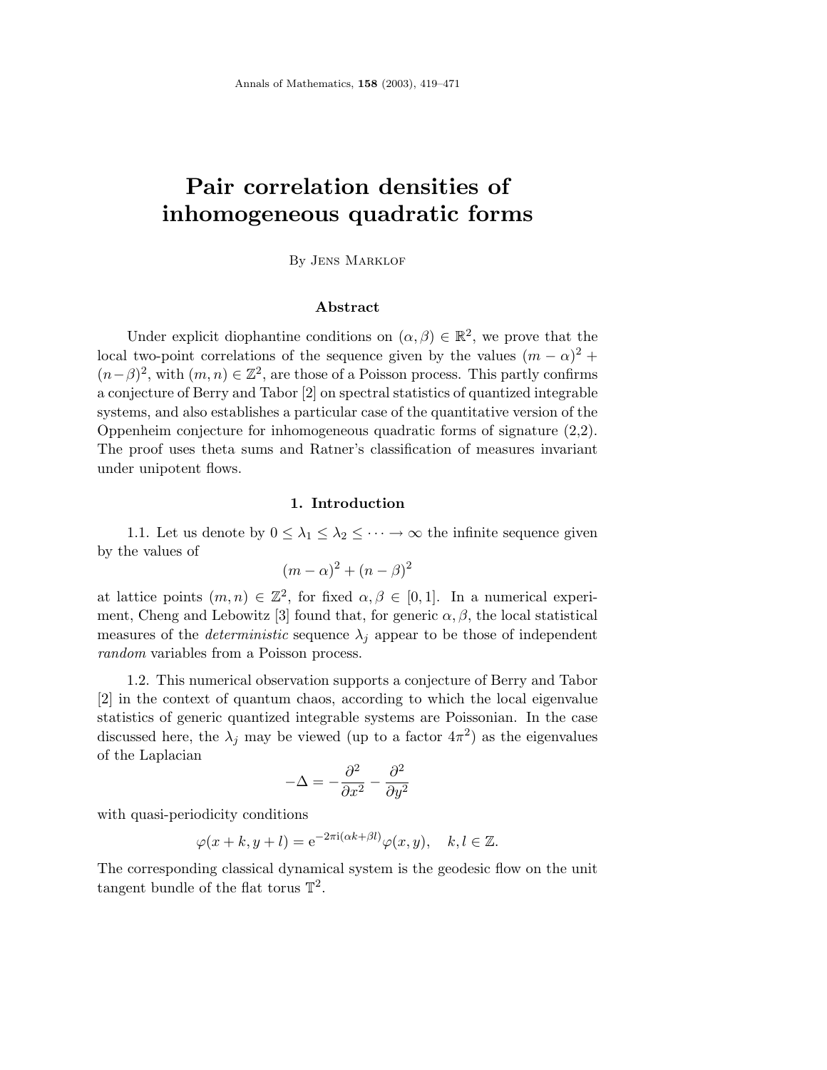# Pair correlation densities of inhomogeneous quadratic forms

By Jens Marklof

## Abstract

Under explicit diophantine conditions on $(\alpha, \beta) \in \mathbb{R}^2$, we prove that the local two-point correlations of the sequence given by the values $(m-\alpha)^2 + (n-\beta)^2$, with $(m,n) \in \mathbb{Z}^2$, are those of a Poisson process. This partly confirms a conjecture of Berry and Tabor [2] on spectral statistics of quantized integrable systems, and also establishes a particular case of the quantitative version of the Oppenheim conjecture for inhomogeneous quadratic forms of signature (2,2). The proof uses theta sums and Ratner's classification of measures invariant under unipotent flows.

## 1. Introduction

1.1. Let us denote by $0 \le \lambda_1 \le \lambda_2 \le \cdots \to \infty$ the infinite sequence given by the values of

$$(m-\alpha)^2 + (n-\beta)^2$$

at lattice points $(m,n) \in \mathbb{Z}^2$, for fixed $\alpha, \beta \in [0,1]$. In a numerical experiment, Cheng and Lebowitz [3] found that, for generic $\alpha, \beta$, the local statistical measures of the *deterministic* sequence $\lambda_j$ appear to be those of independent *random* variables from a Poisson process.

1.2. This numerical observation supports a conjecture of Berry and Tabor [2] in the context of quantum chaos, according to which the local eigenvalue statistics of generic quantized integrable systems are Poissonian. In the case discussed here, the $\lambda_j$ may be viewed (up to a factor $4\pi^2$) as the eigenvalues of the Laplacian

$$-\Delta = -\frac{\partial^2}{\partial x^2} - \frac{\partial^2}{\partial y^2}$$

with quasi-periodicity conditions

$$\varphi(x+k, y+l) = \mathrm{e}^{-2\pi\mathrm{i}(\alpha k + \beta l)} \varphi(x,y), \quad k,l \in \mathbb{Z}.$$

The corresponding classical dynamical system is the geodesic flow on the unit tangent bundle of the flat torus $\mathbb{T}^2$.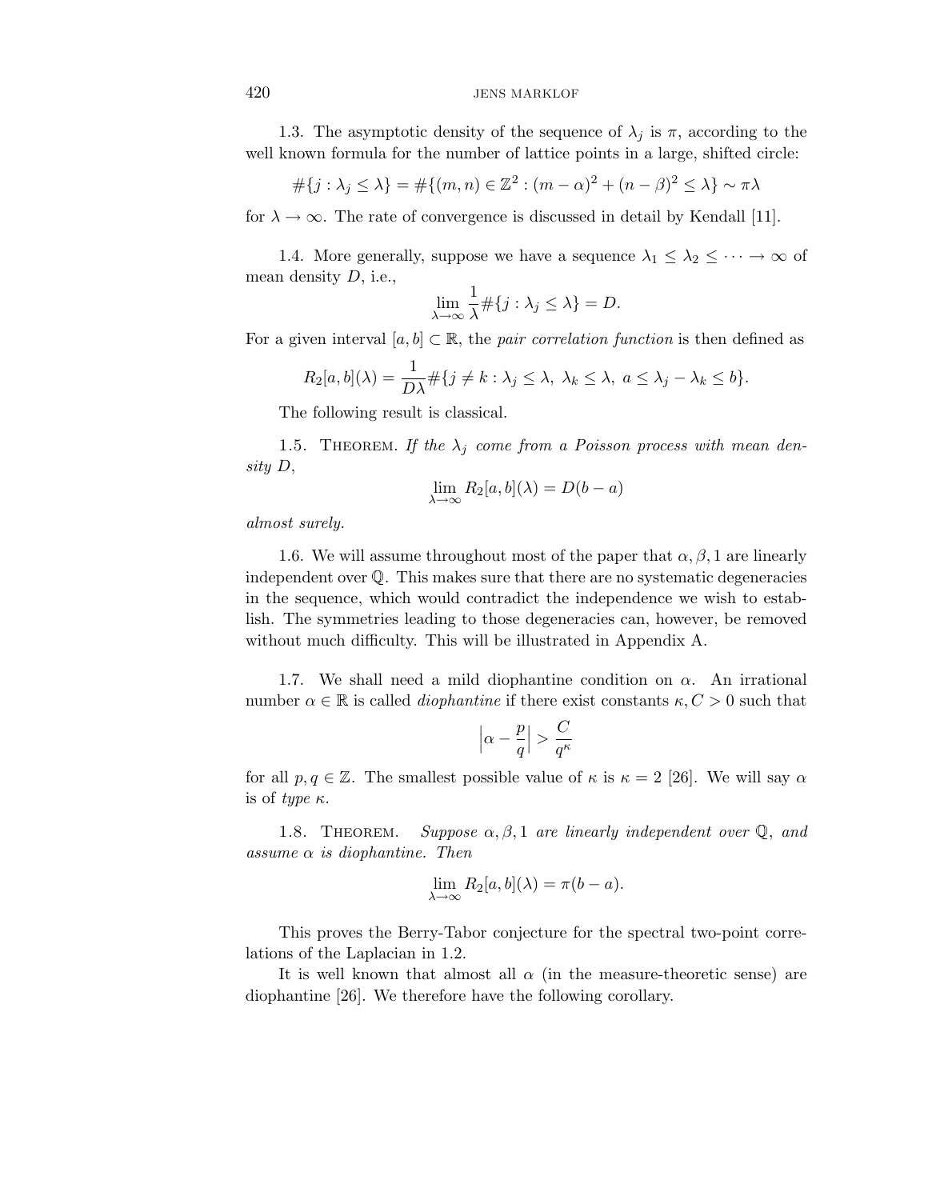1.3. The asymptotic density of the sequence of $\lambda_j$ is $\pi$, according to the well known formula for the number of lattice points in a large, shifted circle:

$$\#\{j : \lambda_j \leq \lambda\} = \#\{(m,n) \in \mathbb{Z}^2 : (m-\alpha)^2 + (n-\beta)^2 \leq \lambda\} \sim \pi\lambda$$

for $\lambda \to \infty$. The rate of convergence is discussed in detail by Kendall [11].

1.4. More generally, suppose we have a sequence $\lambda_1 \leq \lambda_2 \leq \cdots \to \infty$ of mean density $D$, i.e.,

$$\lim_{\lambda\to\infty} \frac{1}{\lambda} \#\{j : \lambda_j \leq \lambda\} = D.$$

For a given interval $[a,b] \subset \mathbb{R}$, the *pair correlation function* is then defined as

$$R_2[a,b](\lambda) = \frac{1}{D\lambda} \#\{j \neq k : \lambda_j \leq \lambda,\ \lambda_k \leq \lambda,\ a \leq \lambda_j - \lambda_k \leq b\}.$$

The following result is classical.

1.5. Theorem. *If the $\lambda_j$ come from a Poisson process with mean density $D$,*

$$\lim_{\lambda\to\infty} R_2[a,b](\lambda) = D(b-a)$$

*almost surely.*

1.6. We will assume throughout most of the paper that $\alpha, \beta, 1$ are linearly independent over $\mathbb{Q}$. This makes sure that there are no systematic degeneracies in the sequence, which would contradict the independence we wish to establish. The symmetries leading to those degeneracies can, however, be removed without much difficulty. This will be illustrated in Appendix A.

1.7. We shall need a mild diophantine condition on $\alpha$. An irrational number $\alpha \in \mathbb{R}$ is called *diophantine* if there exist constants $\kappa, C > 0$ such that

$$\left|\alpha - \frac{p}{q}\right| > \frac{C}{q^\kappa}$$

for all $p, q \in \mathbb{Z}$. The smallest possible value of $\kappa$ is $\kappa = 2$ [26]. We will say $\alpha$ is of *type* $\kappa$.

1.8. Theorem. *Suppose $\alpha, \beta, 1$ are linearly independent over $\mathbb{Q}$, and assume $\alpha$ is diophantine. Then*

$$\lim_{\lambda\to\infty} R_2[a,b](\lambda) = \pi(b-a).$$

This proves the Berry-Tabor conjecture for the spectral two-point correlations of the Laplacian in 1.2.

It is well known that almost all $\alpha$ (in the measure-theoretic sense) are diophantine [26]. We therefore have the following corollary.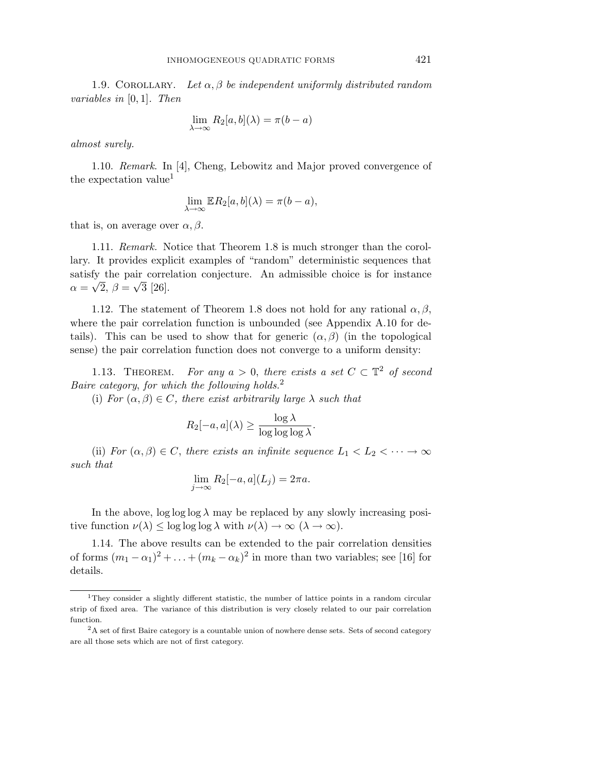1.9. Corollary. *Let $\alpha, \beta$ be independent uniformly distributed random variables in $[0,1]$. Then*

$$\lim_{\lambda\to\infty} R_2[a,b](\lambda) = \pi(b-a)$$

*almost surely.*

1.10. *Remark.* In [4], Cheng, Lebowitz and Major proved convergence of the expectation value[1]

$$\lim_{\lambda\to\infty} \mathbb{E} R_2[a,b](\lambda) = \pi(b-a),$$

that is, on average over $\alpha, \beta$.

1.11. *Remark.* Notice that Theorem 1.8 is much stronger than the corollary. It provides explicit examples of "random" deterministic sequences that satisfy the pair correlation conjecture. An admissible choice is for instance $\alpha = \sqrt{2}$, $\beta = \sqrt{3}$ [26].

1.12. The statement of Theorem 1.8 does not hold for any rational $\alpha, \beta$, where the pair correlation function is unbounded (see Appendix A.10 for details). This can be used to show that for generic $(\alpha, \beta)$ (in the topological sense) the pair correlation function does not converge to a uniform density:

1.13. Theorem. *For any $a > 0$, there exists a set $C \subset \mathbb{T}^2$ of second Baire category, for which the following holds.*[2]

(i) *For $(\alpha, \beta) \in C$, there exist arbitrarily large $\lambda$ such that*

$$R_2[-a,a](\lambda) \geq \frac{\log \lambda}{\log\log\log \lambda}.$$

(ii) *For $(\alpha, \beta) \in C$, there exists an infinite sequence $L_1 < L_2 < \cdots \to \infty$ such that*

$$\lim_{j\to\infty} R_2[-a,a](L_j) = 2\pi a.$$

In the above, $\log\log\log\lambda$ may be replaced by any slowly increasing positive function $\nu(\lambda) \leq \log\log\log\lambda$ with $\nu(\lambda) \to \infty$ $(\lambda \to \infty)$.

1.14. The above results can be extended to the pair correlation densities of forms $(m_1 - \alpha_1)^2 + \ldots + (m_k - \alpha_k)^2$ in more than two variables; see [16] for details.

---

[1] They consider a slightly different statistic, the number of lattice points in a random circular strip of fixed area. The variance of this distribution is very closely related to our pair correlation function.

[2] A set of first Baire category is a countable union of nowhere dense sets. Sets of second category are all those sets which are not of first category.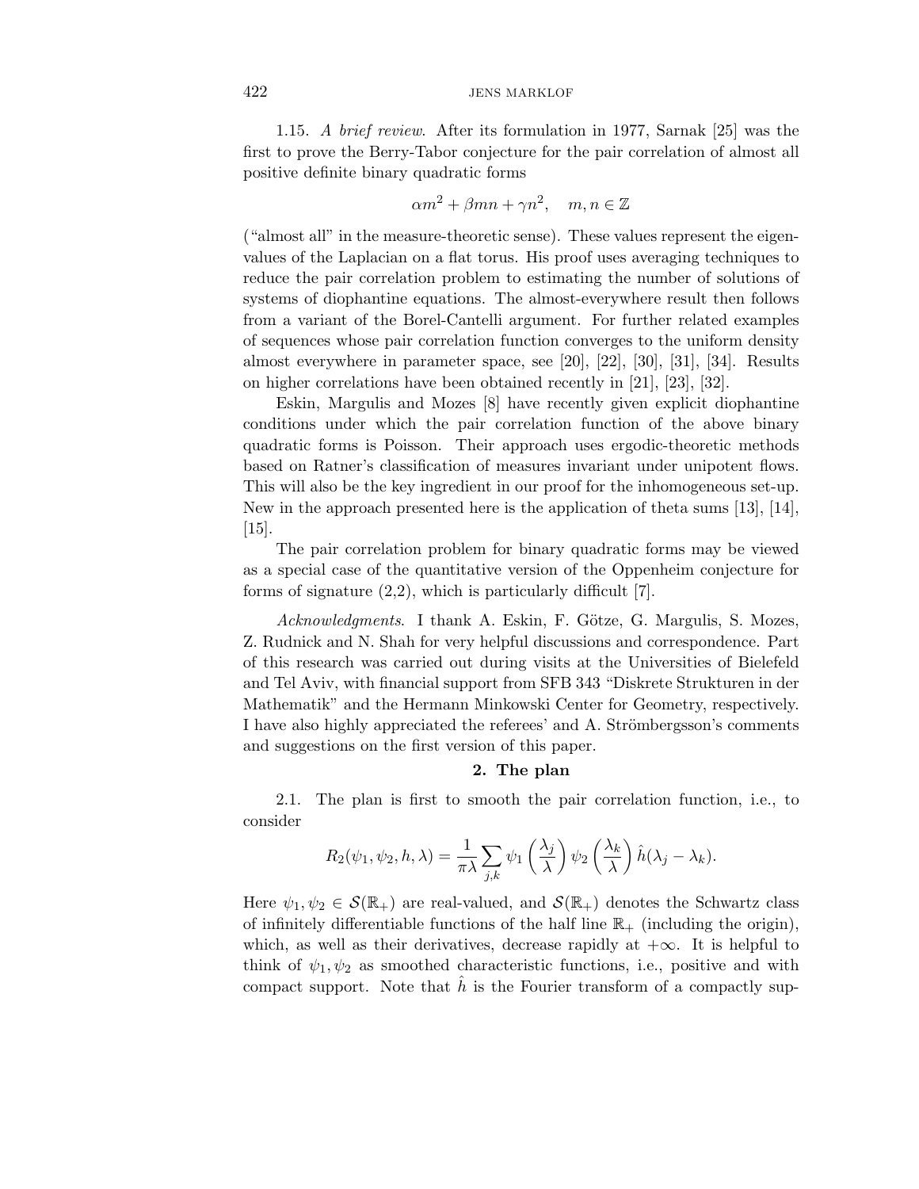1.15. *A brief review*. After its formulation in 1977, Sarnak [25] was the first to prove the Berry-Tabor conjecture for the pair correlation of almost all positive definite binary quadratic forms

$$\alpha m^2 + \beta mn + \gamma n^2, \quad m, n \in \mathbb{Z}$$

("almost all" in the measure-theoretic sense). These values represent the eigenvalues of the Laplacian on a flat torus. His proof uses averaging techniques to reduce the pair correlation problem to estimating the number of solutions of systems of diophantine equations. The almost-everywhere result then follows from a variant of the Borel-Cantelli argument. For further related examples of sequences whose pair correlation function converges to the uniform density almost everywhere in parameter space, see [20], [22], [30], [31], [34]. Results on higher correlations have been obtained recently in [21], [23], [32].

Eskin, Margulis and Mozes [8] have recently given explicit diophantine conditions under which the pair correlation function of the above binary quadratic forms is Poisson. Their approach uses ergodic-theoretic methods based on Ratner's classification of measures invariant under unipotent flows. This will also be the key ingredient in our proof for the inhomogeneous set-up. New in the approach presented here is the application of theta sums [13], [14], [15].

The pair correlation problem for binary quadratic forms may be viewed as a special case of the quantitative version of the Oppenheim conjecture for forms of signature (2,2), which is particularly difficult [7].

*Acknowledgments*. I thank A. Eskin, F. Götze, G. Margulis, S. Mozes, Z. Rudnick and N. Shah for very helpful discussions and correspondence. Part of this research was carried out during visits at the Universities of Bielefeld and Tel Aviv, with financial support from SFB 343 "Diskrete Strukturen in der Mathematik" and the Hermann Minkowski Center for Geometry, respectively. I have also highly appreciated the referees' and A. Strömbergsson's comments and suggestions on the first version of this paper.

## 2. The plan

2.1. The plan is first to smooth the pair correlation function, i.e., to consider

$$R_2(\psi_1, \psi_2, h, \lambda) = \frac{1}{\pi\lambda} \sum_{j,k} \psi_1\left(\frac{\lambda_j}{\lambda}\right) \psi_2\left(\frac{\lambda_k}{\lambda}\right) \hat{h}(\lambda_j - \lambda_k).$$

Here $\psi_1, \psi_2 \in \mathcal{S}(\mathbb{R}_+)$ are real-valued, and $\mathcal{S}(\mathbb{R}_+)$ denotes the Schwartz class of infinitely differentiable functions of the half line $\mathbb{R}_+$ (including the origin), which, as well as their derivatives, decrease rapidly at $+\infty$. It is helpful to think of $\psi_1, \psi_2$ as smoothed characteristic functions, i.e., positive and with compact support. Note that $\hat{h}$ is the Fourier transform of a compactly sup-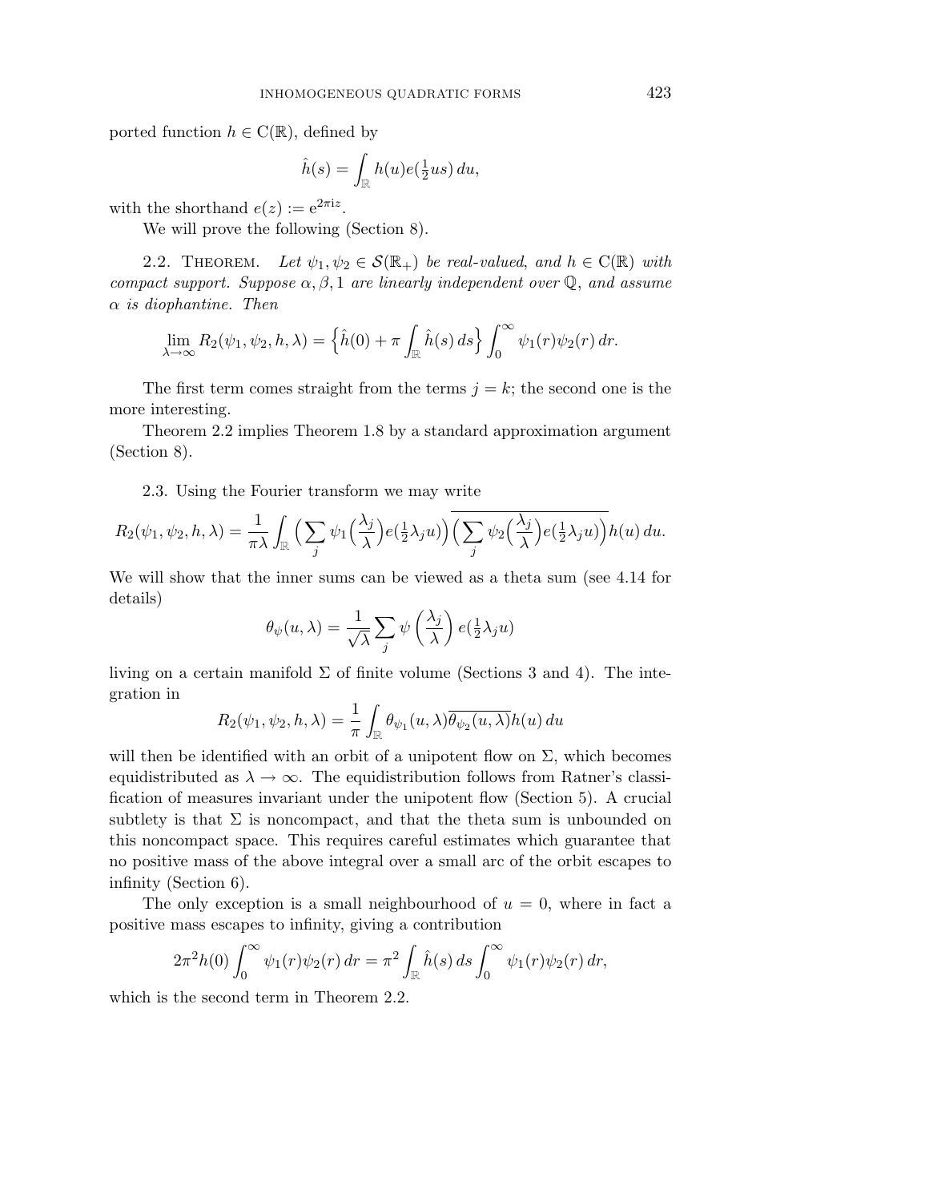ported function $h \in \mathrm{C}(\mathbb{R})$, defined by

$$\hat{h}(s) = \int_{\mathbb{R}} h(u) e(\tfrac{1}{2}us)\, du,$$

with the shorthand $e(z) := \mathrm{e}^{2\pi \mathrm{i} z}$.

We will prove the following (Section 8).

2.2. Theorem. *Let $\psi_1, \psi_2 \in \mathcal{S}(\mathbb{R}_+)$ be real-valued, and $h \in \mathrm{C}(\mathbb{R})$ with compact support. Suppose $\alpha, \beta, 1$ are linearly independent over $\mathbb{Q}$, and assume $\alpha$ is diophantine. Then*

$$\lim_{\lambda\to\infty} R_2(\psi_1, \psi_2, h, \lambda) = \Big\{ \hat{h}(0) + \pi \int_{\mathbb{R}} \hat{h}(s)\, ds \Big\} \int_0^\infty \psi_1(r)\psi_2(r)\, dr.$$

The first term comes straight from the terms $j = k$; the second one is the more interesting.

Theorem 2.2 implies Theorem 1.8 by a standard approximation argument (Section 8).

2.3. Using the Fourier transform we may write

$$R_2(\psi_1, \psi_2, h, \lambda) = \frac{1}{\pi\lambda} \int_{\mathbb{R}} \Big( \sum_j \psi_1\Big(\frac{\lambda_j}{\lambda}\Big) e(\tfrac{1}{2}\lambda_j u)\Big) \overline{\Big( \sum_j \psi_2\Big(\frac{\lambda_j}{\lambda}\Big) e(\tfrac{1}{2}\lambda_j u)\Big)} h(u)\, du.$$

We will show that the inner sums can be viewed as a theta sum (see 4.14 for details)

$$\theta_\psi(u, \lambda) = \frac{1}{\sqrt{\lambda}} \sum_j \psi\left(\frac{\lambda_j}{\lambda}\right) e(\tfrac{1}{2}\lambda_j u)$$

living on a certain manifold $\Sigma$ of finite volume (Sections 3 and 4). The integration in

$$R_2(\psi_1, \psi_2, h, \lambda) = \frac{1}{\pi} \int_{\mathbb{R}} \theta_{\psi_1}(u, \lambda) \overline{\theta_{\psi_2}(u, \lambda)} h(u)\, du$$

will then be identified with an orbit of a unipotent flow on $\Sigma$, which becomes equidistributed as $\lambda \to \infty$. The equidistribution follows from Ratner's classification of measures invariant under the unipotent flow (Section 5). A crucial subtlety is that $\Sigma$ is noncompact, and that the theta sum is unbounded on this noncompact space. This requires careful estimates which guarantee that no positive mass of the above integral over a small arc of the orbit escapes to infinity (Section 6).

The only exception is a small neighbourhood of $u = 0$, where in fact a positive mass escapes to infinity, giving a contribution

$$2\pi^2 h(0) \int_0^\infty \psi_1(r)\psi_2(r)\, dr = \pi^2 \int_{\mathbb{R}} \hat{h}(s)\, ds \int_0^\infty \psi_1(r)\psi_2(r)\, dr,$$

which is the second term in Theorem 2.2.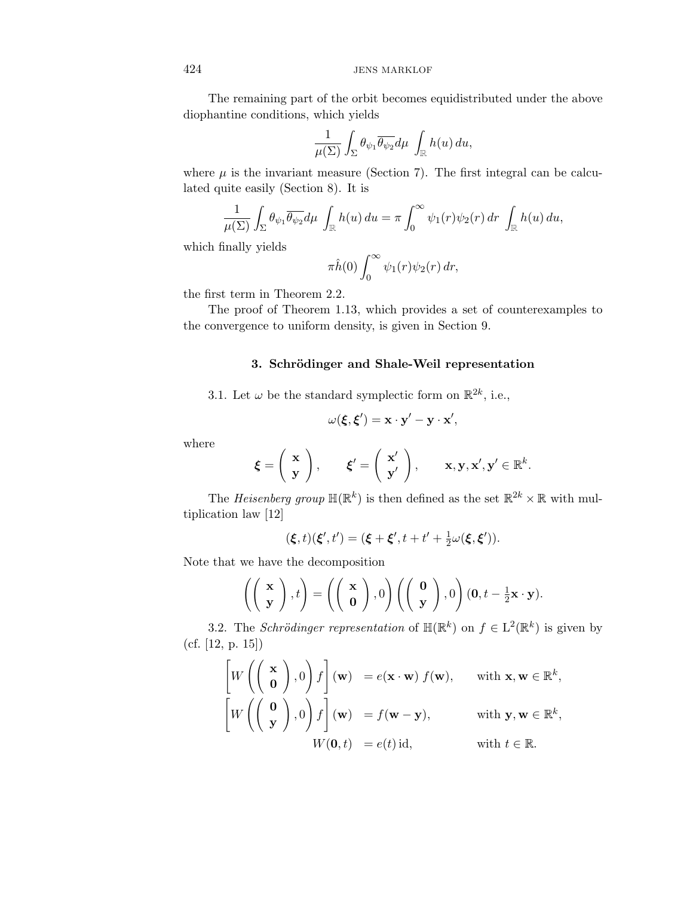The remaining part of the orbit becomes equidistributed under the above diophantine conditions, which yields

$$\frac{1}{\mu(\Sigma)} \int_\Sigma \theta_{\psi_1} \overline{\theta_{\psi_2}} d\mu \int_{\mathbb{R}} h(u)\, du,$$

where $\mu$ is the invariant measure (Section 7). The first integral can be calculated quite easily (Section 8). It is

$$\frac{1}{\mu(\Sigma)} \int_\Sigma \theta_{\psi_1} \overline{\theta_{\psi_2}} d\mu \int_{\mathbb{R}} h(u)\, du = \pi \int_0^\infty \psi_1(r)\psi_2(r)\, dr \int_{\mathbb{R}} h(u)\, du,$$

which finally yields

$$\pi \hat{h}(0) \int_0^\infty \psi_1(r)\psi_2(r)\, dr,$$

the first term in Theorem 2.2.

The proof of Theorem 1.13, which provides a set of counterexamples to the convergence to uniform density, is given in Section 9.

## 3. Schrödinger and Shale-Weil representation

3.1. Let $\omega$ be the standard symplectic form on $\mathbb{R}^{2k}$, i.e.,

$$\omega(\boldsymbol{\xi}, \boldsymbol{\xi}') = \mathbf{x} \cdot \mathbf{y}' - \mathbf{y} \cdot \mathbf{x}',$$

where

$$\boldsymbol{\xi} = \begin{pmatrix} \mathbf{x} \\ \mathbf{y} \end{pmatrix}, \qquad \boldsymbol{\xi}' = \begin{pmatrix} \mathbf{x}' \\ \mathbf{y}' \end{pmatrix}, \qquad \mathbf{x}, \mathbf{y}, \mathbf{x}', \mathbf{y}' \in \mathbb{R}^k.$$

The *Heisenberg group* $\mathbb{H}(\mathbb{R}^k)$ is then defined as the set $\mathbb{R}^{2k} \times \mathbb{R}$ with multiplication law [12]

$$(\boldsymbol{\xi}, t)(\boldsymbol{\xi}', t') = (\boldsymbol{\xi} + \boldsymbol{\xi}', t + t' + \tfrac{1}{2}\omega(\boldsymbol{\xi}, \boldsymbol{\xi}')).$$

Note that we have the decomposition

$$\left( \begin{pmatrix} \mathbf{x} \\ \mathbf{y} \end{pmatrix}, t \right) = \left( \begin{pmatrix} \mathbf{x} \\ \mathbf{0} \end{pmatrix}, 0 \right) \left( \begin{pmatrix} \mathbf{0} \\ \mathbf{y} \end{pmatrix}, 0 \right) (\mathbf{0}, t - \tfrac{1}{2}\mathbf{x} \cdot \mathbf{y}).$$

3.2. The *Schrödinger representation* of $\mathbb{H}(\mathbb{R}^k)$ on $f \in \mathrm{L}^2(\mathbb{R}^k)$ is given by (cf. [12, p. 15])

$$\begin{aligned}
\left[ W\left( \begin{pmatrix} \mathbf{x} \\ \mathbf{0} \end{pmatrix}, 0 \right) f \right](\mathbf{w}) &= e(\mathbf{x} \cdot \mathbf{w})\, f(\mathbf{w}), && \text{with } \mathbf{x}, \mathbf{w} \in \mathbb{R}^k, \\
\left[ W\left( \begin{pmatrix} \mathbf{0} \\ \mathbf{y} \end{pmatrix}, 0 \right) f \right](\mathbf{w}) &= f(\mathbf{w} - \mathbf{y}), && \text{with } \mathbf{y}, \mathbf{w} \in \mathbb{R}^k, \\
W(\mathbf{0}, t) &= e(t)\, \mathrm{id}, && \text{with } t \in \mathbb{R}.
\end{aligned}$$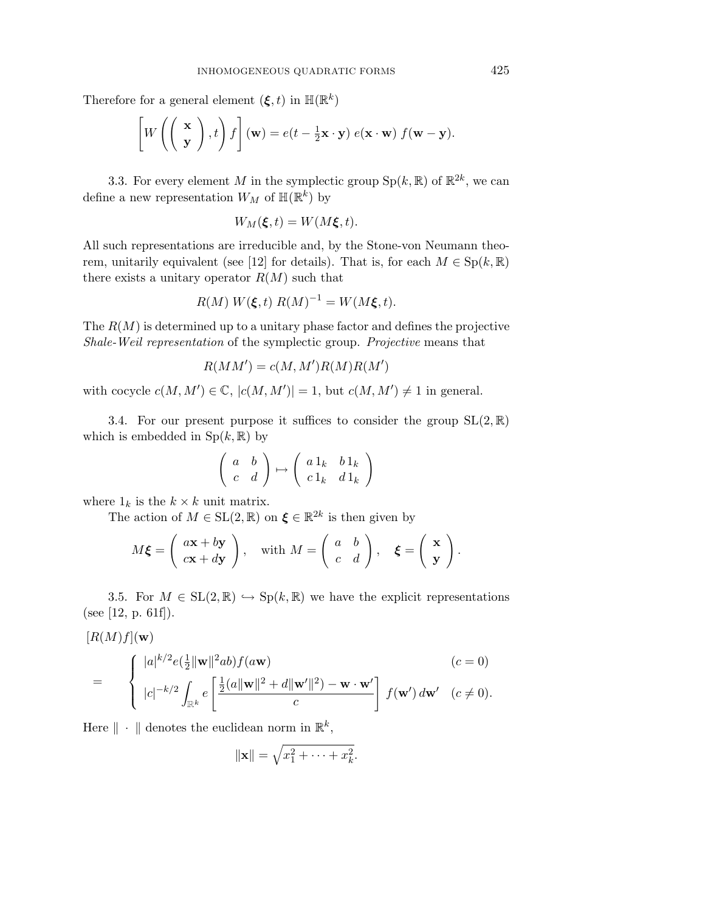Therefore for a general element $(\boldsymbol{\xi}, t)$ in $\mathbb{H}(\mathbb{R}^k)$

$$\left[ W\left( \begin{pmatrix} \mathbf{x} \\ \mathbf{y} \end{pmatrix}, t \right) f \right](\mathbf{w}) = e(t - \tfrac{1}{2}\mathbf{x}\cdot\mathbf{y})\; e(\mathbf{x}\cdot\mathbf{w})\; f(\mathbf{w}-\mathbf{y}).$$

3.3. For every element $M$ in the symplectic group $\mathrm{Sp}(k,\mathbb{R})$ of $\mathbb{R}^{2k}$, we can define a new representation $W_M$ of $\mathbb{H}(\mathbb{R}^k)$ by

$$W_M(\boldsymbol{\xi}, t) = W(M\boldsymbol{\xi}, t).$$

All such representations are irreducible and, by the Stone-von Neumann theorem, unitarily equivalent (see [12] for details). That is, for each $M \in \mathrm{Sp}(k,\mathbb{R})$ there exists a unitary operator $R(M)$ such that

$$R(M)\; W(\boldsymbol{\xi}, t)\; R(M)^{-1} = W(M\boldsymbol{\xi}, t).$$

The $R(M)$ is determined up to a unitary phase factor and defines the projective *Shale-Weil representation* of the symplectic group. *Projective* means that

$$R(MM') = c(M, M')R(M)R(M')$$

with cocycle $c(M, M') \in \mathbb{C}$, $|c(M, M')| = 1$, but $c(M, M') \neq 1$ in general.

3.4. For our present purpose it suffices to consider the group $\mathrm{SL}(2,\mathbb{R})$ which is embedded in $\mathrm{Sp}(k,\mathbb{R})$ by

$$\begin{pmatrix} a & b \\ c & d \end{pmatrix} \mapsto \begin{pmatrix} a\,1_k & b\,1_k \\ c\,1_k & d\,1_k \end{pmatrix}$$

where $1_k$ is the $k \times k$ unit matrix.

The action of $M \in \mathrm{SL}(2,\mathbb{R})$ on $\boldsymbol{\xi} \in \mathbb{R}^{2k}$ is then given by

$$M\boldsymbol{\xi} = \begin{pmatrix} a\mathbf{x} + b\mathbf{y} \\ c\mathbf{x} + d\mathbf{y} \end{pmatrix}, \quad \text{with } M = \begin{pmatrix} a & b \\ c & d \end{pmatrix}, \quad \boldsymbol{\xi} = \begin{pmatrix} \mathbf{x} \\ \mathbf{y} \end{pmatrix}.$$

3.5. For $M \in \mathrm{SL}(2,\mathbb{R}) \hookrightarrow \mathrm{Sp}(k,\mathbb{R})$ we have the explicit representations (see [12, p. 61f]).

$$[R(M)f](\mathbf{w}) = \begin{cases} |a|^{k/2} e(\tfrac{1}{2}\|\mathbf{w}\|^2 ab) f(a\mathbf{w}) & (c = 0) \\[2ex] |c|^{-k/2} \displaystyle\int_{\mathbb{R}^k} e\left[ \frac{\tfrac{1}{2}(a\|\mathbf{w}\|^2 + d\|\mathbf{w}'\|^2) - \mathbf{w}\cdot\mathbf{w}'}{c} \right] f(\mathbf{w}')\, d\mathbf{w}' & (c \neq 0). \end{cases}$$

Here $\|\cdot\|$ denotes the euclidean norm in $\mathbb{R}^k$,

$$\|\mathbf{x}\| = \sqrt{x_1^2 + \cdots + x_k^2}.$$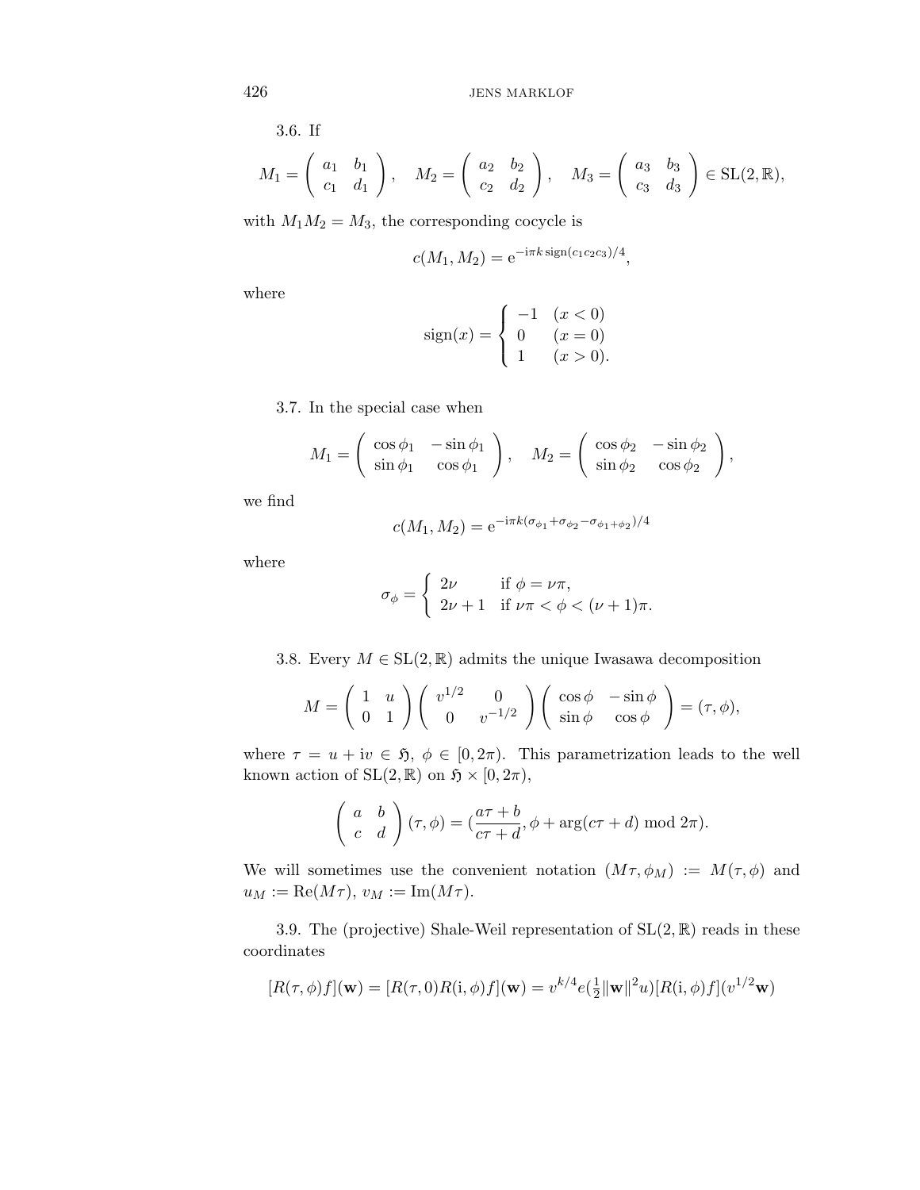3.6. If

$$M_1 = \begin{pmatrix} a_1 & b_1 \\ c_1 & d_1 \end{pmatrix}, \quad M_2 = \begin{pmatrix} a_2 & b_2 \\ c_2 & d_2 \end{pmatrix}, \quad M_3 = \begin{pmatrix} a_3 & b_3 \\ c_3 & d_3 \end{pmatrix} \in \mathrm{SL}(2,\mathbb{R}),$$

with $M_1 M_2 = M_3$, the corresponding cocycle is

$$c(M_1, M_2) = \mathrm{e}^{-\mathrm{i}\pi k \,\mathrm{sign}(c_1 c_2 c_3)/4},$$

where

$$\mathrm{sign}(x) = \begin{cases} -1 & (x < 0) \\ 0 & (x = 0) \\ 1 & (x > 0). \end{cases}$$

3.7. In the special case when

$$M_1 = \begin{pmatrix} \cos\phi_1 & -\sin\phi_1 \\ \sin\phi_1 & \cos\phi_1 \end{pmatrix}, \quad M_2 = \begin{pmatrix} \cos\phi_2 & -\sin\phi_2 \\ \sin\phi_2 & \cos\phi_2 \end{pmatrix},$$

we find

$$c(M_1, M_2) = \mathrm{e}^{-\mathrm{i}\pi k(\sigma_{\phi_1} + \sigma_{\phi_2} - \sigma_{\phi_1+\phi_2})/4}$$

where

$$\sigma_\phi = \begin{cases} 2\nu & \text{if } \phi = \nu\pi, \\ 2\nu + 1 & \text{if } \nu\pi < \phi < (\nu+1)\pi. \end{cases}$$

3.8. Every $M \in \mathrm{SL}(2,\mathbb{R})$ admits the unique Iwasawa decomposition

$$M = \begin{pmatrix} 1 & u \\ 0 & 1 \end{pmatrix} \begin{pmatrix} v^{1/2} & 0 \\ 0 & v^{-1/2} \end{pmatrix} \begin{pmatrix} \cos\phi & -\sin\phi \\ \sin\phi & \cos\phi \end{pmatrix} = (\tau, \phi),$$

where $\tau = u + \mathrm{i}v \in \mathfrak{H}$, $\phi \in [0, 2\pi)$. This parametrization leads to the well known action of $\mathrm{SL}(2,\mathbb{R})$ on $\mathfrak{H} \times [0, 2\pi)$,

$$\begin{pmatrix} a & b \\ c & d \end{pmatrix} (\tau, \phi) = (\frac{a\tau + b}{c\tau + d}, \phi + \arg(c\tau + d) \bmod 2\pi).$$

We will sometimes use the convenient notation $(M\tau, \phi_M) := M(\tau, \phi)$ and $u_M := \mathrm{Re}(M\tau)$, $v_M := \mathrm{Im}(M\tau)$.

3.9. The (projective) Shale-Weil representation of $\mathrm{SL}(2,\mathbb{R})$ reads in these coordinates

$$[R(\tau, \phi) f](\mathbf{w}) = [R(\tau, 0) R(\mathrm{i}, \phi) f](\mathbf{w}) = v^{k/4} e(\tfrac{1}{2}\|\mathbf{w}\|^2 u) [R(\mathrm{i}, \phi) f](v^{1/2}\mathbf{w})$$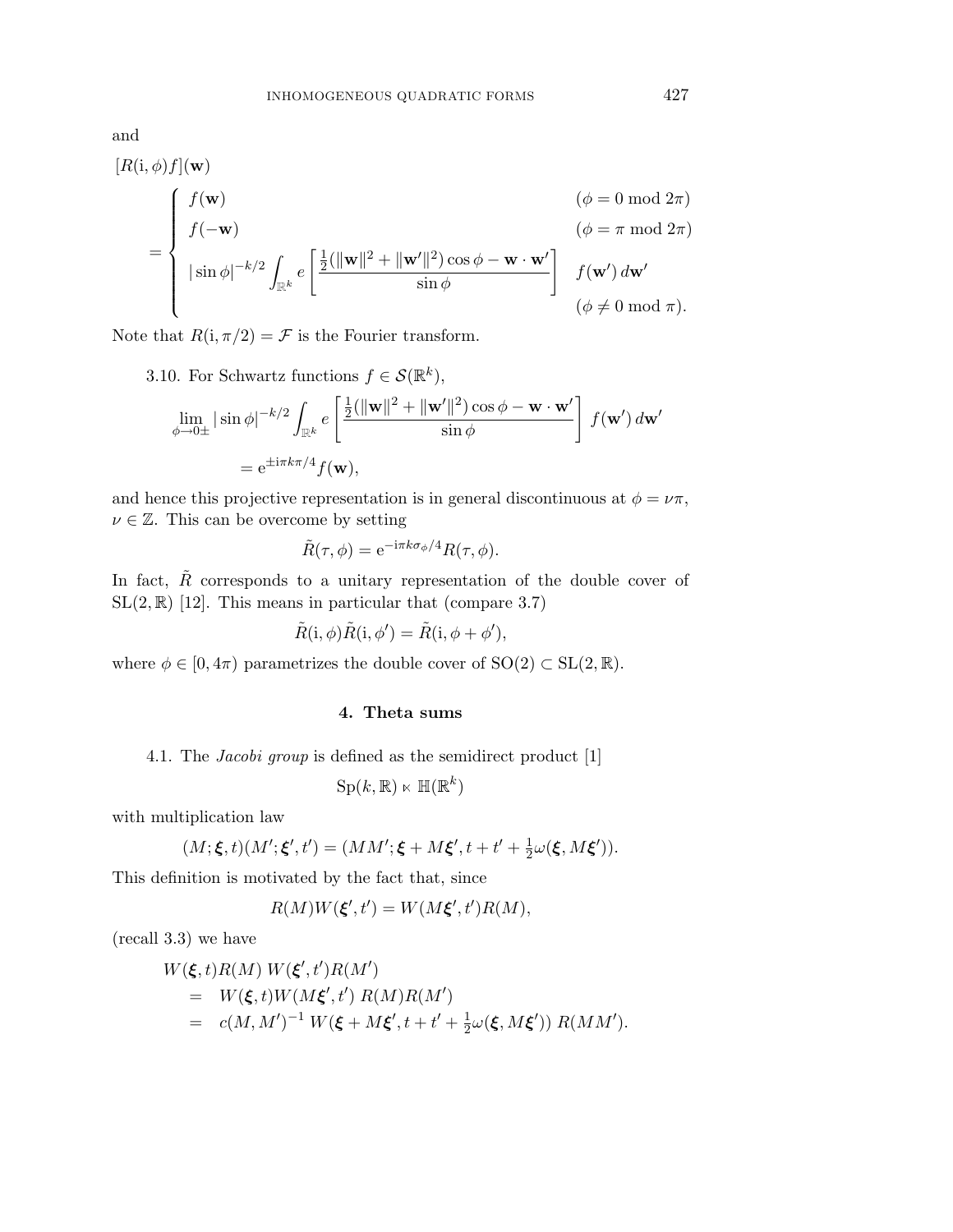and

$$
[R(\mathrm{i},\phi)f](\mathbf{w})
$$

$$
= \begin{cases} f(\mathbf{w}) & (\phi = 0 \bmod 2\pi) \\ f(-\mathbf{w}) & (\phi = \pi \bmod 2\pi) \\ |\sin\phi|^{-k/2} \int_{\mathbb{R}^k} e\left[ \dfrac{\frac{1}{2}(\|\mathbf{w}\|^2 + \|\mathbf{w}'\|^2)\cos\phi - \mathbf{w}\cdot\mathbf{w}'}{\sin\phi} \right] \; f(\mathbf{w}')\, d\mathbf{w}' & \\ & (\phi \neq 0 \bmod \pi). \end{cases}
$$

Note that $R(\mathrm{i}, \pi/2) = \mathcal{F}$ is the Fourier transform.

3.10. For Schwartz functions $f \in \mathcal{S}(\mathbb{R}^k)$,

$$
\lim_{\phi \to 0\pm} |\sin\phi|^{-k/2} \int_{\mathbb{R}^k} e\left[ \frac{\frac{1}{2}(\|\mathbf{w}\|^2 + \|\mathbf{w}'\|^2)\cos\phi - \mathbf{w}\cdot\mathbf{w}'}{\sin\phi} \right] \; f(\mathbf{w}')\, d\mathbf{w}'
$$

$$
= \mathrm{e}^{\pm \mathrm{i}\pi k \pi/4} f(\mathbf{w}),
$$

and hence this projective representation is in general discontinuous at $\phi = \nu\pi$, $\nu \in \mathbb{Z}$. This can be overcome by setting

$$
\tilde{R}(\tau, \phi) = \mathrm{e}^{-\mathrm{i}\pi k \sigma_\phi / 4} R(\tau, \phi).
$$

In fact, $\tilde{R}$ corresponds to a unitary representation of the double cover of $\mathrm{SL}(2, \mathbb{R})$ [12]. This means in particular that (compare 3.7)

$$
\tilde{R}(\mathrm{i}, \phi)\tilde{R}(\mathrm{i}, \phi') = \tilde{R}(\mathrm{i}, \phi + \phi'),
$$

where $\phi \in [0, 4\pi)$ parametrizes the double cover of $\mathrm{SO}(2) \subset \mathrm{SL}(2, \mathbb{R})$.

## 4. Theta sums

4.1. The *Jacobi group* is defined as the semidirect product [1]

$$
\mathrm{Sp}(k, \mathbb{R}) \ltimes \mathbb{H}(\mathbb{R}^k)
$$

with multiplication law

$$
(M; \boldsymbol{\xi}, t)(M'; \boldsymbol{\xi}', t') = (MM'; \boldsymbol{\xi} + M\boldsymbol{\xi}', t + t' + \tfrac{1}{2}\omega(\boldsymbol{\xi}, M\boldsymbol{\xi}')).
$$

This definition is motivated by the fact that, since

$$
R(M) W(\boldsymbol{\xi}', t') = W(M\boldsymbol{\xi}', t') R(M),
$$

(recall 3.3) we have

$$
\begin{aligned}
& W(\boldsymbol{\xi}, t) R(M) \; W(\boldsymbol{\xi}', t') R(M') \\
&\quad = \; W(\boldsymbol{\xi}, t) W(M\boldsymbol{\xi}', t') \; R(M) R(M') \\
&\quad = \; c(M, M')^{-1} \; W(\boldsymbol{\xi} + M\boldsymbol{\xi}', t + t' + \tfrac{1}{2}\omega(\boldsymbol{\xi}, M\boldsymbol{\xi}')) \; R(MM').
\end{aligned}
$$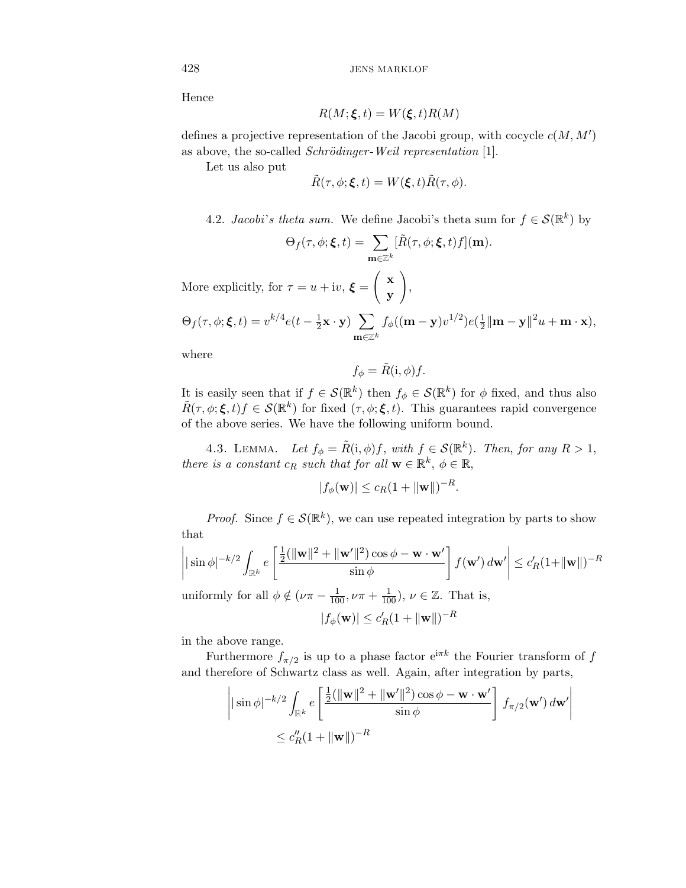Hence

$$R(M;\boldsymbol{\xi},t) = W(\boldsymbol{\xi},t)R(M)$$

defines a projective representation of the Jacobi group, with cocycle $c(M,M')$ as above, the so-called *Schrödinger-Weil representation* [1].

Let us also put

$$\tilde{R}(\tau,\phi;\boldsymbol{\xi},t) = W(\boldsymbol{\xi},t)\tilde{R}(\tau,\phi).$$

4.2. *Jacobi's theta sum.* We define Jacobi's theta sum for $f \in \mathcal{S}(\mathbb{R}^k)$ by

$$\Theta_f(\tau,\phi;\boldsymbol{\xi},t) = \sum_{\mathbf{m}\in\mathbb{Z}^k} [\tilde{R}(\tau,\phi;\boldsymbol{\xi},t)f](\mathbf{m}).$$

More explicitly, for $\tau = u + \mathrm{i}v$, $\boldsymbol{\xi} = \begin{pmatrix} \mathbf{x} \\ \mathbf{y} \end{pmatrix}$,

$$\Theta_f(\tau,\phi;\boldsymbol{\xi},t) = v^{k/4} e(t - \tfrac{1}{2}\mathbf{x}\cdot\mathbf{y}) \sum_{\mathbf{m}\in\mathbb{Z}^k} f_\phi((\mathbf{m}-\mathbf{y})v^{1/2}) e(\tfrac{1}{2}\|\mathbf{m}-\mathbf{y}\|^2 u + \mathbf{m}\cdot\mathbf{x}),$$

where

$$f_\phi = \tilde{R}(\mathrm{i},\phi)f.$$

It is easily seen that if $f \in \mathcal{S}(\mathbb{R}^k)$ then $f_\phi \in \mathcal{S}(\mathbb{R}^k)$ for $\phi$ fixed, and thus also $\tilde{R}(\tau,\phi;\boldsymbol{\xi},t)f \in \mathcal{S}(\mathbb{R}^k)$ for fixed $(\tau,\phi;\boldsymbol{\xi},t)$. This guarantees rapid convergence of the above series. We have the following uniform bound.

4.3. Lemma. *Let $f_\phi = \tilde{R}(\mathrm{i},\phi)f$, with $f \in \mathcal{S}(\mathbb{R}^k)$. Then, for any $R > 1$, there is a constant $c_R$ such that for all $\mathbf{w} \in \mathbb{R}^k$, $\phi \in \mathbb{R}$,*

$$|f_\phi(\mathbf{w})| \le c_R(1 + \|\mathbf{w}\|)^{-R}.$$

*Proof.* Since $f \in \mathcal{S}(\mathbb{R}^k)$, we can use repeated integration by parts to show that

$$\left| |\sin\phi|^{-k/2} \int_{\mathbb{R}^k} e\left[\frac{\frac{1}{2}(\|\mathbf{w}\|^2 + \|\mathbf{w}'\|^2)\cos\phi - \mathbf{w}\cdot\mathbf{w}'}{\sin\phi}\right] f(\mathbf{w}')\, d\mathbf{w}' \right| \le c_R'(1+\|\mathbf{w}\|)^{-R}$$

uniformly for all $\phi \notin (\nu\pi - \frac{1}{100}, \nu\pi + \frac{1}{100})$, $\nu \in \mathbb{Z}$. That is,

$$|f_\phi(\mathbf{w})| \le c_R'(1 + \|\mathbf{w}\|)^{-R}$$

in the above range.

Furthermore $f_{\pi/2}$ is up to a phase factor $e^{\mathrm{i}\pi k}$ the Fourier transform of $f$ and therefore of Schwartz class as well. Again, after integration by parts,

$$\left| |\sin\phi|^{-k/2} \int_{\mathbb{R}^k} e\left[\frac{\frac{1}{2}(\|\mathbf{w}\|^2 + \|\mathbf{w}'\|^2)\cos\phi - \mathbf{w}\cdot\mathbf{w}'}{\sin\phi}\right] f_{\pi/2}(\mathbf{w}')\, d\mathbf{w}' \right|$$
$$\le c_R''(1 + \|\mathbf{w}\|)^{-R}$$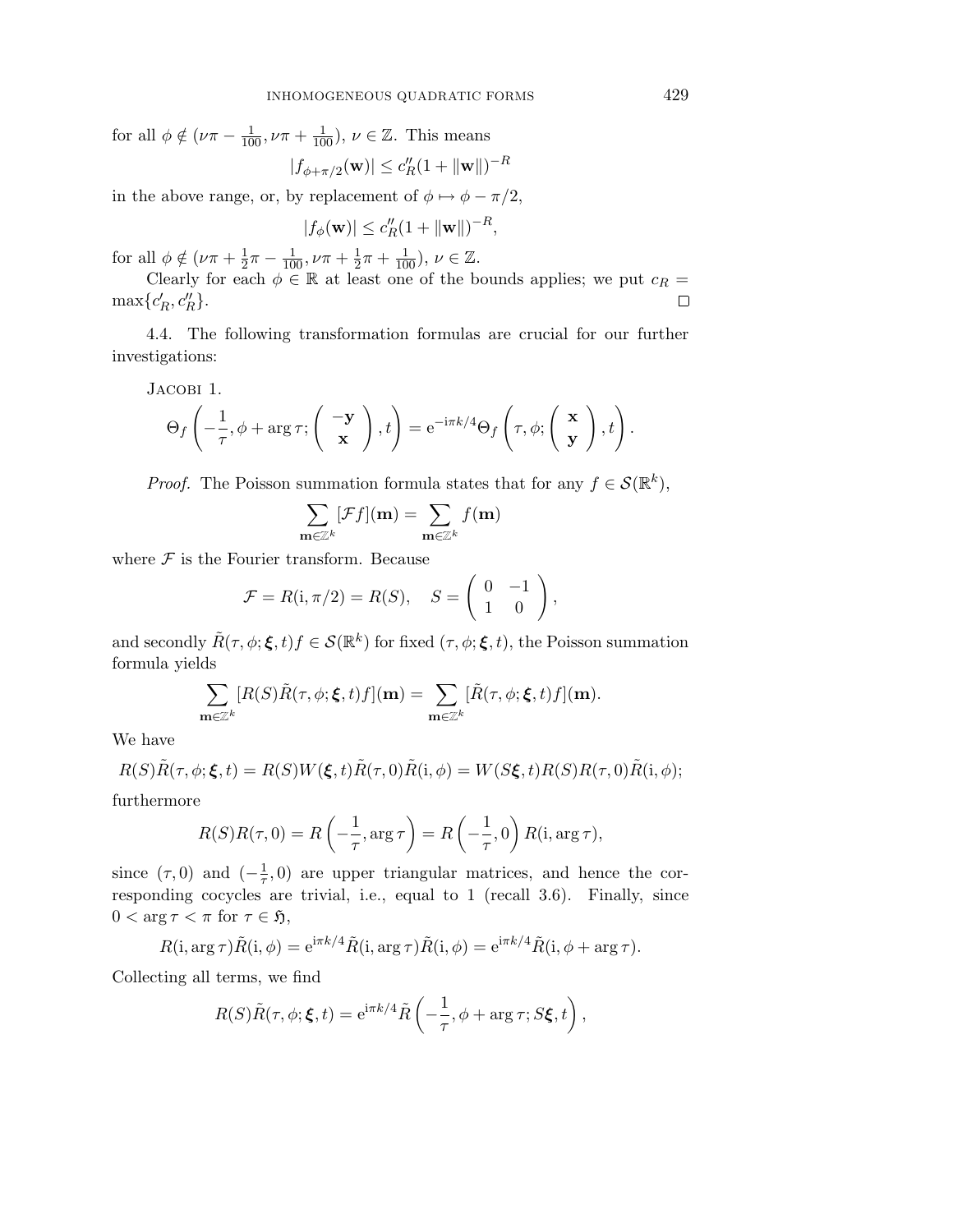for all $\phi \notin (\nu\pi - \frac{1}{100}, \nu\pi + \frac{1}{100})$, $\nu \in \mathbb{Z}$. This means

$$|f_{\phi+\pi/2}(\mathbf{w})| \leq c''_R(1 + \|\mathbf{w}\|)^{-R}$$

in the above range, or, by replacement of $\phi \mapsto \phi - \pi/2$,

$$|f_\phi(\mathbf{w})| \leq c''_R(1 + \|\mathbf{w}\|)^{-R},$$

for all $\phi \notin (\nu\pi + \frac{1}{2}\pi - \frac{1}{100}, \nu\pi + \frac{1}{2}\pi + \frac{1}{100})$, $\nu \in \mathbb{Z}$.

Clearly for each $\phi \in \mathbb{R}$ at least one of the bounds applies; we put $c_R = \max\{c'_R, c''_R\}$. □

4.4. The following transformation formulas are crucial for our further investigations:

Jacobi 1.

$$\Theta_f\left(-\frac{1}{\tau}, \phi + \arg\tau; \begin{pmatrix} -\mathbf{y} \\ \mathbf{x} \end{pmatrix}, t\right) = \mathrm{e}^{-\mathrm{i}\pi k/4}\Theta_f\left(\tau, \phi; \begin{pmatrix} \mathbf{x} \\ \mathbf{y} \end{pmatrix}, t\right).$$

*Proof.* The Poisson summation formula states that for any $f \in \mathcal{S}(\mathbb{R}^k)$,

$$\sum_{\mathbf{m}\in\mathbb{Z}^k} [\mathcal{F}f](\mathbf{m}) = \sum_{\mathbf{m}\in\mathbb{Z}^k} f(\mathbf{m})$$

where $\mathcal{F}$ is the Fourier transform. Because

$$\mathcal{F} = R(\mathrm{i}, \pi/2) = R(S), \quad S = \begin{pmatrix} 0 & -1 \\ 1 & 0 \end{pmatrix},$$

and secondly $\tilde{R}(\tau, \phi; \boldsymbol{\xi}, t)f \in \mathcal{S}(\mathbb{R}^k)$ for fixed $(\tau, \phi; \boldsymbol{\xi}, t)$, the Poisson summation formula yields

$$\sum_{\mathbf{m}\in\mathbb{Z}^k} [R(S)\tilde{R}(\tau, \phi; \boldsymbol{\xi}, t)f](\mathbf{m}) = \sum_{\mathbf{m}\in\mathbb{Z}^k} [\tilde{R}(\tau, \phi; \boldsymbol{\xi}, t)f](\mathbf{m}).$$

We have

$$R(S)\tilde{R}(\tau, \phi; \boldsymbol{\xi}, t) = R(S)W(\boldsymbol{\xi}, t)\tilde{R}(\tau, 0)\tilde{R}(\mathrm{i}, \phi) = W(S\boldsymbol{\xi}, t)R(S)R(\tau, 0)\tilde{R}(\mathrm{i}, \phi);$$

furthermore

$$R(S)R(\tau, 0) = R\left(-\frac{1}{\tau}, \arg\tau\right) = R\left(-\frac{1}{\tau}, 0\right)R(\mathrm{i}, \arg\tau),$$

since $(\tau, 0)$ and $(-\frac{1}{\tau}, 0)$ are upper triangular matrices, and hence the corresponding cocycles are trivial, i.e., equal to 1 (recall 3.6). Finally, since $0 < \arg\tau < \pi$ for $\tau \in \mathfrak{H}$,

$$R(\mathrm{i}, \arg\tau)\tilde{R}(\mathrm{i}, \phi) = \mathrm{e}^{\mathrm{i}\pi k/4}\tilde{R}(\mathrm{i}, \arg\tau)\tilde{R}(\mathrm{i}, \phi) = \mathrm{e}^{\mathrm{i}\pi k/4}\tilde{R}(\mathrm{i}, \phi + \arg\tau).$$

Collecting all terms, we find

$$R(S)\tilde{R}(\tau, \phi; \boldsymbol{\xi}, t) = \mathrm{e}^{\mathrm{i}\pi k/4}\tilde{R}\left(-\frac{1}{\tau}, \phi + \arg\tau; S\boldsymbol{\xi}, t\right),$$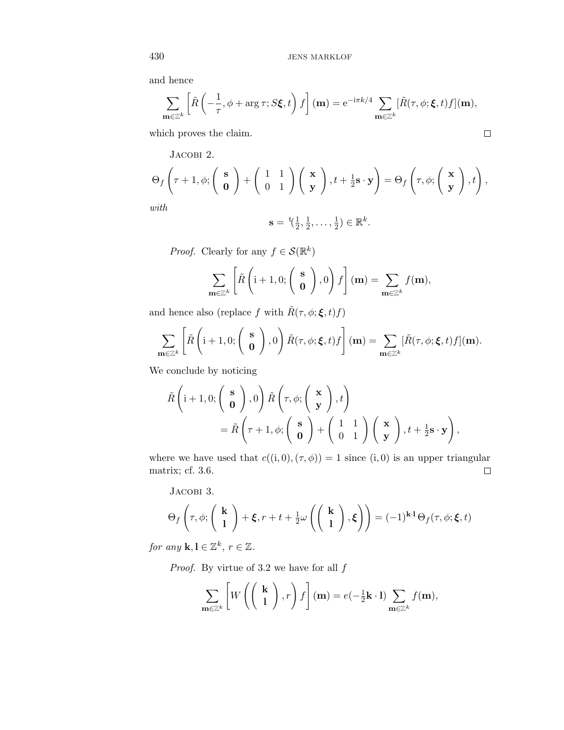and hence

$$\sum_{\mathbf{m}\in\mathbb{Z}^k} \left[ \tilde{R}\left(-\frac{1}{\tau}, \phi + \arg\tau; S\boldsymbol{\xi}, t\right) f\right](\mathbf{m}) = \mathrm{e}^{-\mathrm{i}\pi k/4} \sum_{\mathbf{m}\in\mathbb{Z}^k} [\tilde{R}(\tau,\phi;\boldsymbol{\xi},t)f](\mathbf{m}),$$

which proves the claim. ◻

Jacobi 2.

$$\Theta_f\left(\tau+1,\phi;\begin{pmatrix}\mathbf{s}\\ \mathbf{0}\end{pmatrix} + \begin{pmatrix}1 & 1\\ 0 & 1\end{pmatrix}\begin{pmatrix}\mathbf{x}\\ \mathbf{y}\end{pmatrix}, t+\tfrac{1}{2}\mathbf{s}\cdot\mathbf{y}\right) = \Theta_f\left(\tau,\phi;\begin{pmatrix}\mathbf{x}\\ \mathbf{y}\end{pmatrix},t\right),$$

*with*

$$\mathbf{s} = {}^{\mathrm{t}}(\tfrac{1}{2},\tfrac{1}{2},\ldots,\tfrac{1}{2}) \in \mathbb{R}^k.$$

*Proof.* Clearly for any $f \in \mathcal{S}(\mathbb{R}^k)$

$$\sum_{\mathbf{m}\in\mathbb{Z}^k} \left[ \tilde{R}\left(\mathrm{i}+1, 0; \begin{pmatrix}\mathbf{s}\\ \mathbf{0}\end{pmatrix}, 0\right) f\right](\mathbf{m}) = \sum_{\mathbf{m}\in\mathbb{Z}^k} f(\mathbf{m}),$$

and hence also (replace $f$ with $\tilde{R}(\tau,\phi;\boldsymbol{\xi},t)f$)

$$\sum_{\mathbf{m}\in\mathbb{Z}^k} \left[ \tilde{R}\left(\mathrm{i}+1, 0; \begin{pmatrix}\mathbf{s}\\ \mathbf{0}\end{pmatrix}, 0\right) \tilde{R}(\tau,\phi;\boldsymbol{\xi},t) f\right](\mathbf{m}) = \sum_{\mathbf{m}\in\mathbb{Z}^k} [\tilde{R}(\tau,\phi;\boldsymbol{\xi},t)f](\mathbf{m}).$$

We conclude by noticing

$$\begin{aligned}\tilde{R}\left(\mathrm{i}+1, 0; \begin{pmatrix}\mathbf{s}\\ \mathbf{0}\end{pmatrix}, 0\right) \tilde{R}\left(\tau,\phi;\begin{pmatrix}\mathbf{x}\\ \mathbf{y}\end{pmatrix},t\right) \\ = \tilde{R}\left(\tau+1,\phi;\begin{pmatrix}\mathbf{s}\\ \mathbf{0}\end{pmatrix} + \begin{pmatrix}1 & 1\\ 0 & 1\end{pmatrix}\begin{pmatrix}\mathbf{x}\\ \mathbf{y}\end{pmatrix}, t+\tfrac{1}{2}\mathbf{s}\cdot\mathbf{y}\right),\end{aligned}$$

where we have used that $c((\mathrm{i},0),(\tau,\phi)) = 1$ since $(\mathrm{i},0)$ is an upper triangular matrix; cf. 3.6. ◻

Jacobi 3.

$$\Theta_f\left(\tau,\phi;\begin{pmatrix}\mathbf{k}\\ \mathbf{l}\end{pmatrix}+\boldsymbol{\xi}, r+t+\tfrac{1}{2}\omega\left(\begin{pmatrix}\mathbf{k}\\ \mathbf{l}\end{pmatrix},\boldsymbol{\xi}\right)\right) = (-1)^{\mathbf{k}\cdot\mathbf{l}}\,\Theta_f(\tau,\phi;\boldsymbol{\xi},t)$$

*for any* $\mathbf{k},\mathbf{l}\in\mathbb{Z}^k$, $r\in\mathbb{Z}$.

*Proof.* By virtue of 3.2 we have for all $f$

$$\sum_{\mathbf{m}\in\mathbb{Z}^k} \left[ W\left(\begin{pmatrix}\mathbf{k}\\ \mathbf{l}\end{pmatrix}, r\right) f\right](\mathbf{m}) = e(-\tfrac{1}{2}\mathbf{k}\cdot\mathbf{l}) \sum_{\mathbf{m}\in\mathbb{Z}^k} f(\mathbf{m}),$$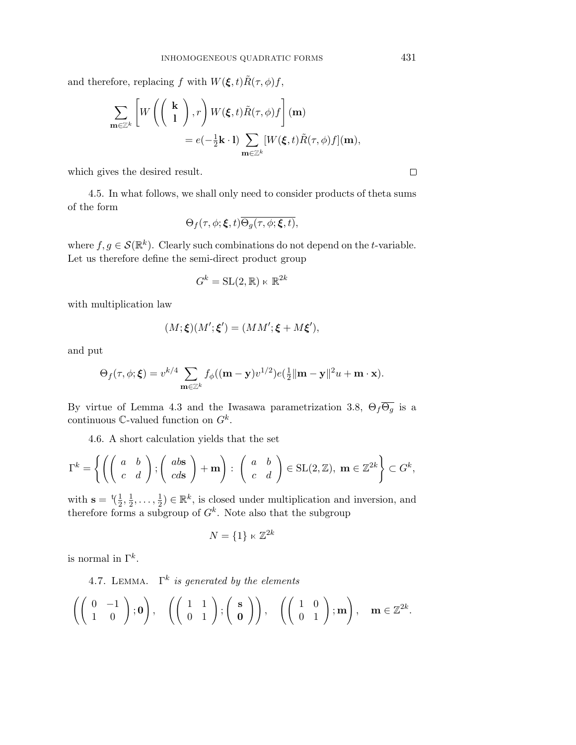and therefore, replacing $f$ with $W(\boldsymbol{\xi}, t)\tilde{R}(\tau, \phi) f$,

$$\sum_{\mathbf{m}\in\mathbb{Z}^k} \left[ W\left( \begin{pmatrix} \mathbf{k} \\ \mathbf{l} \end{pmatrix}, r \right) W(\boldsymbol{\xi}, t)\tilde{R}(\tau, \phi) f \right](\mathbf{m}) \\ = e(-\tfrac{1}{2}\mathbf{k}\cdot\mathbf{l}) \sum_{\mathbf{m}\in\mathbb{Z}^k} [W(\boldsymbol{\xi}, t)\tilde{R}(\tau, \phi) f](\mathbf{m}),$$

which gives the desired result. $\square$

4.5. In what follows, we shall only need to consider products of theta sums of the form

$$\Theta_f(\tau, \phi; \boldsymbol{\xi}, t)\overline{\Theta_g(\tau, \phi; \boldsymbol{\xi}, t)},$$

where $f, g \in \mathcal{S}(\mathbb{R}^k)$. Clearly such combinations do not depend on the $t$-variable. Let us therefore define the semi-direct product group

$$G^k = \mathrm{SL}(2, \mathbb{R}) \ltimes \mathbb{R}^{2k}$$

with multiplication law

$$(M; \boldsymbol{\xi})(M'; \boldsymbol{\xi}') = (MM'; \boldsymbol{\xi} + M\boldsymbol{\xi}'),$$

and put

$$\Theta_f(\tau, \phi; \boldsymbol{\xi}) = v^{k/4} \sum_{\mathbf{m}\in\mathbb{Z}^k} f_\phi((\mathbf{m}-\mathbf{y})v^{1/2}) e(\tfrac{1}{2}\|\mathbf{m}-\mathbf{y}\|^2 u + \mathbf{m}\cdot\mathbf{x}).$$

By virtue of Lemma 4.3 and the Iwasawa parametrization 3.8, $\Theta_f\overline{\Theta_g}$ is a continuous $\mathbb{C}$-valued function on $G^k$.

4.6. A short calculation yields that the set

$$\Gamma^k = \left\{ \left( \begin{pmatrix} a & b \\ c & d \end{pmatrix}; \begin{pmatrix} ab\mathbf{s} \\ cd\mathbf{s} \end{pmatrix} + \mathbf{m} \right) : \begin{pmatrix} a & b \\ c & d \end{pmatrix} \in \mathrm{SL}(2, \mathbb{Z}),\ \mathbf{m} \in \mathbb{Z}^{2k} \right\} \subset G^k,$$

with $\mathbf{s} = {}^{\mathrm{t}}(\tfrac{1}{2}, \tfrac{1}{2}, \dots, \tfrac{1}{2}) \in \mathbb{R}^k$, is closed under multiplication and inversion, and therefore forms a subgroup of $G^k$. Note also that the subgroup

$$N = \{1\} \ltimes \mathbb{Z}^{2k}$$

is normal in $\Gamma^k$.

4.7. Lemma. *$\Gamma^k$ is generated by the elements*

$$\left( \begin{pmatrix} 0 & -1 \\ 1 & 0 \end{pmatrix}; \mathbf{0} \right), \quad \left( \begin{pmatrix} 1 & 1 \\ 0 & 1 \end{pmatrix}; \begin{pmatrix} \mathbf{s} \\ \mathbf{0} \end{pmatrix} \right), \quad \left( \begin{pmatrix} 1 & 0 \\ 0 & 1 \end{pmatrix}; \mathbf{m} \right), \quad \mathbf{m} \in \mathbb{Z}^{2k}.$$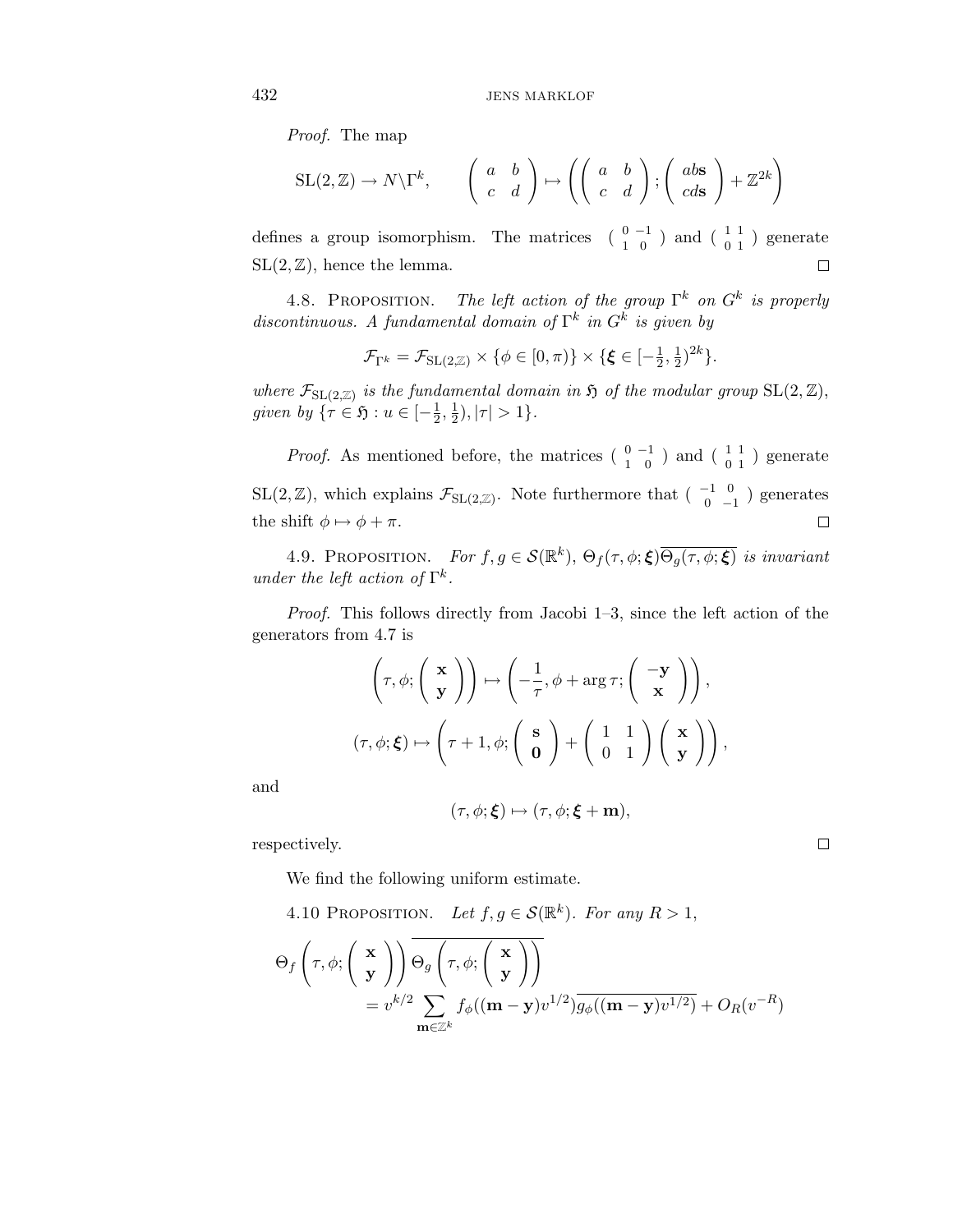*Proof.* The map

$$\mathrm{SL}(2,\mathbb{Z}) \to N\backslash\Gamma^k, \qquad \begin{pmatrix} a & b \\ c & d \end{pmatrix} \mapsto \left( \begin{pmatrix} a & b \\ c & d \end{pmatrix}; \begin{pmatrix} ab\mathbf{s} \\ cd\mathbf{s} \end{pmatrix} + \mathbb{Z}^{2k} \right)$$

defines a group isomorphism. The matrices $\left(\begin{smallmatrix} 0 & -1 \\ 1 & 0 \end{smallmatrix}\right)$ and $\left(\begin{smallmatrix} 1 & 1 \\ 0 & 1 \end{smallmatrix}\right)$ generate $\mathrm{SL}(2,\mathbb{Z})$, hence the lemma. ◻

4.8. Proposition. *The left action of the group $\Gamma^k$ on $G^k$ is properly discontinuous. A fundamental domain of $\Gamma^k$ in $G^k$ is given by*

$$\mathcal{F}_{\Gamma^k} = \mathcal{F}_{\mathrm{SL}(2,\mathbb{Z})} \times \{\phi \in [0,\pi)\} \times \{\boldsymbol{\xi} \in [-\tfrac{1}{2},\tfrac{1}{2})^{2k}\}.$$

*where $\mathcal{F}_{\mathrm{SL}(2,\mathbb{Z})}$ is the fundamental domain in $\mathfrak{H}$ of the modular group $\mathrm{SL}(2,\mathbb{Z})$, given by $\{\tau \in \mathfrak{H} : u \in [-\frac{1}{2},\frac{1}{2}), |\tau| > 1\}$.*

*Proof.* As mentioned before, the matrices $\left(\begin{smallmatrix} 0 & -1 \\ 1 & 0 \end{smallmatrix}\right)$ and $\left(\begin{smallmatrix} 1 & 1 \\ 0 & 1 \end{smallmatrix}\right)$ generate $\mathrm{SL}(2,\mathbb{Z})$, which explains $\mathcal{F}_{\mathrm{SL}(2,\mathbb{Z})}$. Note furthermore that $\left(\begin{smallmatrix} -1 & 0 \\ 0 & -1 \end{smallmatrix}\right)$ generates the shift $\phi \mapsto \phi + \pi$. ◻

4.9. Proposition. *For $f, g \in \mathcal{S}(\mathbb{R}^k)$, $\Theta_f(\tau,\phi;\boldsymbol{\xi})\overline{\Theta_g(\tau,\phi;\boldsymbol{\xi})}$ is invariant under the left action of $\Gamma^k$.*

*Proof.* This follows directly from Jacobi 1–3, since the left action of the generators from 4.7 is

$$\left(\tau,\phi;\begin{pmatrix} \mathbf{x} \\ \mathbf{y} \end{pmatrix}\right) \mapsto \left(-\frac{1}{\tau}, \phi + \arg\tau; \begin{pmatrix} -\mathbf{y} \\ \mathbf{x} \end{pmatrix}\right),$$

$$(\tau,\phi;\boldsymbol{\xi}) \mapsto \left(\tau+1, \phi; \begin{pmatrix} \mathbf{s} \\ \mathbf{0} \end{pmatrix} + \begin{pmatrix} 1 & 1 \\ 0 & 1 \end{pmatrix}\begin{pmatrix} \mathbf{x} \\ \mathbf{y} \end{pmatrix}\right),$$

and

$$(\tau,\phi;\boldsymbol{\xi}) \mapsto (\tau,\phi;\boldsymbol{\xi}+\mathbf{m}),$$

respectively. ◻

We find the following uniform estimate.

4.10 Proposition. *Let $f, g \in \mathcal{S}(\mathbb{R}^k)$. For any $R > 1$,*

$$\Theta_f\left(\tau,\phi;\begin{pmatrix} \mathbf{x} \\ \mathbf{y} \end{pmatrix}\right)\overline{\Theta_g\left(\tau,\phi;\begin{pmatrix} \mathbf{x} \\ \mathbf{y} \end{pmatrix}\right)} = v^{k/2} \sum_{\mathbf{m}\in\mathbb{Z}^k} f_\phi((\mathbf{m}-\mathbf{y})v^{1/2})\overline{g_\phi((\mathbf{m}-\mathbf{y})v^{1/2})} + O_R(v^{-R})$$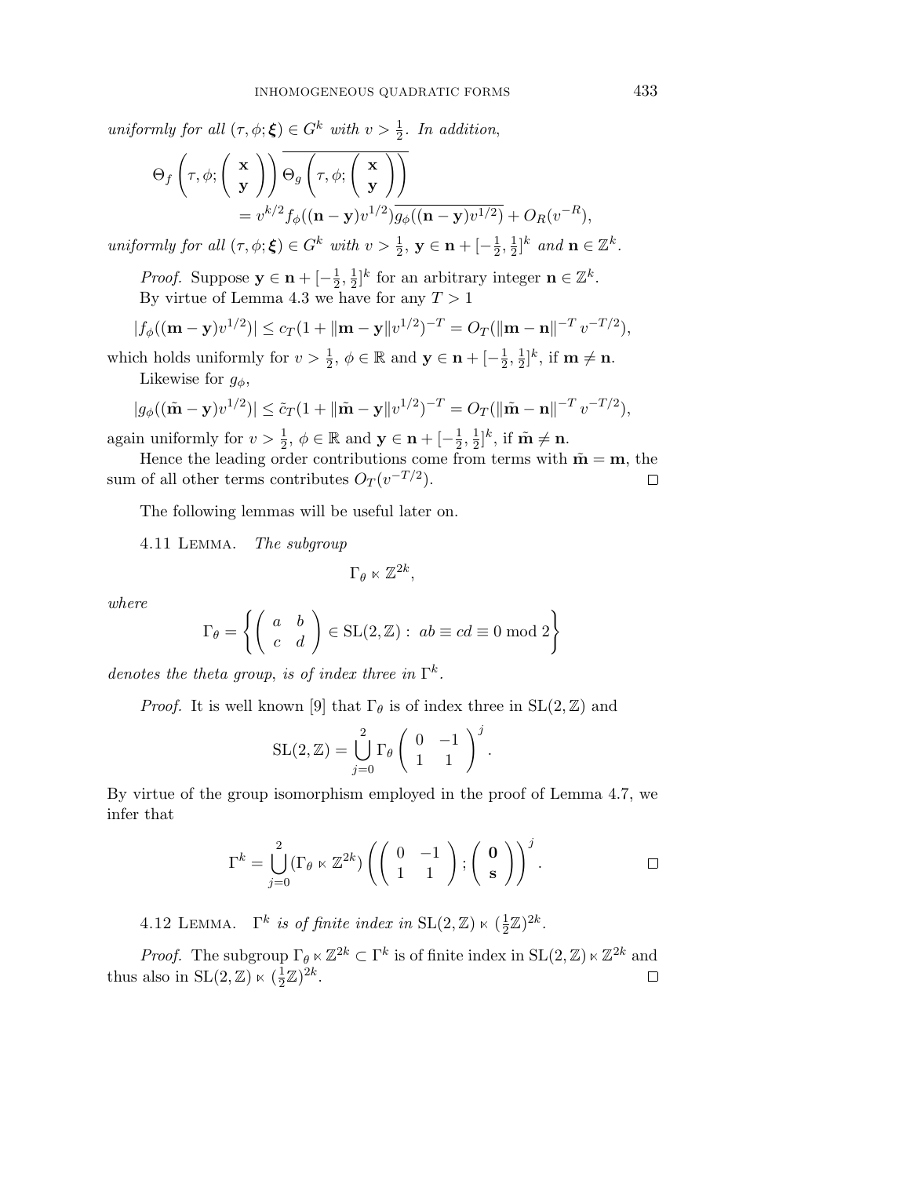*uniformly for all* $(\tau, \phi; \boldsymbol{\xi}) \in G^k$ *with* $v > \frac{1}{2}$. *In addition*,

$$\Theta_f\left(\tau, \phi; \begin{pmatrix} \mathbf{x} \\ \mathbf{y} \end{pmatrix}\right) \overline{\Theta_g\left(\tau, \phi; \begin{pmatrix} \mathbf{x} \\ \mathbf{y} \end{pmatrix}\right)} = v^{k/2} f_\phi((\mathbf{n}-\mathbf{y})v^{1/2}) \overline{g_\phi((\mathbf{n}-\mathbf{y})v^{1/2})} + O_R(v^{-R}),$$

*uniformly for all* $(\tau, \phi; \boldsymbol{\xi}) \in G^k$ *with* $v > \frac{1}{2}$, $\mathbf{y} \in \mathbf{n} + [-\frac{1}{2}, \frac{1}{2}]^k$ *and* $\mathbf{n} \in \mathbb{Z}^k$.

*Proof.* Suppose $\mathbf{y} \in \mathbf{n} + [-\frac{1}{2}, \frac{1}{2}]^k$ for an arbitrary integer $\mathbf{n} \in \mathbb{Z}^k$.

By virtue of Lemma 4.3 we have for any $T > 1$

$$|f_\phi((\mathbf{m}-\mathbf{y})v^{1/2})| \le c_T(1 + \|\mathbf{m}-\mathbf{y}\| v^{1/2})^{-T} = O_T(\|\mathbf{m}-\mathbf{n}\|^{-T}\, v^{-T/2}),$$

which holds uniformly for $v > \frac{1}{2}$, $\phi \in \mathbb{R}$ and $\mathbf{y} \in \mathbf{n} + [-\frac{1}{2}, \frac{1}{2}]^k$, if $\mathbf{m} \neq \mathbf{n}$.

Likewise for $g_\phi$,

$$|g_\phi((\tilde{\mathbf{m}}-\mathbf{y})v^{1/2})| \le \tilde{c}_T(1 + \|\tilde{\mathbf{m}}-\mathbf{y}\| v^{1/2})^{-T} = O_T(\|\tilde{\mathbf{m}}-\mathbf{n}\|^{-T}\, v^{-T/2}),$$

again uniformly for $v > \frac{1}{2}$, $\phi \in \mathbb{R}$ and $\mathbf{y} \in \mathbf{n} + [-\frac{1}{2}, \frac{1}{2}]^k$, if $\tilde{\mathbf{m}} \neq \mathbf{n}$.

Hence the leading order contributions come from terms with $\tilde{\mathbf{m}} = \mathbf{m}$, the sum of all other terms contributes $O_T(v^{-T/2})$. □

The following lemmas will be useful later on.

4.11 Lemma. *The subgroup*

$$\Gamma_\theta \ltimes \mathbb{Z}^{2k},$$

*where*

$$\Gamma_\theta = \left\{ \begin{pmatrix} a & b \\ c & d \end{pmatrix} \in \mathrm{SL}(2,\mathbb{Z}) : \; ab \equiv cd \equiv 0 \bmod 2 \right\}$$

*denotes the theta group, is of index three in* $\Gamma^k$.

*Proof.* It is well known [9] that $\Gamma_\theta$ is of index three in $\mathrm{SL}(2,\mathbb{Z})$ and

$$\mathrm{SL}(2,\mathbb{Z}) = \bigcup_{j=0}^{2} \Gamma_\theta \begin{pmatrix} 0 & -1 \\ 1 & 1 \end{pmatrix}^j.$$

By virtue of the group isomorphism employed in the proof of Lemma 4.7, we infer that

$$\Gamma^k = \bigcup_{j=0}^{2} (\Gamma_\theta \ltimes \mathbb{Z}^{2k}) \left( \begin{pmatrix} 0 & -1 \\ 1 & 1 \end{pmatrix}; \begin{pmatrix} \mathbf{0} \\ \mathbf{s} \end{pmatrix} \right)^j. \qquad \square$$

4.12 Lemma. $\Gamma^k$ *is of finite index in* $\mathrm{SL}(2,\mathbb{Z}) \ltimes (\frac{1}{2}\mathbb{Z})^{2k}$.

*Proof.* The subgroup $\Gamma_\theta \ltimes \mathbb{Z}^{2k} \subset \Gamma^k$ is of finite index in $\mathrm{SL}(2,\mathbb{Z}) \ltimes \mathbb{Z}^{2k}$ and thus also in $\mathrm{SL}(2,\mathbb{Z}) \ltimes (\frac{1}{2}\mathbb{Z})^{2k}$. □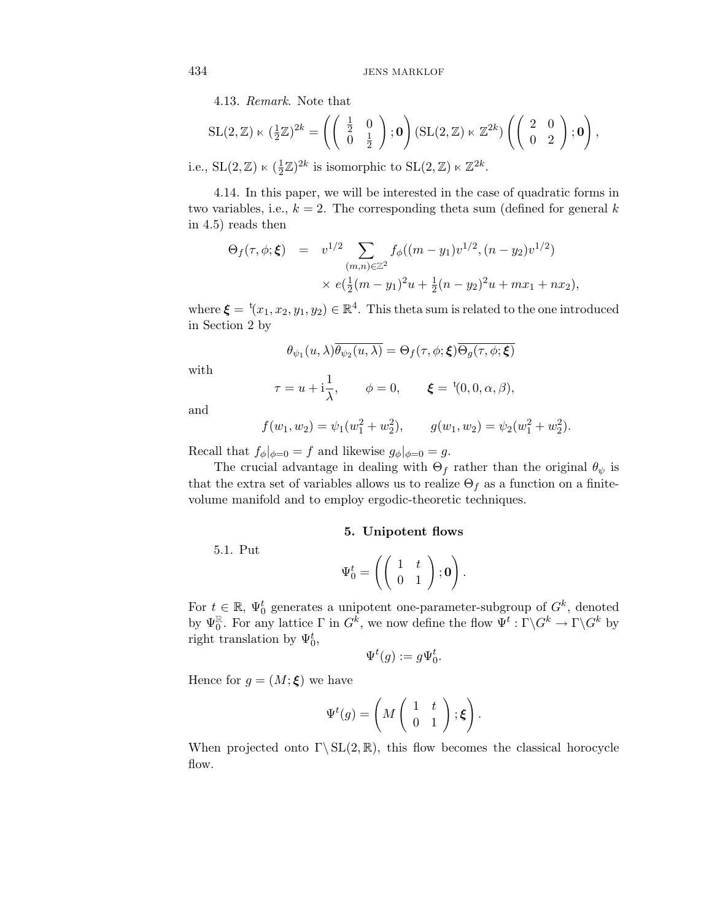4.13. *Remark*. Note that

$$\mathrm{SL}(2,\mathbb{Z}) \ltimes (\tfrac{1}{2}\mathbb{Z})^{2k} = \left( \begin{pmatrix} \frac{1}{2} & 0 \\ 0 & \frac{1}{2} \end{pmatrix}; \mathbf{0} \right) (\mathrm{SL}(2,\mathbb{Z}) \ltimes \mathbb{Z}^{2k}) \left( \begin{pmatrix} 2 & 0 \\ 0 & 2 \end{pmatrix}; \mathbf{0} \right),$$

i.e., $\mathrm{SL}(2,\mathbb{Z}) \ltimes (\frac{1}{2}\mathbb{Z})^{2k}$ is isomorphic to $\mathrm{SL}(2,\mathbb{Z}) \ltimes \mathbb{Z}^{2k}$.

4.14. In this paper, we will be interested in the case of quadratic forms in two variables, i.e., $k = 2$. The corresponding theta sum (defined for general $k$ in 4.5) reads then

$$\begin{aligned} \Theta_f(\tau,\phi;\boldsymbol{\xi}) &= v^{1/2} \sum_{(m,n)\in\mathbb{Z}^2} f_\phi((m-y_1)v^{1/2},(n-y_2)v^{1/2}) \\ &\qquad \times e(\tfrac{1}{2}(m-y_1)^2 u + \tfrac{1}{2}(n-y_2)^2 u + m x_1 + n x_2), \end{aligned}$$

where $\boldsymbol{\xi} = {}^{\mathrm{t}}(x_1, x_2, y_1, y_2) \in \mathbb{R}^4$. This theta sum is related to the one introduced in Section 2 by

$$\theta_{\psi_1}(u,\lambda)\overline{\theta_{\psi_2}(u,\lambda)} = \Theta_f(\tau,\phi;\boldsymbol{\xi})\overline{\Theta_g(\tau,\phi;\boldsymbol{\xi})}$$

with

$$\tau = u + \mathrm{i}\frac{1}{\lambda}, \qquad \phi = 0, \qquad \boldsymbol{\xi} = {}^{\mathrm{t}}(0,0,\alpha,\beta),$$

and

$$f(w_1,w_2) = \psi_1(w_1^2 + w_2^2), \qquad g(w_1,w_2) = \psi_2(w_1^2 + w_2^2).$$

Recall that $f_\phi|_{\phi=0} = f$ and likewise $g_\phi|_{\phi=0} = g$.

The crucial advantage in dealing with $\Theta_f$ rather than the original $\theta_\psi$ is that the extra set of variables allows us to realize $\Theta_f$ as a function on a finite-volume manifold and to employ ergodic-theoretic techniques.

## 5. Unipotent flows

5.1. Put

$$\Psi_0^t = \left( \begin{pmatrix} 1 & t \\ 0 & 1 \end{pmatrix}; \mathbf{0} \right).$$

For $t \in \mathbb{R}$, $\Psi_0^t$ generates a unipotent one-parameter-subgroup of $G^k$, denoted by $\Psi_0^{\mathbb{R}}$. For any lattice $\Gamma$ in $G^k$, we now define the flow $\Psi^t : \Gamma\backslash G^k \to \Gamma\backslash G^k$ by right translation by $\Psi_0^t$,

$$\Psi^t(g) := g\Psi_0^t.$$

Hence for $g = (M;\boldsymbol{\xi})$ we have

$$\Psi^t(g) = \left( M \begin{pmatrix} 1 & t \\ 0 & 1 \end{pmatrix}; \boldsymbol{\xi} \right).$$

When projected onto $\Gamma\backslash \mathrm{SL}(2,\mathbb{R})$, this flow becomes the classical horocycle flow.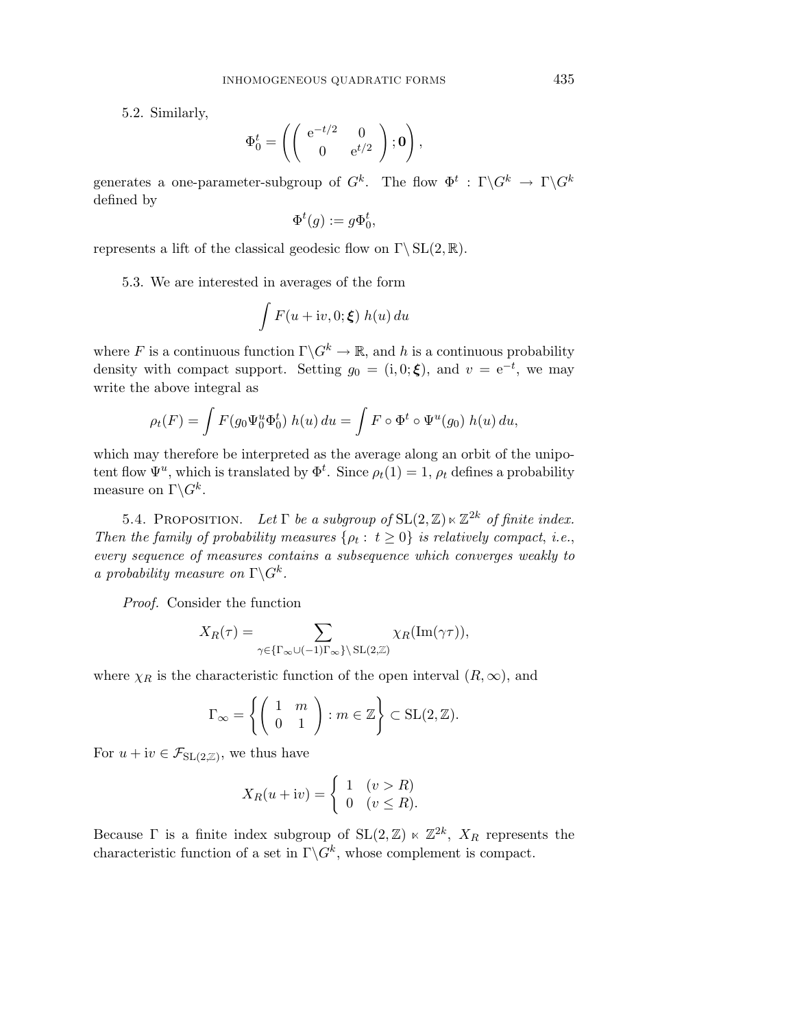5.2. Similarly,

$$\Phi_0^t = \left( \begin{pmatrix} e^{-t/2} & 0 \\ 0 & e^{t/2} \end{pmatrix} ; \mathbf{0} \right),$$

generates a one-parameter-subgroup of $G^k$. The flow $\Phi^t : \Gamma\backslash G^k \to \Gamma\backslash G^k$ defined by

$$\Phi^t(g) := g\Phi_0^t,$$

represents a lift of the classical geodesic flow on $\Gamma\backslash \mathrm{SL}(2, \mathbb{R})$.

5.3. We are interested in averages of the form

$$\int F(u + \mathrm{i}v, 0; \boldsymbol{\xi})\; h(u)\, du$$

where $F$ is a continuous function $\Gamma\backslash G^k \to \mathbb{R}$, and $h$ is a continuous probability density with compact support. Setting $g_0 = (\mathrm{i}, 0; \boldsymbol{\xi})$, and $v = e^{-t}$, we may write the above integral as

$$\rho_t(F) = \int F(g_0 \Psi_0^u \Phi_0^t)\; h(u)\, du = \int F \circ \Phi^t \circ \Psi^u(g_0)\; h(u)\, du,$$

which may therefore be interpreted as the average along an orbit of the unipotent flow $\Psi^u$, which is translated by $\Phi^t$. Since $\rho_t(1) = 1$, $\rho_t$ defines a probability measure on $\Gamma\backslash G^k$.

5.4. Proposition. *Let $\Gamma$ be a subgroup of $\mathrm{SL}(2, \mathbb{Z}) \ltimes \mathbb{Z}^{2k}$ of finite index. Then the family of probability measures $\{\rho_t : t \geq 0\}$ is relatively compact, i.e., every sequence of measures contains a subsequence which converges weakly to a probability measure on $\Gamma\backslash G^k$.*

*Proof.* Consider the function

$$X_R(\tau) = \sum_{\gamma \in \{\Gamma_\infty \cup (-1)\Gamma_\infty\}\backslash \mathrm{SL}(2,\mathbb{Z})} \chi_R(\mathrm{Im}(\gamma\tau)),$$

where $\chi_R$ is the characteristic function of the open interval $(R, \infty)$, and

$$\Gamma_\infty = \left\{ \begin{pmatrix} 1 & m \\ 0 & 1 \end{pmatrix} : m \in \mathbb{Z} \right\} \subset \mathrm{SL}(2, \mathbb{Z}).$$

For $u + \mathrm{i}v \in \mathcal{F}_{\mathrm{SL}(2,\mathbb{Z})}$, we thus have

$$X_R(u + \mathrm{i}v) = \begin{cases} 1 & (v > R) \\ 0 & (v \leq R). \end{cases}$$

Because $\Gamma$ is a finite index subgroup of $\mathrm{SL}(2, \mathbb{Z}) \ltimes \mathbb{Z}^{2k}$, $X_R$ represents the characteristic function of a set in $\Gamma\backslash G^k$, whose complement is compact.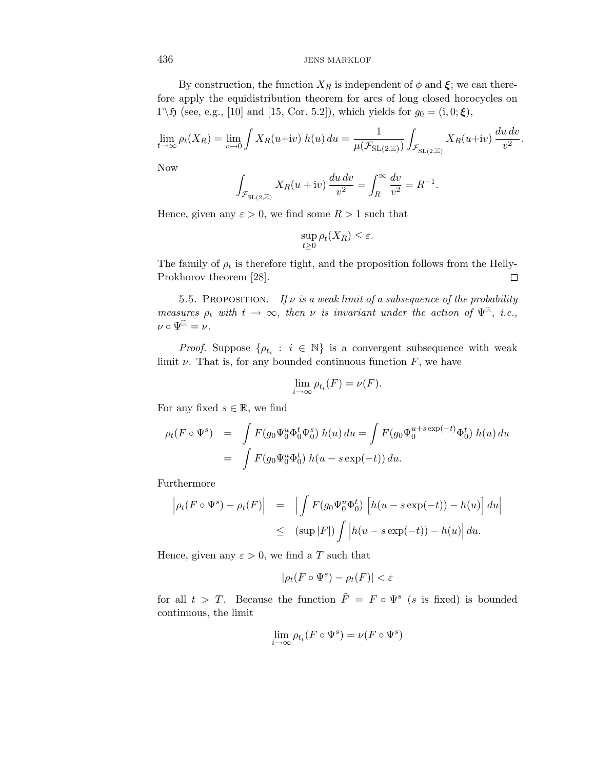By construction, the function $X_R$ is independent of $\phi$ and $\boldsymbol{\xi}$; we can therefore apply the equidistribution theorem for arcs of long closed horocycles on $\Gamma\backslash\mathfrak{H}$ (see, e.g., [10] and [15, Cor. 5.2]), which yields for $g_0 = (\mathrm{i}, 0; \boldsymbol{\xi})$,

$$\lim_{t\to\infty} \rho_t(X_R) = \lim_{v\to 0} \int X_R(u+\mathrm{i}v)\; h(u)\, du = \frac{1}{\mu(\mathcal{F}_{\mathrm{SL}(2,\mathbb{Z})})} \int_{\mathcal{F}_{\mathrm{SL}(2,\mathbb{Z})}} X_R(u+\mathrm{i}v)\, \frac{du\, dv}{v^2}.$$

Now

$$\int_{\mathcal{F}_{\mathrm{SL}(2,\mathbb{Z})}} X_R(u+\mathrm{i}v)\, \frac{du\, dv}{v^2} = \int_R^\infty \frac{dv}{v^2} = R^{-1}.$$

Hence, given any $\varepsilon > 0$, we find some $R > 1$ such that

$$\sup_{t\geq 0} \rho_t(X_R) \leq \varepsilon.$$

The family of $\rho_t$ is therefore tight, and the proposition follows from the Helly-Prokhorov theorem [28]. $\square$

5.5. Proposition. *If $\nu$ is a weak limit of a subsequence of the probability measures $\rho_t$ with $t \to \infty$, then $\nu$ is invariant under the action of $\Psi^{\mathbb{R}}$, i.e., $\nu \circ \Psi^{\mathbb{R}} = \nu$.*

*Proof.* Suppose $\{\rho_{t_i} : i \in \mathbb{N}\}$ is a convergent subsequence with weak limit $\nu$. That is, for any bounded continuous function $F$, we have

$$\lim_{i\to\infty} \rho_{t_i}(F) = \nu(F).$$

For any fixed $s \in \mathbb{R}$, we find

$$\begin{aligned}
\rho_t(F \circ \Psi^s) &= \int F(g_0 \Psi_0^u \Phi_0^t \Psi_0^s)\; h(u)\, du = \int F(g_0 \Psi_0^{u+s\exp(-t)} \Phi_0^t)\; h(u)\, du \\
&= \int F(g_0 \Psi_0^u \Phi_0^t)\; h(u - s\exp(-t))\, du.
\end{aligned}$$

Furthermore

$$\begin{aligned}
\Big|\rho_t(F \circ \Psi^s) - \rho_t(F)\Big| &= \Big|\int F(g_0 \Psi_0^u \Phi_0^t) \Big[h(u - s\exp(-t)) - h(u)\Big]\, du\Big| \\
&\leq (\sup |F|) \int \Big|h(u - s\exp(-t)) - h(u)\Big|\, du.
\end{aligned}$$

Hence, given any $\varepsilon > 0$, we find a $T$ such that

$$|\rho_t(F \circ \Psi^s) - \rho_t(F)| < \varepsilon$$

for all $t > T$. Because the function $\tilde{F} = F \circ \Psi^s$ ($s$ is fixed) is bounded continuous, the limit

$$\lim_{i\to\infty} \rho_{t_i}(F \circ \Psi^s) = \nu(F \circ \Psi^s)$$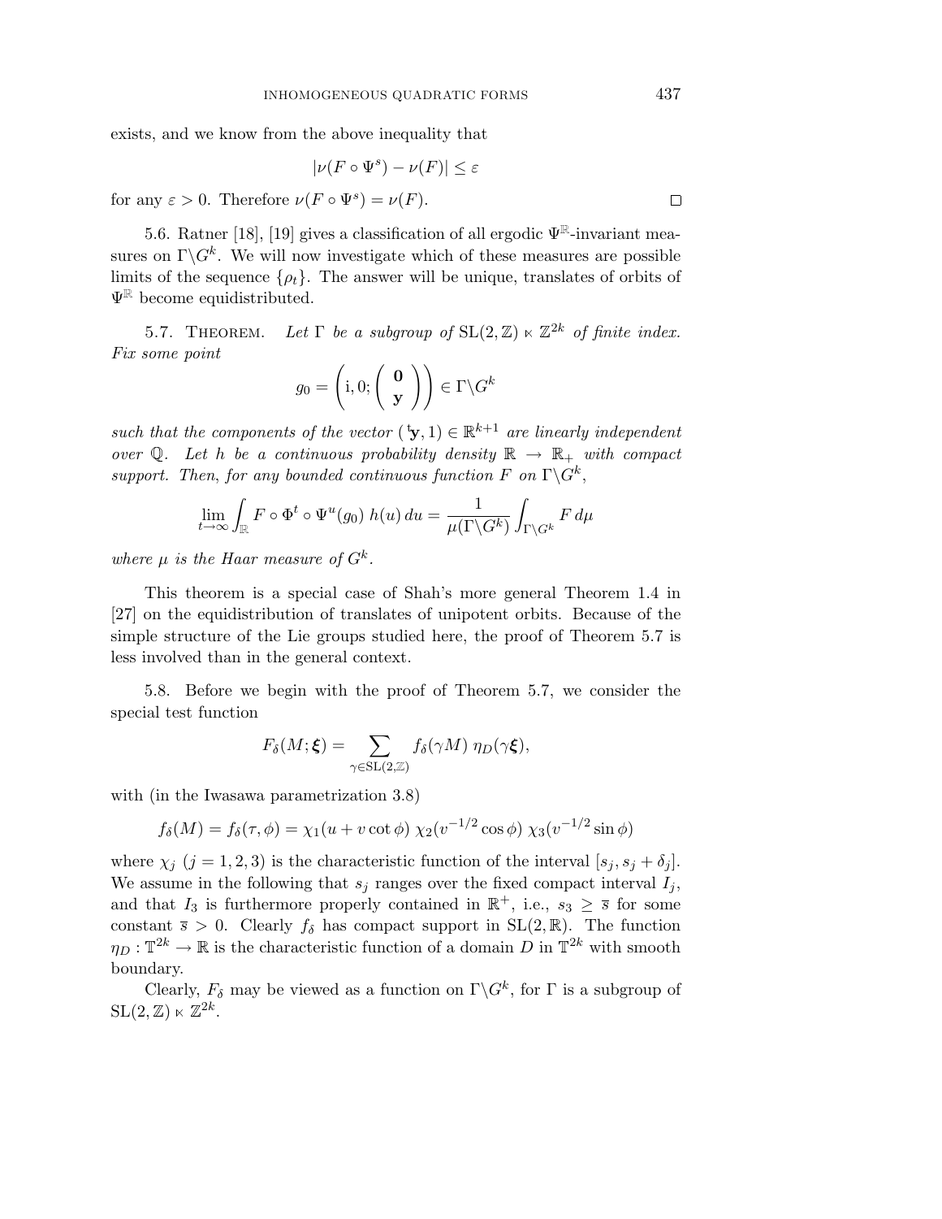exists, and we know from the above inequality that

$$|\nu(F \circ \Psi^s) - \nu(F)| \le \varepsilon$$

for any $\varepsilon > 0$. Therefore $\nu(F \circ \Psi^s) = \nu(F)$. $\square$

5.6. Ratner [18], [19] gives a classification of all ergodic $\Psi^{\mathbb{R}}$-invariant measures on $\Gamma\backslash G^k$. We will now investigate which of these measures are possible limits of the sequence $\{\rho_t\}$. The answer will be unique, translates of orbits of $\Psi^{\mathbb{R}}$ become equidistributed.

5.7. Theorem. *Let $\Gamma$ be a subgroup of $\mathrm{SL}(2,\mathbb{Z}) \ltimes \mathbb{Z}^{2k}$ of finite index. Fix some point*

$$g_0 = \left( \mathrm{i}, 0; \begin{pmatrix} \mathbf{0} \\ \mathbf{y} \end{pmatrix} \right) \in \Gamma\backslash G^k$$

*such that the components of the vector $({}^{\mathrm{t}}\mathbf{y}, 1) \in \mathbb{R}^{k+1}$ are linearly independent over $\mathbb{Q}$. Let $h$ be a continuous probability density $\mathbb{R} \to \mathbb{R}_+$ with compact support. Then, for any bounded continuous function $F$ on $\Gamma\backslash G^k$,*

$$\lim_{t\to\infty} \int_{\mathbb{R}} F \circ \Phi^t \circ \Psi^u(g_0)\, h(u)\, du = \frac{1}{\mu(\Gamma\backslash G^k)} \int_{\Gamma\backslash G^k} F\, d\mu$$

*where $\mu$ is the Haar measure of $G^k$.*

This theorem is a special case of Shah's more general Theorem 1.4 in [27] on the equidistribution of translates of unipotent orbits. Because of the simple structure of the Lie groups studied here, the proof of Theorem 5.7 is less involved than in the general context.

5.8. Before we begin with the proof of Theorem 5.7, we consider the special test function

$$F_\delta(M; \boldsymbol{\xi}) = \sum_{\gamma \in \mathrm{SL}(2,\mathbb{Z})} f_\delta(\gamma M)\, \eta_D(\gamma \boldsymbol{\xi}),$$

with (in the Iwasawa parametrization 3.8)

$$f_\delta(M) = f_\delta(\tau, \phi) = \chi_1(u + v \cot \phi)\, \chi_2(v^{-1/2} \cos \phi)\, \chi_3(v^{-1/2} \sin \phi)$$

where $\chi_j$ $(j = 1, 2, 3)$ is the characteristic function of the interval $[s_j, s_j + \delta_j]$. We assume in the following that $s_j$ ranges over the fixed compact interval $I_j$, and that $I_3$ is furthermore properly contained in $\mathbb{R}^+$, i.e., $s_3 \ge \overline{s}$ for some constant $\overline{s} > 0$. Clearly $f_\delta$ has compact support in $\mathrm{SL}(2,\mathbb{R})$. The function $\eta_D : \mathbb{T}^{2k} \to \mathbb{R}$ is the characteristic function of a domain $D$ in $\mathbb{T}^{2k}$ with smooth boundary.

Clearly, $F_\delta$ may be viewed as a function on $\Gamma\backslash G^k$, for $\Gamma$ is a subgroup of $\mathrm{SL}(2,\mathbb{Z}) \ltimes \mathbb{Z}^{2k}$.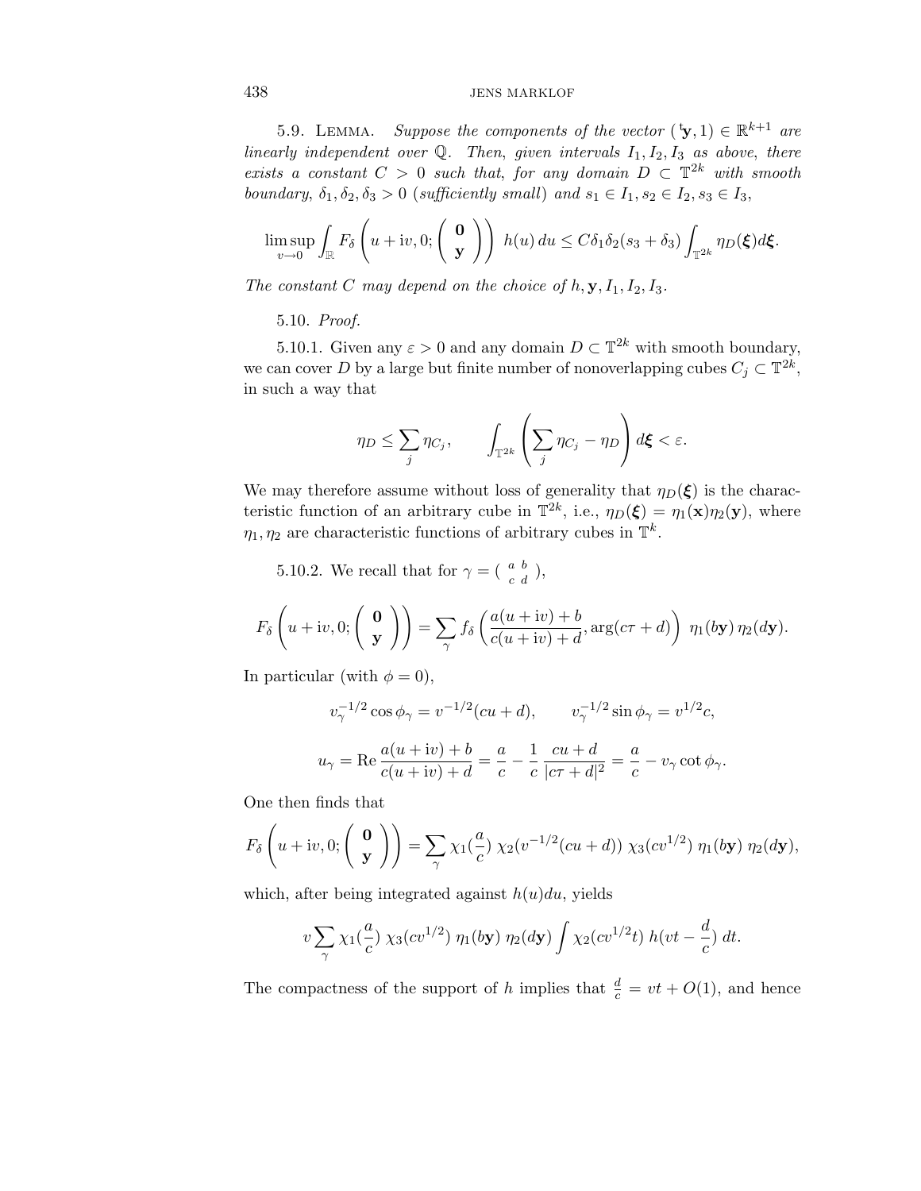5.9. Lemma. *Suppose the components of the vector* $({}^{\mathrm{t}}\mathbf{y}, 1) \in \mathbb{R}^{k+1}$ *are linearly independent over* $\mathbb{Q}$. *Then, given intervals* $I_1, I_2, I_3$ *as above, there exists a constant* $C > 0$ *such that, for any domain* $D \subset \mathbb{T}^{2k}$ *with smooth boundary,* $\delta_1, \delta_2, \delta_3 > 0$ (*sufficiently small*) *and* $s_1 \in I_1, s_2 \in I_2, s_3 \in I_3$,

$$\limsup_{v \to 0} \int_{\mathbb{R}} F_\delta \left( u + \mathrm{i}v, 0; \begin{pmatrix} \mathbf{0} \\ \mathbf{y} \end{pmatrix} \right) h(u)\, du \leq C \delta_1 \delta_2 (s_3 + \delta_3) \int_{\mathbb{T}^{2k}} \eta_D(\boldsymbol{\xi}) d\boldsymbol{\xi}.$$

*The constant* $C$ *may depend on the choice of* $h, \mathbf{y}, I_1, I_2, I_3$.

5.10. *Proof.*

5.10.1. Given any $\varepsilon > 0$ and any domain $D \subset \mathbb{T}^{2k}$ with smooth boundary, we can cover $D$ by a large but finite number of nonoverlapping cubes $C_j \subset \mathbb{T}^{2k}$, in such a way that

$$\eta_D \leq \sum_j \eta_{C_j}, \qquad \int_{\mathbb{T}^{2k}} \left( \sum_j \eta_{C_j} - \eta_D \right) d\boldsymbol{\xi} < \varepsilon.$$

We may therefore assume without loss of generality that $\eta_D(\boldsymbol{\xi})$ is the characteristic function of an arbitrary cube in $\mathbb{T}^{2k}$, i.e., $\eta_D(\boldsymbol{\xi}) = \eta_1(\mathbf{x})\eta_2(\mathbf{y})$, where $\eta_1, \eta_2$ are characteristic functions of arbitrary cubes in $\mathbb{T}^k$.

5.10.2. We recall that for $\gamma = \left(\begin{smallmatrix} a & b \\ c & d \end{smallmatrix}\right)$,

$$F_\delta \left( u + \mathrm{i}v, 0; \begin{pmatrix} \mathbf{0} \\ \mathbf{y} \end{pmatrix} \right) = \sum_\gamma f_\delta \left( \frac{a(u + \mathrm{i}v) + b}{c(u + \mathrm{i}v) + d}, \arg(c\tau + d) \right) \eta_1(b\mathbf{y})\, \eta_2(d\mathbf{y}).$$

In particular (with $\phi = 0$),

$$v_\gamma^{-1/2} \cos \phi_\gamma = v^{-1/2}(cu + d), \qquad v_\gamma^{-1/2} \sin \phi_\gamma = v^{1/2} c,$$

$$u_\gamma = \operatorname{Re} \frac{a(u + \mathrm{i}v) + b}{c(u + \mathrm{i}v) + d} = \frac{a}{c} - \frac{1}{c} \frac{cu + d}{|c\tau + d|^2} = \frac{a}{c} - v_\gamma \cot \phi_\gamma.$$

One then finds that

$$F_\delta \left( u + \mathrm{i}v, 0; \begin{pmatrix} \mathbf{0} \\ \mathbf{y} \end{pmatrix} \right) = \sum_\gamma \chi_1(\tfrac{a}{c})\, \chi_2(v^{-1/2}(cu + d))\, \chi_3(cv^{1/2})\, \eta_1(b\mathbf{y})\, \eta_2(d\mathbf{y}),$$

which, after being integrated against $h(u)du$, yields

$$v \sum_\gamma \chi_1(\tfrac{a}{c})\, \chi_3(cv^{1/2})\, \eta_1(b\mathbf{y})\, \eta_2(d\mathbf{y}) \int \chi_2(cv^{1/2} t)\, h(vt - \tfrac{d}{c})\, dt.$$

The compactness of the support of $h$ implies that $\frac{d}{c} = vt + O(1)$, and hence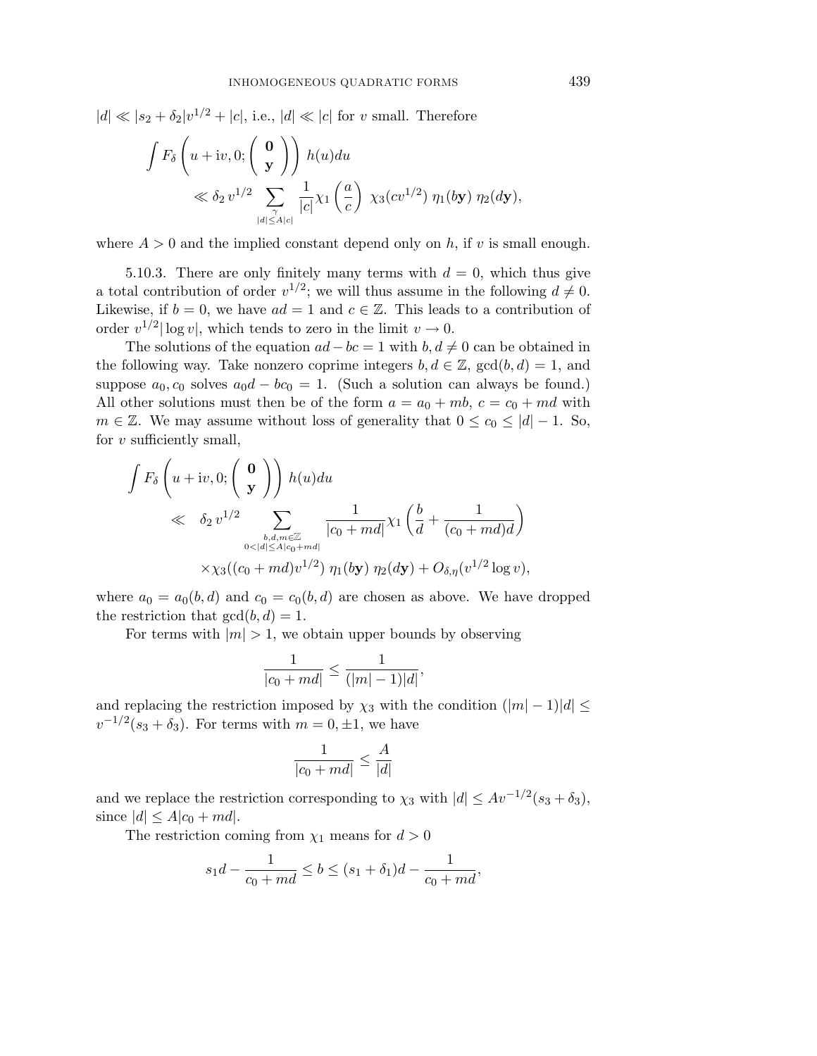$|d| \ll |s_2 + \delta_2|v^{1/2} + |c|$, i.e., $|d| \ll |c|$ for $v$ small. Therefore

$$\int F_\delta \left( u + \mathrm{i}v, 0; \begin{pmatrix} \mathbf{0} \\ \mathbf{y} \end{pmatrix} \right) h(u) du$$
$$\ll \delta_2 \, v^{1/2} \sum_{\substack{\gamma \\ |d| \le A|c|}} \frac{1}{|c|} \chi_1 \left( \frac{a}{c} \right) \, \chi_3(cv^{1/2}) \, \eta_1(b\mathbf{y}) \, \eta_2(d\mathbf{y}),$$

where $A > 0$ and the implied constant depend only on $h$, if $v$ is small enough.

5.10.3. There are only finitely many terms with $d = 0$, which thus give a total contribution of order $v^{1/2}$; we will thus assume in the following $d \neq 0$. Likewise, if $b = 0$, we have $ad = 1$ and $c \in \mathbb{Z}$. This leads to a contribution of order $v^{1/2}|\log v|$, which tends to zero in the limit $v \to 0$.

The solutions of the equation $ad - bc = 1$ with $b, d \neq 0$ can be obtained in the following way. Take nonzero coprime integers $b, d \in \mathbb{Z}$, $\gcd(b, d) = 1$, and suppose $a_0, c_0$ solves $a_0 d - bc_0 = 1$. (Such a solution can always be found.) All other solutions must then be of the form $a = a_0 + mb$, $c = c_0 + md$ with $m \in \mathbb{Z}$. We may assume without loss of generality that $0 \le c_0 \le |d| - 1$. So, for $v$ sufficiently small,

$$\int F_\delta \left( u + \mathrm{i}v, 0; \begin{pmatrix} \mathbf{0} \\ \mathbf{y} \end{pmatrix} \right) h(u) du$$
$$\ll \delta_2 \, v^{1/2} \sum_{\substack{b,d,m \in \mathbb{Z} \\ 0 < |d| \le A|c_0 + md|}} \frac{1}{|c_0 + md|} \chi_1 \left( \frac{b}{d} + \frac{1}{(c_0 + md)d} \right)$$
$$\times \chi_3((c_0 + md)v^{1/2}) \, \eta_1(b\mathbf{y}) \, \eta_2(d\mathbf{y}) + O_{\delta,\eta}(v^{1/2} \log v),$$

where $a_0 = a_0(b, d)$ and $c_0 = c_0(b, d)$ are chosen as above. We have dropped the restriction that $\gcd(b, d) = 1$.

For terms with $|m| > 1$, we obtain upper bounds by observing

$$\frac{1}{|c_0 + md|} \le \frac{1}{(|m| - 1)|d|},$$

and replacing the restriction imposed by $\chi_3$ with the condition $(|m| - 1)|d| \le v^{-1/2}(s_3 + \delta_3)$. For terms with $m = 0, \pm 1$, we have

$$\frac{1}{|c_0 + md|} \le \frac{A}{|d|}$$

and we replace the restriction corresponding to $\chi_3$ with $|d| \le A v^{-1/2}(s_3 + \delta_3)$, since $|d| \le A|c_0 + md|$.

The restriction coming from $\chi_1$ means for $d > 0$

$$s_1 d - \frac{1}{c_0 + md} \le b \le (s_1 + \delta_1)d - \frac{1}{c_0 + md},$$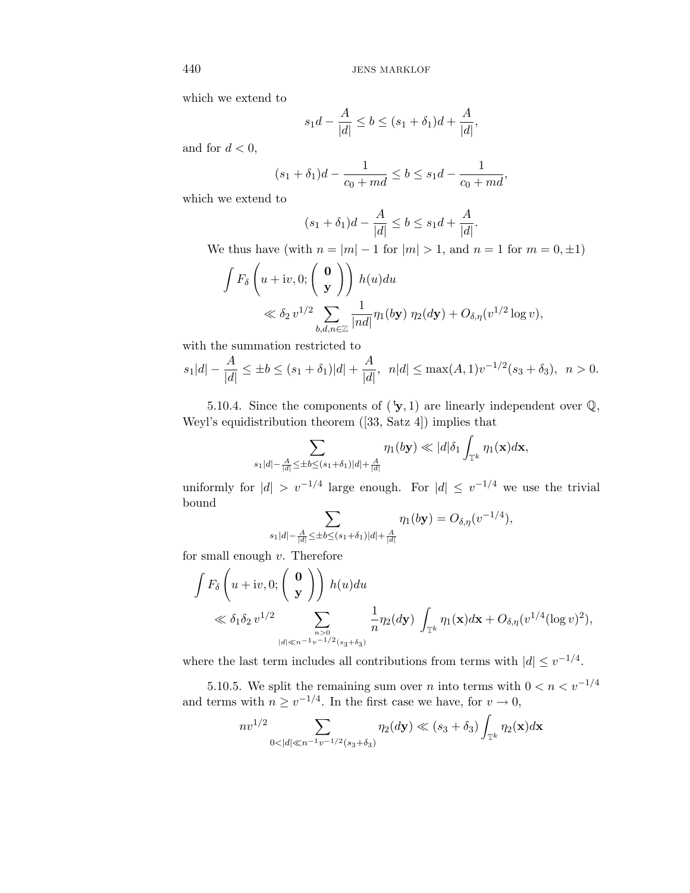which we extend to

$$s_1 d - \frac{A}{|d|} \leq b \leq (s_1 + \delta_1) d + \frac{A}{|d|},$$

and for $d < 0$,

$$(s_1 + \delta_1) d - \frac{1}{c_0 + md} \leq b \leq s_1 d - \frac{1}{c_0 + md},$$

which we extend to

$$(s_1 + \delta_1) d - \frac{A}{|d|} \leq b \leq s_1 d + \frac{A}{|d|}.$$

We thus have (with $n = |m| - 1$ for $|m| > 1$, and $n = 1$ for $m = 0, \pm 1$)

$$\int F_\delta \left( u + \mathrm{i}v, 0; \begin{pmatrix} \mathbf{0} \\ \mathbf{y} \end{pmatrix} \right) h(u) du \\ \ll \delta_2 \, v^{1/2} \sum_{b,d,n \in \mathbb{Z}} \frac{1}{|nd|} \eta_1(b\mathbf{y}) \; \eta_2(d\mathbf{y}) + O_{\delta,\eta}(v^{1/2} \log v),$$

with the summation restricted to

$$s_1 |d| - \frac{A}{|d|} \leq \pm b \leq (s_1 + \delta_1)|d| + \frac{A}{|d|}, \;\; n|d| \leq \max(A,1) v^{-1/2}(s_3 + \delta_3), \;\; n > 0.$$

5.10.4. Since the components of $({}^{\mathrm{t}}\mathbf{y}, 1)$ are linearly independent over $\mathbb{Q}$, Weyl's equidistribution theorem ([33, Satz 4]) implies that

$$\sum_{s_1 |d| - \frac{A}{|d|} \leq \pm b \leq (s_1 + \delta_1)|d| + \frac{A}{|d|}} \eta_1(b\mathbf{y}) \ll |d| \delta_1 \int_{\mathbb{T}^k} \eta_1(\mathbf{x}) d\mathbf{x},$$

uniformly for $|d| > v^{-1/4}$ large enough. For $|d| \leq v^{-1/4}$ we use the trivial bound

$$\sum_{s_1 |d| - \frac{A}{|d|} \leq \pm b \leq (s_1 + \delta_1)|d| + \frac{A}{|d|}} \eta_1(b\mathbf{y}) = O_{\delta,\eta}(v^{-1/4}),$$

for small enough $v$. Therefore

$$\int F_\delta \left( u + \mathrm{i}v, 0; \begin{pmatrix} \mathbf{0} \\ \mathbf{y} \end{pmatrix} \right) h(u) du \\ \ll \delta_1 \delta_2 \, v^{1/2} \sum_{\substack{n > 0 \\ |d| \ll n^{-1} v^{-1/2}(s_3 + \delta_3)}} \frac{1}{n} \eta_2(d\mathbf{y}) \; \int_{\mathbb{T}^k} \eta_1(\mathbf{x}) d\mathbf{x} + O_{\delta,\eta}(v^{1/4} (\log v)^2),$$

where the last term includes all contributions from terms with $|d| \leq v^{-1/4}$.

5.10.5. We split the remaining sum over $n$ into terms with $0 < n < v^{-1/4}$ and terms with $n \geq v^{-1/4}$. In the first case we have, for $v \to 0$,

$$n v^{1/2} \sum_{0 < |d| \ll n^{-1} v^{-1/2}(s_3 + \delta_3)} \eta_2(d\mathbf{y}) \ll (s_3 + \delta_3) \int_{\mathbb{T}^k} \eta_2(\mathbf{x}) d\mathbf{x}$$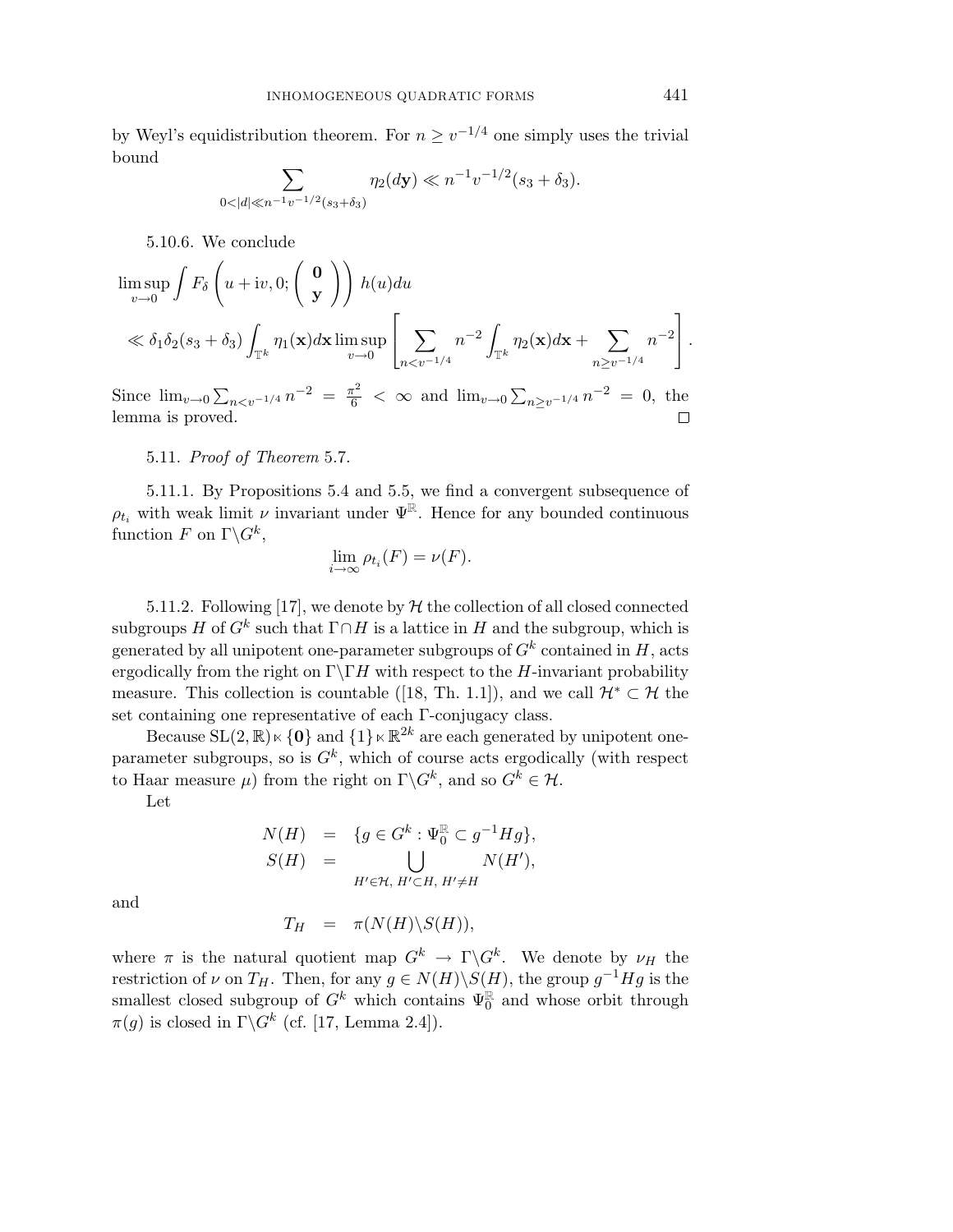by Weyl's equidistribution theorem. For $n \geq v^{-1/4}$ one simply uses the trivial bound

$$\sum_{0<|d|\ll n^{-1}v^{-1/2}(s_3+\delta_3)} \eta_2(d\mathbf{y}) \ll n^{-1}v^{-1/2}(s_3+\delta_3).$$

5.10.6. We conclude

$$\limsup_{v\to 0} \int F_\delta\left(u+\mathrm{i}v, 0; \begin{pmatrix} \mathbf{0} \\ \mathbf{y} \end{pmatrix}\right) h(u)du$$
$$\ll \delta_1\delta_2(s_3+\delta_3)\int_{\mathbb{T}^k}\eta_1(\mathbf{x})d\mathbf{x} \limsup_{v\to 0}\left[\sum_{n<v^{-1/4}} n^{-2}\int_{\mathbb{T}^k}\eta_2(\mathbf{x})d\mathbf{x} + \sum_{n\geq v^{-1/4}} n^{-2}\right].$$

Since $\lim_{v\to 0}\sum_{n<v^{-1/4}} n^{-2} = \frac{\pi^2}{6} < \infty$ and $\lim_{v\to 0}\sum_{n\geq v^{-1/4}} n^{-2} = 0$, the lemma is proved. □

5.11. *Proof of Theorem* 5.7.

5.11.1. By Propositions 5.4 and 5.5, we find a convergent subsequence of $\rho_{t_i}$ with weak limit $\nu$ invariant under $\Psi^{\mathbb{R}}$. Hence for any bounded continuous function $F$ on $\Gamma\backslash G^k$,

$$\lim_{i\to\infty} \rho_{t_i}(F) = \nu(F).$$

5.11.2. Following [17], we denote by $\mathcal{H}$ the collection of all closed connected subgroups $H$ of $G^k$ such that $\Gamma\cap H$ is a lattice in $H$ and the subgroup, which is generated by all unipotent one-parameter subgroups of $G^k$ contained in $H$, acts ergodically from the right on $\Gamma\backslash\Gamma H$ with respect to the $H$-invariant probability measure. This collection is countable ([18, Th. 1.1]), and we call $\mathcal{H}^*\subset\mathcal{H}$ the set containing one representative of each $\Gamma$-conjugacy class.

Because $\mathrm{SL}(2,\mathbb{R})\ltimes\{\mathbf{0}\}$ and $\{1\}\ltimes\mathbb{R}^{2k}$ are each generated by unipotent one-parameter subgroups, so is $G^k$, which of course acts ergodically (with respect to Haar measure $\mu$) from the right on $\Gamma\backslash G^k$, and so $G^k\in\mathcal{H}$.

Let

$$\begin{aligned} N(H) &= \{g\in G^k : \Psi_0^{\mathbb{R}}\subset g^{-1}Hg\}, \\ S(H) &= \bigcup_{H'\in\mathcal{H},\, H'\subset H,\, H'\neq H} N(H'), \end{aligned}$$

and

$$T_H = \pi(N(H)\backslash S(H)),$$

where $\pi$ is the natural quotient map $G^k\to\Gamma\backslash G^k$. We denote by $\nu_H$ the restriction of $\nu$ on $T_H$. Then, for any $g\in N(H)\backslash S(H)$, the group $g^{-1}Hg$ is the smallest closed subgroup of $G^k$ which contains $\Psi_0^{\mathbb{R}}$ and whose orbit through $\pi(g)$ is closed in $\Gamma\backslash G^k$ (cf. [17, Lemma 2.4]).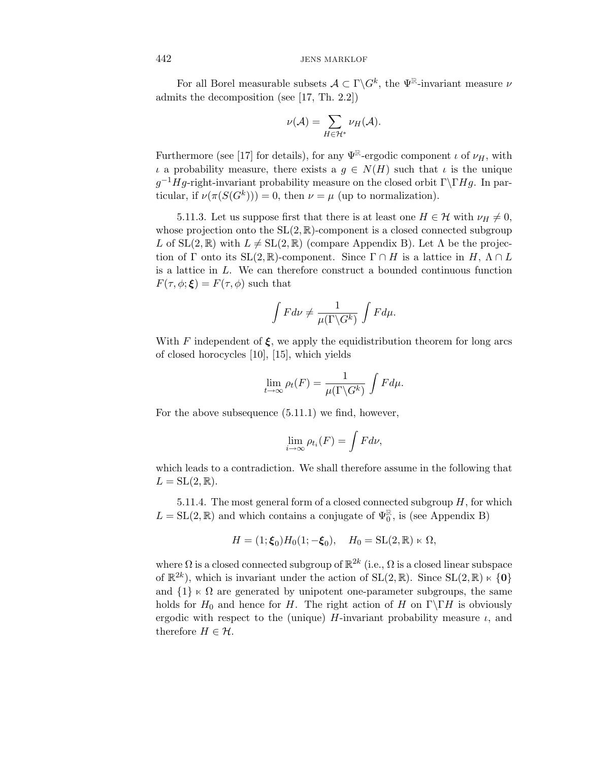For all Borel measurable subsets $\mathcal{A} \subset \Gamma\backslash G^k$, the $\Psi^{\mathbb{R}}$-invariant measure $\nu$ admits the decomposition (see [17, Th. 2.2])

$$\nu(\mathcal{A}) = \sum_{H \in \mathcal{H}^*} \nu_H(\mathcal{A}).$$

Furthermore (see [17] for details), for any $\Psi^{\mathbb{R}}$-ergodic component $\iota$ of $\nu_H$, with $\iota$ a probability measure, there exists a $g \in N(H)$ such that $\iota$ is the unique $g^{-1}Hg$-right-invariant probability measure on the closed orbit $\Gamma\backslash\Gamma Hg$. In particular, if $\nu(\pi(S(G^k))) = 0$, then $\nu = \mu$ (up to normalization).

5.11.3. Let us suppose first that there is at least one $H \in \mathcal{H}$ with $\nu_H \neq 0$, whose projection onto the $\mathrm{SL}(2,\mathbb{R})$-component is a closed connected subgroup $L$ of $\mathrm{SL}(2,\mathbb{R})$ with $L \neq \mathrm{SL}(2,\mathbb{R})$ (compare Appendix B). Let $\Lambda$ be the projection of $\Gamma$ onto its $\mathrm{SL}(2,\mathbb{R})$-component. Since $\Gamma \cap H$ is a lattice in $H$, $\Lambda \cap L$ is a lattice in $L$. We can therefore construct a bounded continuous function $F(\tau,\phi;\boldsymbol{\xi}) = F(\tau,\phi)$ such that

$$\int F d\nu \neq \frac{1}{\mu(\Gamma\backslash G^k)} \int F d\mu.$$

With $F$ independent of $\boldsymbol{\xi}$, we apply the equidistribution theorem for long arcs of closed horocycles [10], [15], which yields

$$\lim_{t\to\infty} \rho_t(F) = \frac{1}{\mu(\Gamma\backslash G^k)} \int F d\mu.$$

For the above subsequence (5.11.1) we find, however,

$$\lim_{i\to\infty} \rho_{t_i}(F) = \int F d\nu,$$

which leads to a contradiction. We shall therefore assume in the following that $L = \mathrm{SL}(2,\mathbb{R})$.

5.11.4. The most general form of a closed connected subgroup $H$, for which $L = \mathrm{SL}(2,\mathbb{R})$ and which contains a conjugate of $\Psi_0^{\mathbb{R}}$, is (see Appendix B)

$$H = (1;\boldsymbol{\xi}_0)H_0(1;-\boldsymbol{\xi}_0), \quad H_0 = \mathrm{SL}(2,\mathbb{R}) \ltimes \Omega,$$

where $\Omega$ is a closed connected subgroup of $\mathbb{R}^{2k}$ (i.e., $\Omega$ is a closed linear subspace of $\mathbb{R}^{2k}$), which is invariant under the action of $\mathrm{SL}(2,\mathbb{R})$. Since $\mathrm{SL}(2,\mathbb{R}) \ltimes \{\mathbf{0}\}$ and $\{1\} \ltimes \Omega$ are generated by unipotent one-parameter subgroups, the same holds for $H_0$ and hence for $H$. The right action of $H$ on $\Gamma\backslash\Gamma H$ is obviously ergodic with respect to the (unique) $H$-invariant probability measure $\iota$, and therefore $H \in \mathcal{H}$.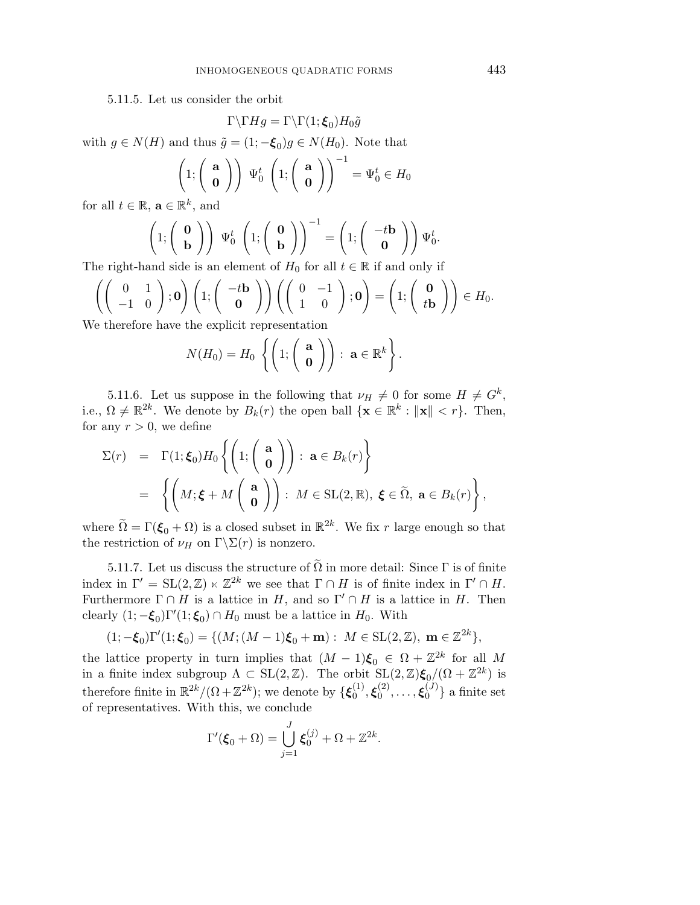5.11.5. Let us consider the orbit

$$\Gamma\backslash\Gamma H g = \Gamma\backslash\Gamma(1;\boldsymbol{\xi}_0)H_0\tilde{g}$$

with $g \in N(H)$ and thus $\tilde{g} = (1; -\boldsymbol{\xi}_0)g \in N(H_0)$. Note that

$$\left(1; \begin{pmatrix} \mathbf{a} \\ \mathbf{0} \end{pmatrix}\right) \Psi_0^t \left(1; \begin{pmatrix} \mathbf{a} \\ \mathbf{0} \end{pmatrix}\right)^{-1} = \Psi_0^t \in H_0$$

for all $t \in \mathbb{R}$, $\mathbf{a} \in \mathbb{R}^k$, and

$$\left(1; \begin{pmatrix} \mathbf{0} \\ \mathbf{b} \end{pmatrix}\right) \Psi_0^t \left(1; \begin{pmatrix} \mathbf{0} \\ \mathbf{b} \end{pmatrix}\right)^{-1} = \left(1; \begin{pmatrix} -t\mathbf{b} \\ \mathbf{0} \end{pmatrix}\right) \Psi_0^t.$$

The right-hand side is an element of $H_0$ for all $t \in \mathbb{R}$ if and only if

$$\left(\begin{pmatrix} 0 & 1 \\ -1 & 0 \end{pmatrix}; \mathbf{0}\right)\left(1; \begin{pmatrix} -t\mathbf{b} \\ \mathbf{0} \end{pmatrix}\right)\left(\begin{pmatrix} 0 & -1 \\ 1 & 0 \end{pmatrix}; \mathbf{0}\right) = \left(1; \begin{pmatrix} \mathbf{0} \\ t\mathbf{b} \end{pmatrix}\right) \in H_0.$$

We therefore have the explicit representation

$$N(H_0) = H_0 \left\{\left(1; \begin{pmatrix} \mathbf{a} \\ \mathbf{0} \end{pmatrix}\right) : \mathbf{a} \in \mathbb{R}^k\right\}.$$

5.11.6. Let us suppose in the following that $\nu_H \neq 0$ for some $H \neq G^k$, i.e., $\Omega \neq \mathbb{R}^{2k}$. We denote by $B_k(r)$ the open ball $\{\mathbf{x} \in \mathbb{R}^k : \|\mathbf{x}\| < r\}$. Then, for any $r > 0$, we define

$$\begin{aligned}
\Sigma(r) &= \Gamma(1;\boldsymbol{\xi}_0)H_0\left\{\left(1; \begin{pmatrix} \mathbf{a} \\ \mathbf{0} \end{pmatrix}\right) : \mathbf{a} \in B_k(r)\right\} \\
&= \left\{\left(M; \boldsymbol{\xi} + M\begin{pmatrix} \mathbf{a} \\ \mathbf{0} \end{pmatrix}\right) : M \in \mathrm{SL}(2,\mathbb{R}),\ \boldsymbol{\xi} \in \widetilde{\Omega},\ \mathbf{a} \in B_k(r)\right\},
\end{aligned}$$

where $\widetilde{\Omega} = \Gamma(\boldsymbol{\xi}_0 + \Omega)$ is a closed subset in $\mathbb{R}^{2k}$. We fix $r$ large enough so that the restriction of $\nu_H$ on $\Gamma\backslash\Sigma(r)$ is nonzero.

5.11.7. Let us discuss the structure of $\widetilde{\Omega}$ in more detail: Since $\Gamma$ is of finite index in $\Gamma' = \mathrm{SL}(2,\mathbb{Z}) \ltimes \mathbb{Z}^{2k}$ we see that $\Gamma \cap H$ is of finite index in $\Gamma' \cap H$. Furthermore $\Gamma \cap H$ is a lattice in $H$, and so $\Gamma' \cap H$ is a lattice in $H$. Then clearly $(1; -\boldsymbol{\xi}_0)\Gamma'(1;\boldsymbol{\xi}_0) \cap H_0$ must be a lattice in $H_0$. With

$$(1; -\boldsymbol{\xi}_0)\Gamma'(1;\boldsymbol{\xi}_0) = \{(M; (M-1)\boldsymbol{\xi}_0 + \mathbf{m}) : M \in \mathrm{SL}(2,\mathbb{Z}),\ \mathbf{m} \in \mathbb{Z}^{2k}\},$$

the lattice property in turn implies that $(M-1)\boldsymbol{\xi}_0 \in \Omega + \mathbb{Z}^{2k}$ for all $M$ in a finite index subgroup $\Lambda \subset \mathrm{SL}(2,\mathbb{Z})$. The orbit $\mathrm{SL}(2,\mathbb{Z})\boldsymbol{\xi}_0/(\Omega + \mathbb{Z}^{2k})$ is therefore finite in $\mathbb{R}^{2k}/(\Omega + \mathbb{Z}^{2k})$; we denote by $\{\boldsymbol{\xi}_0^{(1)}, \boldsymbol{\xi}_0^{(2)}, \ldots, \boldsymbol{\xi}_0^{(J)}\}$ a finite set of representatives. With this, we conclude

$$\Gamma'(\boldsymbol{\xi}_0 + \Omega) = \bigcup_{j=1}^{J} \boldsymbol{\xi}_0^{(j)} + \Omega + \mathbb{Z}^{2k}.$$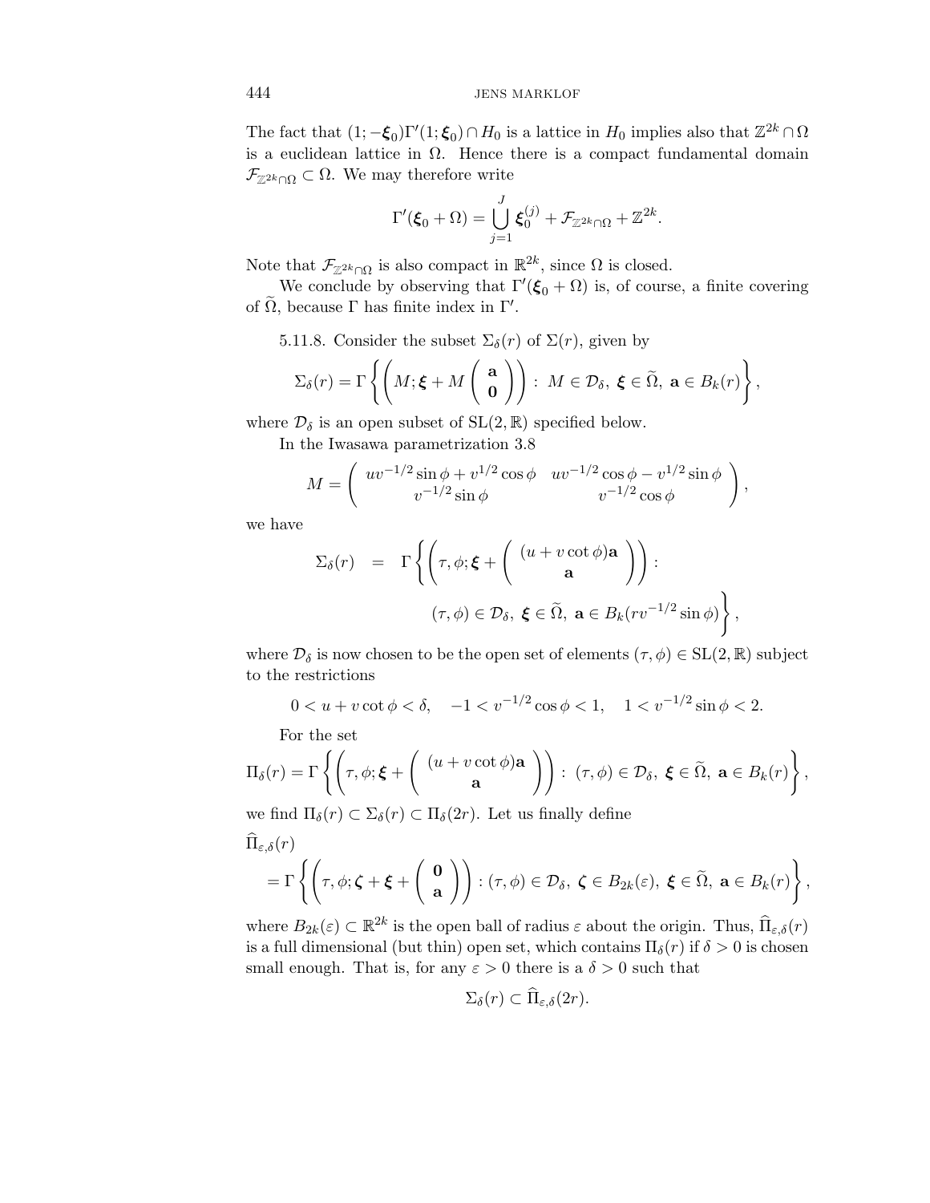The fact that $(1; -\boldsymbol{\xi}_0)\Gamma'(1; \boldsymbol{\xi}_0) \cap H_0$ is a lattice in $H_0$ implies also that $\mathbb{Z}^{2k} \cap \Omega$ is a euclidean lattice in $\Omega$. Hence there is a compact fundamental domain $\mathcal{F}_{\mathbb{Z}^{2k}\cap\Omega} \subset \Omega$. We may therefore write

$$\Gamma'(\boldsymbol{\xi}_0 + \Omega) = \bigcup_{j=1}^{J} \boldsymbol{\xi}_0^{(j)} + \mathcal{F}_{\mathbb{Z}^{2k}\cap\Omega} + \mathbb{Z}^{2k}.$$

Note that $\mathcal{F}_{\mathbb{Z}^{2k}\cap\Omega}$ is also compact in $\mathbb{R}^{2k}$, since $\Omega$ is closed.

We conclude by observing that $\Gamma'(\boldsymbol{\xi}_0 + \Omega)$ is, of course, a finite covering of $\widetilde{\Omega}$, because $\Gamma$ has finite index in $\Gamma'$.

5.11.8. Consider the subset $\Sigma_\delta(r)$ of $\Sigma(r)$, given by

$$\Sigma_\delta(r) = \Gamma \left\{ \left( M; \boldsymbol{\xi} + M \begin{pmatrix} \mathbf{a} \\ \mathbf{0} \end{pmatrix} \right) : \ M \in \mathcal{D}_\delta, \ \boldsymbol{\xi} \in \widetilde{\Omega}, \ \mathbf{a} \in B_k(r) \right\},$$

where $\mathcal{D}_\delta$ is an open subset of $\mathrm{SL}(2,\mathbb{R})$ specified below.

In the Iwasawa parametrization 3.8

$$M = \begin{pmatrix} uv^{-1/2}\sin\phi + v^{1/2}\cos\phi & uv^{-1/2}\cos\phi - v^{1/2}\sin\phi \\ v^{-1/2}\sin\phi & v^{-1/2}\cos\phi \end{pmatrix},$$

we have

$$\begin{aligned} \Sigma_\delta(r) \quad = \quad & \Gamma \left\{ \left( \tau, \phi; \boldsymbol{\xi} + \begin{pmatrix} (u + v\cot\phi)\mathbf{a} \\ \mathbf{a} \end{pmatrix} \right) : \right. \\ & \qquad \left. (\tau,\phi) \in \mathcal{D}_\delta, \ \boldsymbol{\xi} \in \widetilde{\Omega}, \ \mathbf{a} \in B_k(rv^{-1/2}\sin\phi) \right\}, \end{aligned}$$

where $\mathcal{D}_\delta$ is now chosen to be the open set of elements $(\tau, \phi) \in \mathrm{SL}(2,\mathbb{R})$ subject to the restrictions

$$0 < u + v\cot\phi < \delta, \quad -1 < v^{-1/2}\cos\phi < 1, \quad 1 < v^{-1/2}\sin\phi < 2.$$

For the set

$$\Pi_\delta(r) = \Gamma \left\{ \left( \tau, \phi; \boldsymbol{\xi} + \begin{pmatrix} (u + v\cot\phi)\mathbf{a} \\ \mathbf{a} \end{pmatrix} \right) : \ (\tau,\phi) \in \mathcal{D}_\delta, \ \boldsymbol{\xi} \in \widetilde{\Omega}, \ \mathbf{a} \in B_k(r) \right\},$$

we find $\Pi_\delta(r) \subset \Sigma_\delta(r) \subset \Pi_\delta(2r)$. Let us finally define

$$\begin{aligned} & \widehat{\Pi}_{\varepsilon,\delta}(r) \\ & = \Gamma \left\{ \left( \tau, \phi; \boldsymbol{\zeta} + \boldsymbol{\xi} + \begin{pmatrix} \mathbf{0} \\ \mathbf{a} \end{pmatrix} \right) : (\tau,\phi) \in \mathcal{D}_\delta, \ \boldsymbol{\zeta} \in B_{2k}(\varepsilon), \ \boldsymbol{\xi} \in \widetilde{\Omega}, \ \mathbf{a} \in B_k(r) \right\}, \end{aligned}$$

where $B_{2k}(\varepsilon) \subset \mathbb{R}^{2k}$ is the open ball of radius $\varepsilon$ about the origin. Thus, $\widehat{\Pi}_{\varepsilon,\delta}(r)$ is a full dimensional (but thin) open set, which contains $\Pi_\delta(r)$ if $\delta > 0$ is chosen small enough. That is, for any $\varepsilon > 0$ there is a $\delta > 0$ such that

$$\Sigma_\delta(r) \subset \widehat{\Pi}_{\varepsilon,\delta}(2r).$$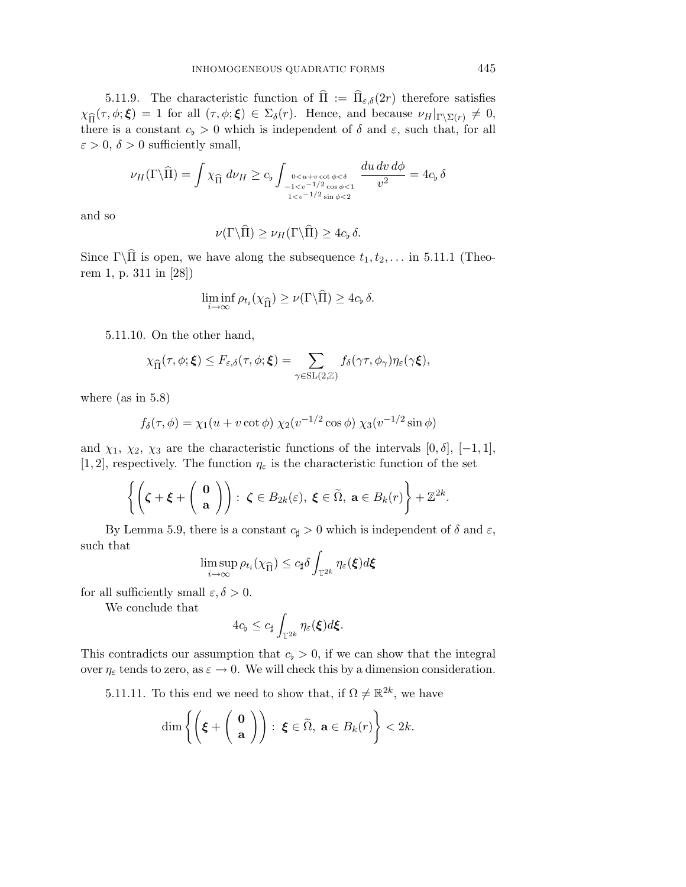5.11.9. The characteristic function of $\widehat{\Pi} := \widehat{\Pi}_{\varepsilon,\delta}(2r)$ therefore satisfies $\chi_{\widehat{\Pi}}(\tau,\phi;\boldsymbol{\xi}) = 1$ for all $(\tau,\phi;\boldsymbol{\xi}) \in \Sigma_\delta(r)$. Hence, and because $\nu_H|_{\Gamma\backslash\Sigma(r)} \neq 0$, there is a constant $c_\flat > 0$ which is independent of $\delta$ and $\varepsilon$, such that, for all $\varepsilon > 0$, $\delta > 0$ sufficiently small,

$$\nu_H(\Gamma\backslash\widehat{\Pi}) = \int \chi_{\widehat{\Pi}}\, d\nu_H \geq c_\flat \int_{\substack{0<u+v\cot\phi<\delta \\ -1<v^{-1/2}\cos\phi<1 \\ 1<v^{-1/2}\sin\phi<2}} \frac{du\, dv\, d\phi}{v^2} = 4c_\flat\, \delta$$

and so

$$\nu(\Gamma\backslash\widehat{\Pi}) \geq \nu_H(\Gamma\backslash\widehat{\Pi}) \geq 4c_\flat\, \delta.$$

Since $\Gamma\backslash\widehat{\Pi}$ is open, we have along the subsequence $t_1, t_2, \ldots$ in 5.11.1 (Theorem 1, p. 311 in [28])

$$\liminf_{i\to\infty} \rho_{t_i}(\chi_{\widehat{\Pi}}) \geq \nu(\Gamma\backslash\widehat{\Pi}) \geq 4c_\flat\, \delta.$$

5.11.10. On the other hand,

$$\chi_{\widehat{\Pi}}(\tau,\phi;\boldsymbol{\xi}) \leq F_{\varepsilon,\delta}(\tau,\phi;\boldsymbol{\xi}) = \sum_{\gamma\in\mathrm{SL}(2,\mathbb{Z})} f_\delta(\gamma\tau,\phi_\gamma)\eta_\varepsilon(\gamma\boldsymbol{\xi}),$$

where (as in 5.8)

$$f_\delta(\tau,\phi) = \chi_1(u+v\cot\phi)\; \chi_2(v^{-1/2}\cos\phi)\; \chi_3(v^{-1/2}\sin\phi)$$

and $\chi_1$, $\chi_2$, $\chi_3$ are the characteristic functions of the intervals $[0,\delta]$, $[-1,1]$, $[1,2]$, respectively. The function $\eta_\varepsilon$ is the characteristic function of the set

$$\left\{ \left( \boldsymbol{\zeta} + \boldsymbol{\xi} + \begin{pmatrix} \mathbf{0} \\ \mathbf{a} \end{pmatrix} \right) :\; \boldsymbol{\zeta} \in B_{2k}(\varepsilon),\; \boldsymbol{\xi} \in \widetilde{\Omega},\; \mathbf{a} \in B_k(r) \right\} + \mathbb{Z}^{2k}.$$

By Lemma 5.9, there is a constant $c_\sharp > 0$ which is independent of $\delta$ and $\varepsilon$, such that

$$\limsup_{i\to\infty} \rho_{t_i}(\chi_{\widehat{\Pi}}) \leq c_\sharp \delta \int_{\mathbb{T}^{2k}} \eta_\varepsilon(\boldsymbol{\xi}) d\boldsymbol{\xi}$$

for all sufficiently small $\varepsilon, \delta > 0$.

We conclude that

$$4c_\flat \leq c_\sharp \int_{\mathbb{T}^{2k}} \eta_\varepsilon(\boldsymbol{\xi}) d\boldsymbol{\xi}.$$

This contradicts our assumption that $c_\flat > 0$, if we can show that the integral over $\eta_\varepsilon$ tends to zero, as $\varepsilon \to 0$. We will check this by a dimension consideration.

5.11.11. To this end we need to show that, if $\Omega \neq \mathbb{R}^{2k}$, we have

$$\dim \left\{ \left( \boldsymbol{\xi} + \begin{pmatrix} \mathbf{0} \\ \mathbf{a} \end{pmatrix} \right) :\; \boldsymbol{\xi} \in \widetilde{\Omega},\; \mathbf{a} \in B_k(r) \right\} < 2k.$$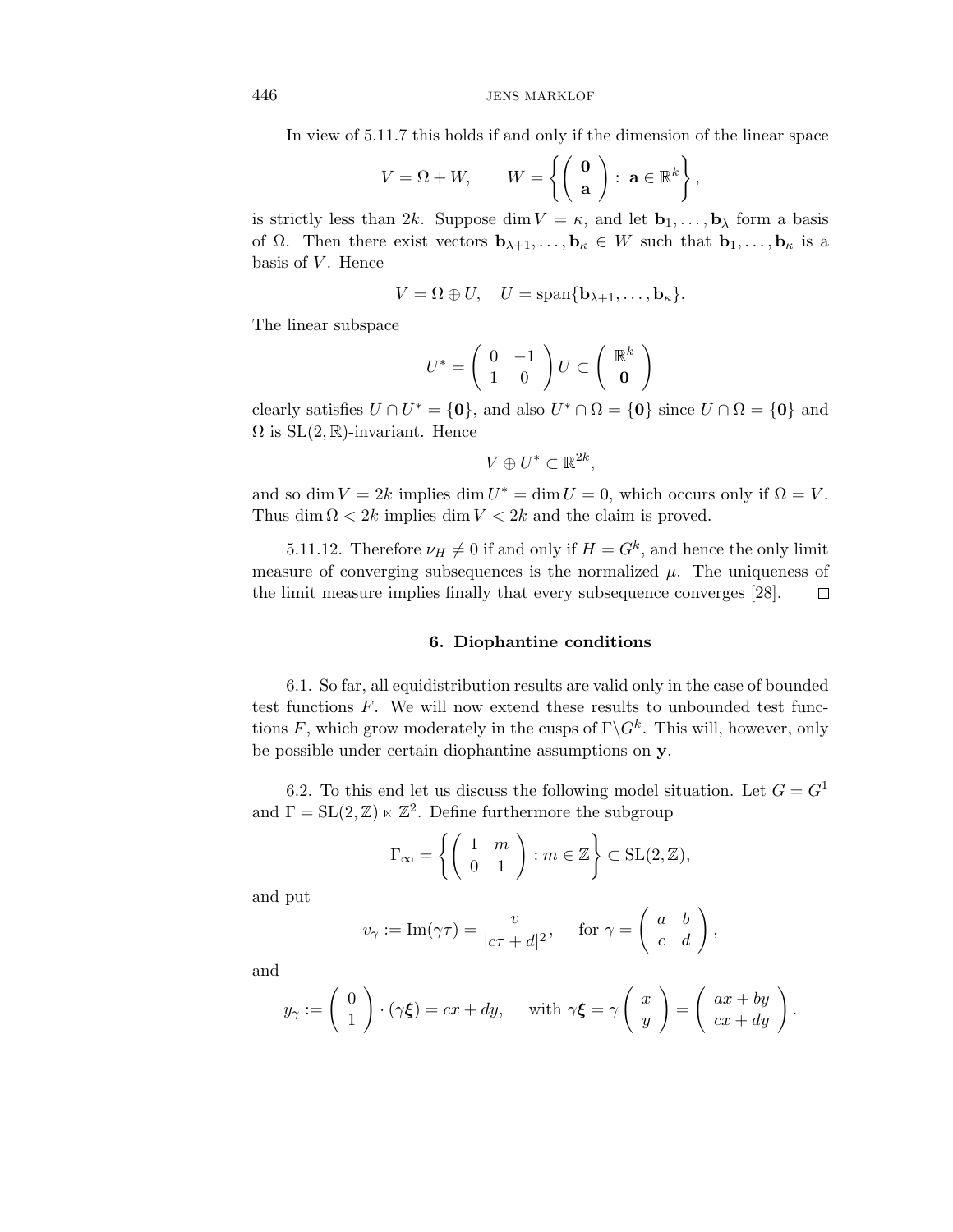In view of 5.11.7 this holds if and only if the dimension of the linear space

$$V = \Omega + W, \qquad W = \left\{ \begin{pmatrix} \mathbf{0} \\ \mathbf{a} \end{pmatrix} : \; \mathbf{a} \in \mathbb{R}^k \right\},$$

is strictly less than $2k$. Suppose $\dim V = \kappa$, and let $\mathbf{b}_1, \ldots, \mathbf{b}_\lambda$ form a basis of $\Omega$. Then there exist vectors $\mathbf{b}_{\lambda+1}, \ldots, \mathbf{b}_\kappa \in W$ such that $\mathbf{b}_1, \ldots, \mathbf{b}_\kappa$ is a basis of $V$. Hence

$$V = \Omega \oplus U, \quad U = \operatorname{span}\{\mathbf{b}_{\lambda+1}, \ldots, \mathbf{b}_\kappa\}.$$

The linear subspace

$$U^* = \begin{pmatrix} 0 & -1 \\ 1 & 0 \end{pmatrix} U \subset \begin{pmatrix} \mathbb{R}^k \\ \mathbf{0} \end{pmatrix}$$

clearly satisfies $U \cap U^* = \{\mathbf{0}\}$, and also $U^* \cap \Omega = \{\mathbf{0}\}$ since $U \cap \Omega = \{\mathbf{0}\}$ and $\Omega$ is $\mathrm{SL}(2,\mathbb{R})$-invariant. Hence

$$V \oplus U^* \subset \mathbb{R}^{2k},$$

and so $\dim V = 2k$ implies $\dim U^* = \dim U = 0$, which occurs only if $\Omega = V$. Thus $\dim \Omega < 2k$ implies $\dim V < 2k$ and the claim is proved.

5.11.12. Therefore $\nu_H \neq 0$ if and only if $H = G^k$, and hence the only limit measure of converging subsequences is the normalized $\mu$. The uniqueness of the limit measure implies finally that every subsequence converges [28]. $\square$

## 6. Diophantine conditions

6.1. So far, all equidistribution results are valid only in the case of bounded test functions $F$. We will now extend these results to unbounded test functions $F$, which grow moderately in the cusps of $\Gamma\backslash G^k$. This will, however, only be possible under certain diophantine assumptions on $\mathbf{y}$.

6.2. To this end let us discuss the following model situation. Let $G = G^1$ and $\Gamma = \mathrm{SL}(2,\mathbb{Z}) \ltimes \mathbb{Z}^2$. Define furthermore the subgroup

$$\Gamma_\infty = \left\{ \begin{pmatrix} 1 & m \\ 0 & 1 \end{pmatrix} : m \in \mathbb{Z} \right\} \subset \mathrm{SL}(2,\mathbb{Z}),$$

and put

$$v_\gamma := \operatorname{Im}(\gamma\tau) = \frac{v}{|c\tau + d|^2}, \qquad \text{for } \gamma = \begin{pmatrix} a & b \\ c & d \end{pmatrix},$$

and

$$y_\gamma := \begin{pmatrix} 0 \\ 1 \end{pmatrix} \cdot (\gamma\boldsymbol{\xi}) = cx + dy, \qquad \text{with } \gamma\boldsymbol{\xi} = \gamma \begin{pmatrix} x \\ y \end{pmatrix} = \begin{pmatrix} ax + by \\ cx + dy \end{pmatrix}.$$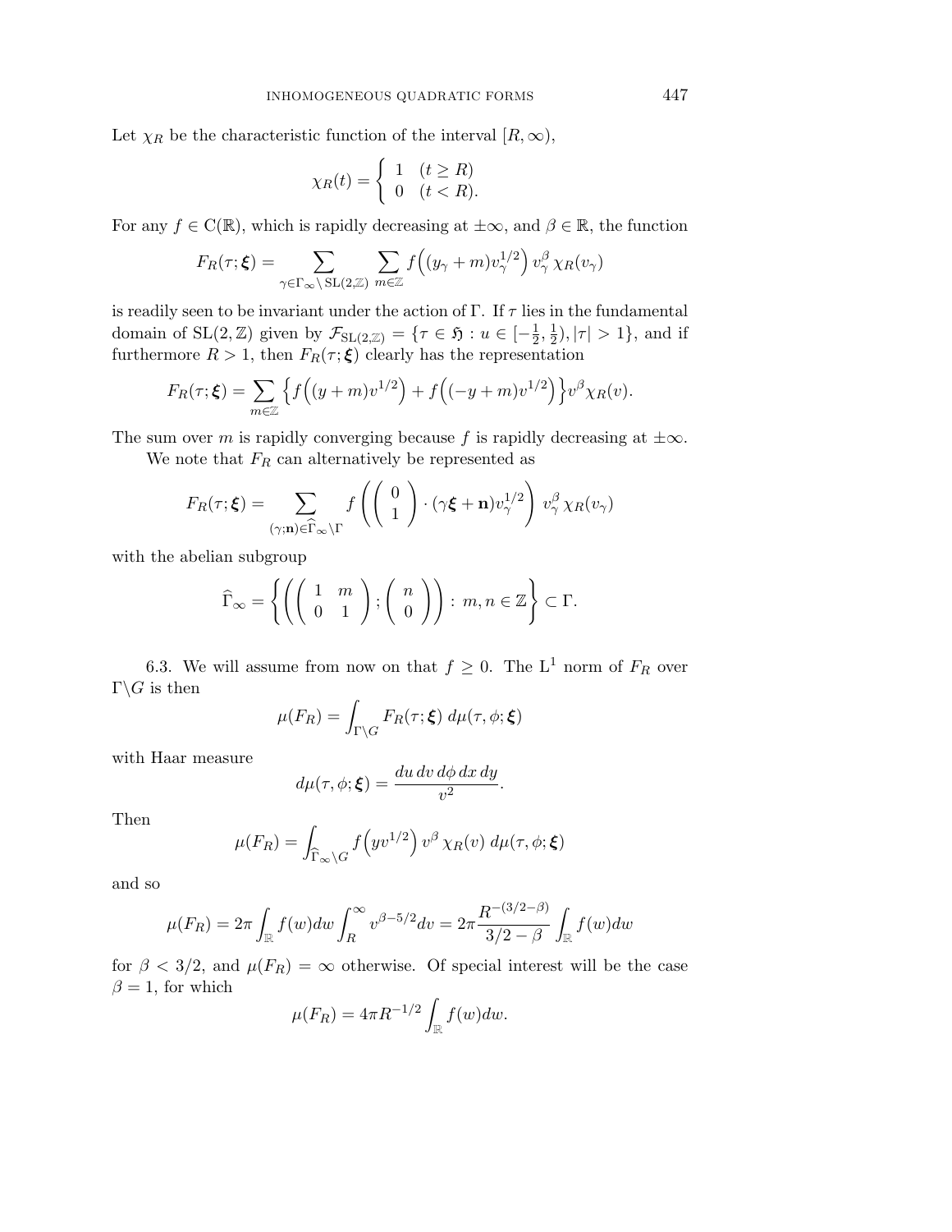Let $\chi_R$ be the characteristic function of the interval $[R, \infty)$,

$$\chi_R(t) = \begin{cases} 1 & (t \geq R) \\ 0 & (t < R). \end{cases}$$

For any $f \in \mathrm{C}(\mathbb{R})$, which is rapidly decreasing at $\pm\infty$, and $\beta \in \mathbb{R}$, the function

$$F_R(\tau; \boldsymbol{\xi}) = \sum_{\gamma \in \Gamma_\infty \backslash \mathrm{SL}(2,\mathbb{Z})} \sum_{m \in \mathbb{Z}} f\Big((y_\gamma + m) v_\gamma^{1/2}\Big)\, v_\gamma^\beta\, \chi_R(v_\gamma)$$

is readily seen to be invariant under the action of $\Gamma$. If $\tau$ lies in the fundamental domain of $\mathrm{SL}(2,\mathbb{Z})$ given by $\mathcal{F}_{\mathrm{SL}(2,\mathbb{Z})} = \{\tau \in \mathfrak{H} : u \in [-\frac{1}{2}, \frac{1}{2}), |\tau| > 1\}$, and if furthermore $R > 1$, then $F_R(\tau; \boldsymbol{\xi})$ clearly has the representation

$$F_R(\tau; \boldsymbol{\xi}) = \sum_{m \in \mathbb{Z}} \Big\{ f\Big((y+m)v^{1/2}\Big) + f\Big((-y+m)v^{1/2}\Big) \Big\} v^\beta \chi_R(v).$$

The sum over $m$ is rapidly converging because $f$ is rapidly decreasing at $\pm\infty$.

We note that $F_R$ can alternatively be represented as

$$F_R(\tau; \boldsymbol{\xi}) = \sum_{(\gamma; \mathbf{n}) \in \widehat{\Gamma}_\infty \backslash \Gamma} f\left( \begin{pmatrix} 0 \\ 1 \end{pmatrix} \cdot (\gamma \boldsymbol{\xi} + \mathbf{n}) v_\gamma^{1/2} \right) v_\gamma^\beta\, \chi_R(v_\gamma)$$

with the abelian subgroup

$$\widehat{\Gamma}_\infty = \left\{ \left( \begin{pmatrix} 1 & m \\ 0 & 1 \end{pmatrix}; \begin{pmatrix} n \\ 0 \end{pmatrix} \right) : m, n \in \mathbb{Z} \right\} \subset \Gamma.$$

6.3. We will assume from now on that $f \geq 0$. The $\mathrm{L}^1$ norm of $F_R$ over $\Gamma \backslash G$ is then

$$\mu(F_R) = \int_{\Gamma \backslash G} F_R(\tau; \boldsymbol{\xi})\, d\mu(\tau, \phi; \boldsymbol{\xi})$$

with Haar measure

$$d\mu(\tau, \phi; \boldsymbol{\xi}) = \frac{du\, dv\, d\phi\, dx\, dy}{v^2}.$$

Then

$$\mu(F_R) = \int_{\widehat{\Gamma}_\infty \backslash G} f\Big(y v^{1/2}\Big)\, v^\beta\, \chi_R(v)\, d\mu(\tau, \phi; \boldsymbol{\xi})$$

and so

$$\mu(F_R) = 2\pi \int_{\mathbb{R}} f(w) dw \int_R^\infty v^{\beta - 5/2} dv = 2\pi \frac{R^{-(3/2-\beta)}}{3/2 - \beta} \int_{\mathbb{R}} f(w) dw$$

for $\beta < 3/2$, and $\mu(F_R) = \infty$ otherwise. Of special interest will be the case $\beta = 1$, for which

$$\mu(F_R) = 4\pi R^{-1/2} \int_{\mathbb{R}} f(w) dw.$$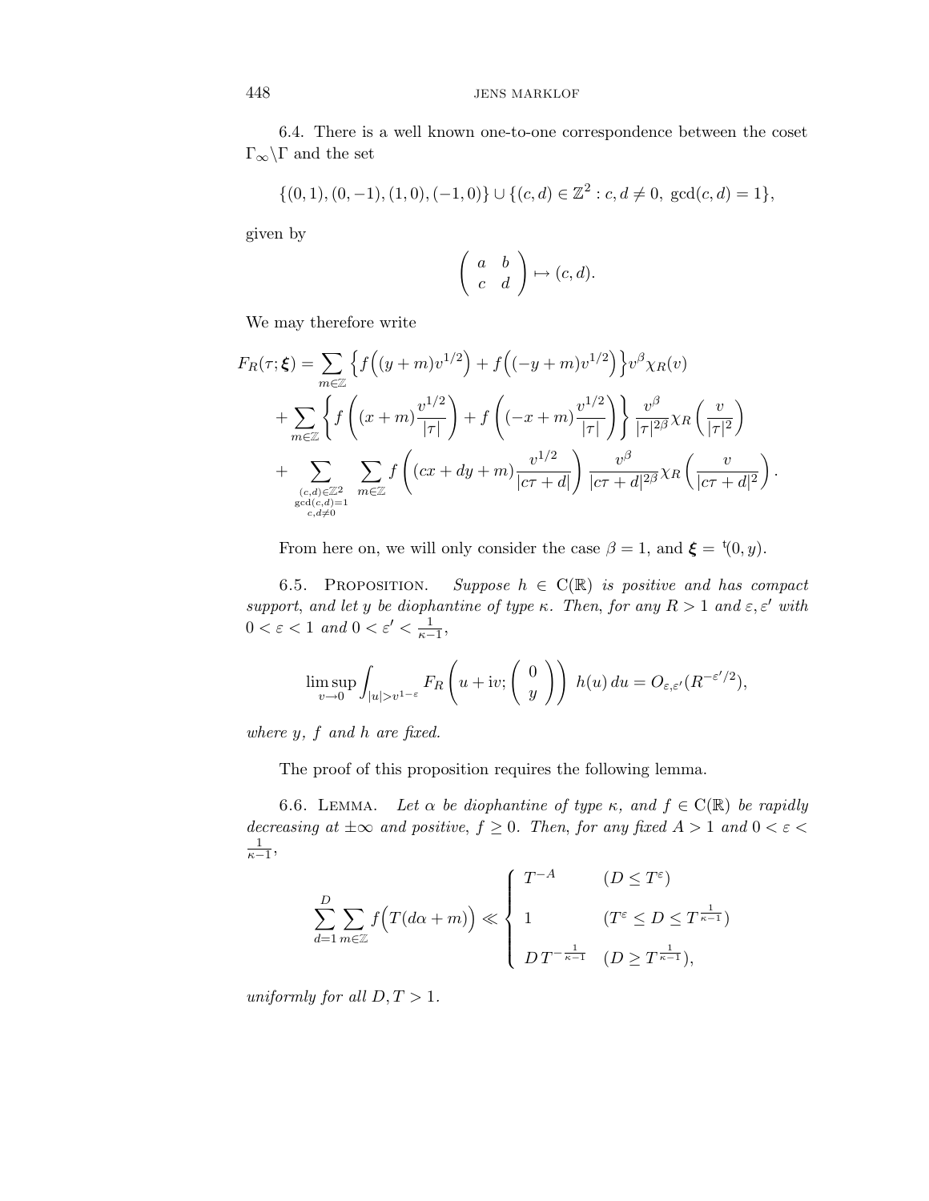6.4. There is a well known one-to-one correspondence between the coset $\Gamma_\infty \backslash \Gamma$ and the set

$$\{(0,1),(0,-1),(1,0),(-1,0)\} \cup \{(c,d) \in \mathbb{Z}^2 : c,d \neq 0,\ \gcd(c,d)=1\},$$

given by

$$\begin{pmatrix} a & b \\ c & d \end{pmatrix} \mapsto (c,d).$$

We may therefore write

$$\begin{aligned} F_R(\tau;\boldsymbol{\xi}) = &\sum_{m\in\mathbb{Z}} \Big\{ f\Big((y+m)v^{1/2}\Big) + f\Big((-y+m)v^{1/2}\Big)\Big\} v^\beta \chi_R(v) \\ &+ \sum_{m\in\mathbb{Z}} \left\{ f\left((x+m)\frac{v^{1/2}}{|\tau|}\right) + f\left((-x+m)\frac{v^{1/2}}{|\tau|}\right)\right\} \frac{v^\beta}{|\tau|^{2\beta}} \chi_R\left(\frac{v}{|\tau|^2}\right) \\ &+ \sum_{\substack{(c,d)\in\mathbb{Z}^2 \\ \gcd(c,d)=1 \\ c,d\neq 0}} \sum_{m\in\mathbb{Z}} f\left((cx+dy+m)\frac{v^{1/2}}{|c\tau+d|}\right) \frac{v^\beta}{|c\tau+d|^{2\beta}} \chi_R\left(\frac{v}{|c\tau+d|^2}\right). \end{aligned}$$

From here on, we will only consider the case $\beta = 1$, and $\boldsymbol{\xi} = {}^{\mathrm{t}}(0,y)$.

6.5. Proposition. *Suppose $h \in \mathrm{C}(\mathbb{R})$ is positive and has compact support, and let $y$ be diophantine of type $\kappa$. Then, for any $R > 1$ and $\varepsilon, \varepsilon'$ with $0 < \varepsilon < 1$ and $0 < \varepsilon' < \frac{1}{\kappa-1}$,*

$$\limsup_{v\to 0} \int_{|u|>v^{1-\varepsilon}} F_R\left(u + \mathrm{i}v; \begin{pmatrix} 0 \\ y \end{pmatrix}\right) h(u)\, du = O_{\varepsilon,\varepsilon'}(R^{-\varepsilon'/2}),$$

*where $y$, $f$ and $h$ are fixed.*

The proof of this proposition requires the following lemma.

6.6. Lemma. *Let $\alpha$ be diophantine of type $\kappa$, and $f \in \mathrm{C}(\mathbb{R})$ be rapidly decreasing at $\pm\infty$ and positive, $f \geq 0$. Then, for any fixed $A > 1$ and $0 < \varepsilon < \frac{1}{\kappa-1}$,*

$$\sum_{d=1}^{D} \sum_{m\in\mathbb{Z}} f\Big(T(d\alpha+m)\Big) \ll \begin{cases} T^{-A} & (D \leq T^\varepsilon) \\ 1 & (T^\varepsilon \leq D \leq T^{\frac{1}{\kappa-1}}) \\ D\, T^{-\frac{1}{\kappa-1}} & (D \geq T^{\frac{1}{\kappa-1}}), \end{cases}$$

*uniformly for all $D, T > 1$.*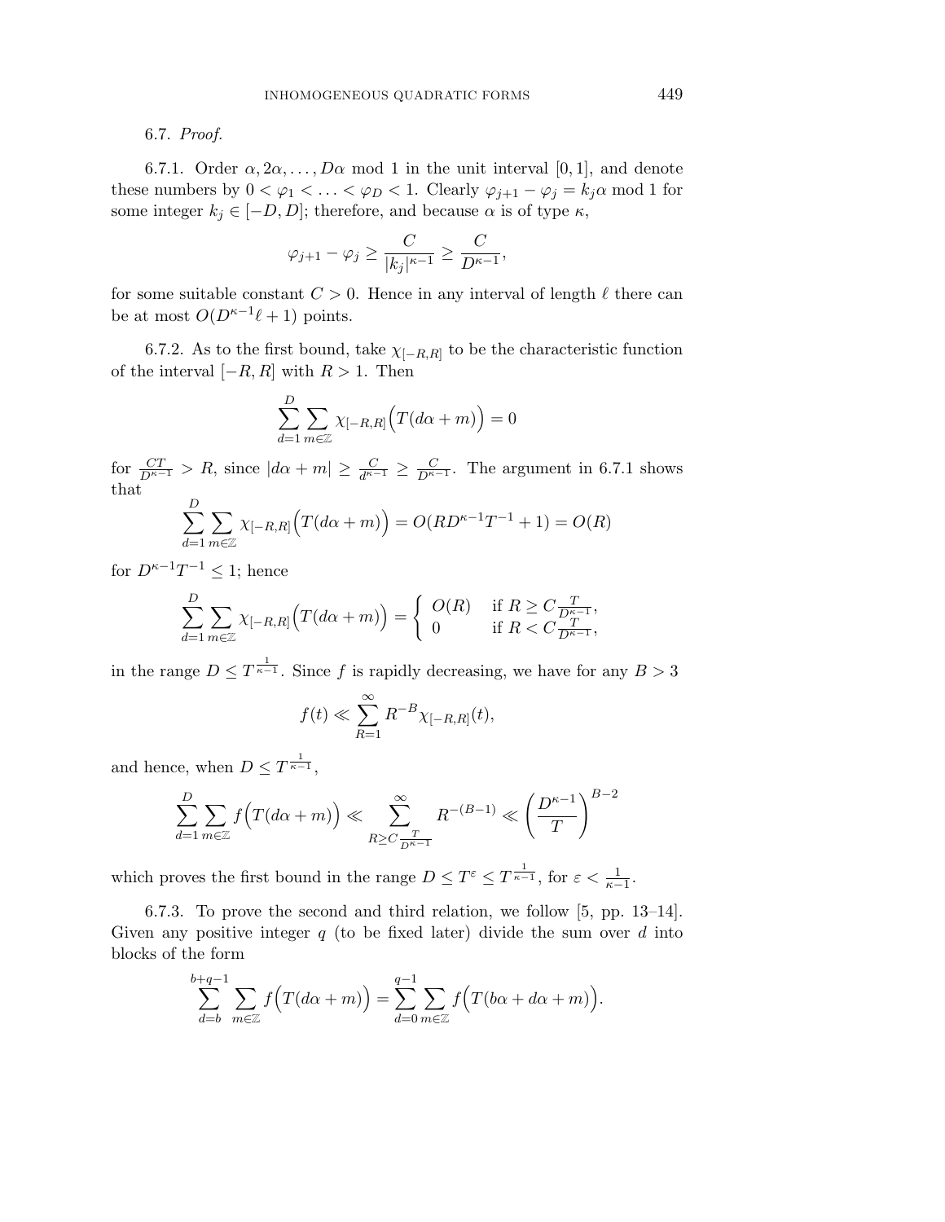6.7. *Proof.*

6.7.1. Order $\alpha, 2\alpha, \ldots, D\alpha \bmod 1$ in the unit interval $[0,1]$, and denote these numbers by $0 < \varphi_1 < \ldots < \varphi_D < 1$. Clearly $\varphi_{j+1} - \varphi_j = k_j\alpha \bmod 1$ for some integer $k_j \in [-D, D]$; therefore, and because $\alpha$ is of type $\kappa$,

$$\varphi_{j+1} - \varphi_j \geq \frac{C}{|k_j|^{\kappa-1}} \geq \frac{C}{D^{\kappa-1}},$$

for some suitable constant $C > 0$. Hence in any interval of length $\ell$ there can be at most $O(D^{\kappa-1}\ell + 1)$ points.

6.7.2. As to the first bound, take $\chi_{[-R,R]}$ to be the characteristic function of the interval $[-R, R]$ with $R > 1$. Then

$$\sum_{d=1}^{D} \sum_{m\in\mathbb{Z}} \chi_{[-R,R]}\Big(T(d\alpha + m)\Big) = 0$$

for $\frac{CT}{D^{\kappa-1}} > R$, since $|d\alpha + m| \geq \frac{C}{d^{\kappa-1}} \geq \frac{C}{D^{\kappa-1}}$. The argument in 6.7.1 shows that

$$\sum_{d=1}^{D} \sum_{m\in\mathbb{Z}} \chi_{[-R,R]}\Big(T(d\alpha + m)\Big) = O(RD^{\kappa-1}T^{-1} + 1) = O(R)$$

for $D^{\kappa-1}T^{-1} \leq 1$; hence

$$\sum_{d=1}^{D} \sum_{m\in\mathbb{Z}} \chi_{[-R,R]}\Big(T(d\alpha + m)\Big) = \begin{cases} O(R) & \text{if } R \geq C\frac{T}{D^{\kappa-1}}, \\ 0 & \text{if } R < C\frac{T}{D^{\kappa-1}}, \end{cases}$$

in the range $D \leq T^{\frac{1}{\kappa-1}}$. Since $f$ is rapidly decreasing, we have for any $B > 3$

$$f(t) \ll \sum_{R=1}^{\infty} R^{-B}\chi_{[-R,R]}(t),$$

and hence, when $D \leq T^{\frac{1}{\kappa-1}}$,

$$\sum_{d=1}^{D} \sum_{m\in\mathbb{Z}} f\Big(T(d\alpha + m)\Big) \ll \sum_{R\geq C\frac{T}{D^{\kappa-1}}}^{\infty} R^{-(B-1)} \ll \left(\frac{D^{\kappa-1}}{T}\right)^{B-2}$$

which proves the first bound in the range $D \leq T^{\varepsilon} \leq T^{\frac{1}{\kappa-1}}$, for $\varepsilon < \frac{1}{\kappa-1}$.

6.7.3. To prove the second and third relation, we follow [5, pp. 13–14]. Given any positive integer $q$ (to be fixed later) divide the sum over $d$ into blocks of the form

$$\sum_{d=b}^{b+q-1} \sum_{m\in\mathbb{Z}} f\Big(T(d\alpha + m)\Big) = \sum_{d=0}^{q-1} \sum_{m\in\mathbb{Z}} f\Big(T(b\alpha + d\alpha + m)\Big).$$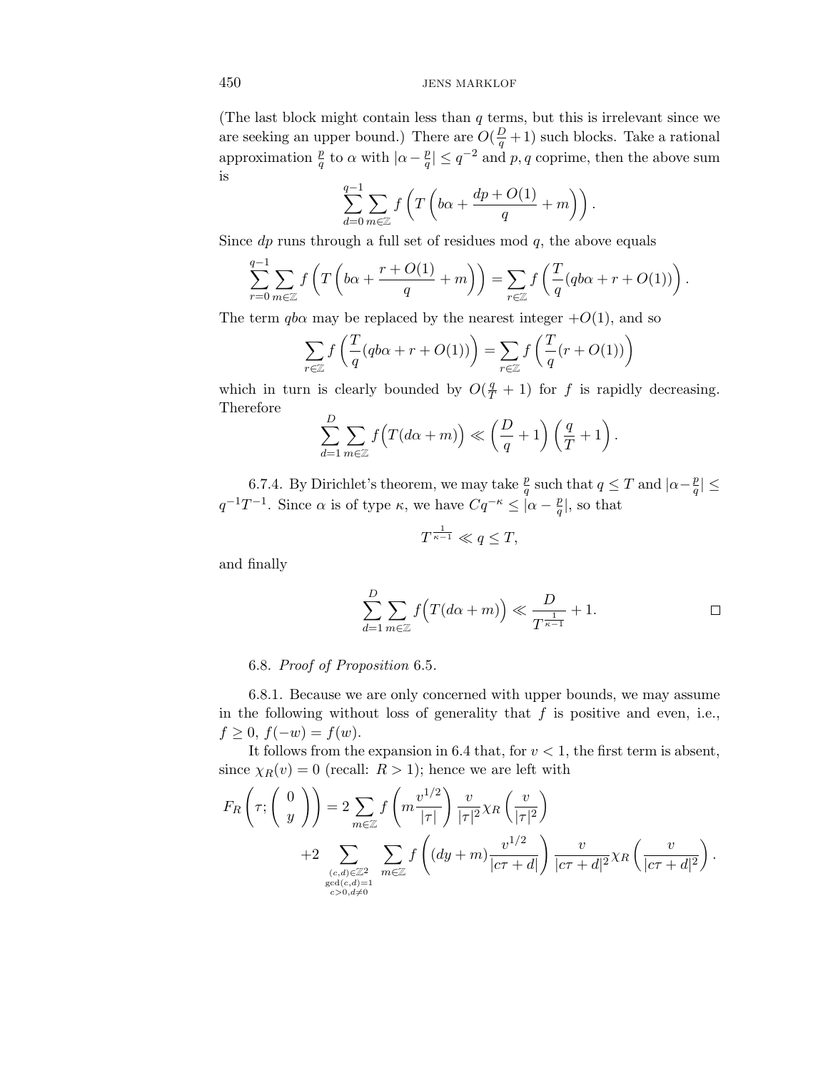(The last block might contain less than $q$ terms, but this is irrelevant since we are seeking an upper bound.) There are $O(\frac{D}{q}+1)$ such blocks. Take a rational approximation $\frac{p}{q}$ to $\alpha$ with $|\alpha - \frac{p}{q}| \leq q^{-2}$ and $p, q$ coprime, then the above sum is

$$\sum_{d=0}^{q-1} \sum_{m\in\mathbb{Z}} f\left(T\left(b\alpha + \frac{dp+O(1)}{q} + m\right)\right).$$

Since $dp$ runs through a full set of residues mod $q$, the above equals

$$\sum_{r=0}^{q-1} \sum_{m\in\mathbb{Z}} f\left(T\left(b\alpha + \frac{r+O(1)}{q} + m\right)\right) = \sum_{r\in\mathbb{Z}} f\left(\frac{T}{q}(qb\alpha + r + O(1))\right).$$

The term $qb\alpha$ may be replaced by the nearest integer $+O(1)$, and so

$$\sum_{r\in\mathbb{Z}} f\left(\frac{T}{q}(qb\alpha + r + O(1))\right) = \sum_{r\in\mathbb{Z}} f\left(\frac{T}{q}(r + O(1))\right)$$

which in turn is clearly bounded by $O(\frac{q}{T}+1)$ for $f$ is rapidly decreasing. Therefore

$$\sum_{d=1}^{D} \sum_{m\in\mathbb{Z}} f\Big(T(d\alpha+m)\Big) \ll \left(\frac{D}{q}+1\right)\left(\frac{q}{T}+1\right).$$

6.7.4. By Dirichlet's theorem, we may take $\frac{p}{q}$ such that $q \leq T$ and $|\alpha - \frac{p}{q}| \leq q^{-1}T^{-1}$. Since $\alpha$ is of type $\kappa$, we have $Cq^{-\kappa} \leq |\alpha - \frac{p}{q}|$, so that

$$T^{\frac{1}{\kappa-1}} \ll q \leq T,$$

and finally

$$\sum_{d=1}^{D} \sum_{m\in\mathbb{Z}} f\Big(T(d\alpha+m)\Big) \ll \frac{D}{T^{\frac{1}{\kappa-1}}} + 1. \qquad \square$$

6.8. *Proof of Proposition* 6.5.

6.8.1. Because we are only concerned with upper bounds, we may assume in the following without loss of generality that $f$ is positive and even, i.e., $f \geq 0$, $f(-w) = f(w)$.

It follows from the expansion in 6.4 that, for $v < 1$, the first term is absent, since $\chi_R(v) = 0$ (recall: $R > 1$); hence we are left with

$$F_R\left(\tau; \begin{pmatrix} 0 \\ y \end{pmatrix}\right) = 2\sum_{m\in\mathbb{Z}} f\left(m\frac{v^{1/2}}{|\tau|}\right) \frac{v}{|\tau|^2}\chi_R\left(\frac{v}{|\tau|^2}\right)$$
$$+2 \sum_{\substack{(c,d)\in\mathbb{Z}^2 \\ \gcd(c,d)=1 \\ c>0, d\neq 0}} \sum_{m\in\mathbb{Z}} f\left((dy+m)\frac{v^{1/2}}{|c\tau+d|}\right) \frac{v}{|c\tau+d|^2}\chi_R\left(\frac{v}{|c\tau+d|^2}\right).$$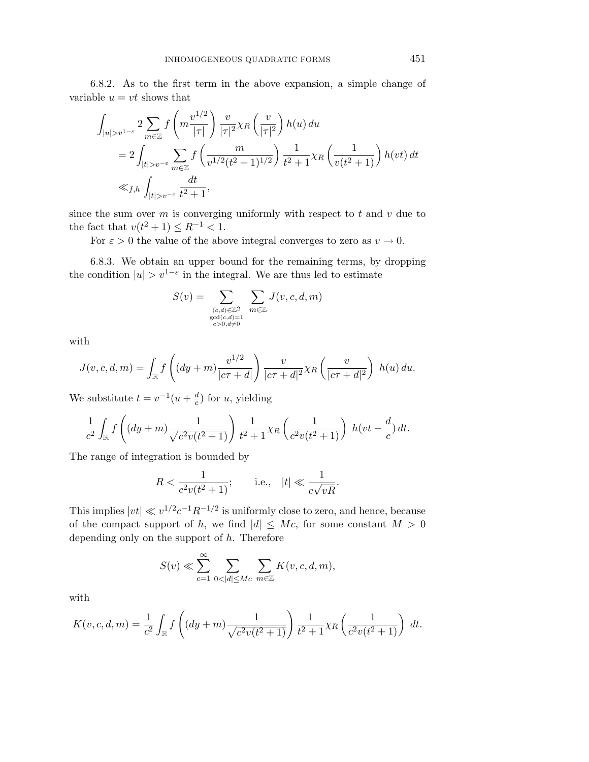6.8.2. As to the first term in the above expansion, a simple change of variable $u = vt$ shows that

$$\begin{aligned}
&\int_{|u|>v^{1-\varepsilon}} 2 \sum_{m\in\mathbb{Z}} f\left(m\frac{v^{1/2}}{|\tau|}\right) \frac{v}{|\tau|^2}\chi_R\left(\frac{v}{|\tau|^2}\right) h(u)\, du \\
&\quad = 2\int_{|t|>v^{-\varepsilon}} \sum_{m\in\mathbb{Z}} f\left(\frac{m}{v^{1/2}(t^2+1)^{1/2}}\right) \frac{1}{t^2+1}\chi_R\left(\frac{1}{v(t^2+1)}\right) h(vt)\, dt \\
&\quad \ll_{f,h} \int_{|t|>v^{-\varepsilon}} \frac{dt}{t^2+1},
\end{aligned}$$

since the sum over $m$ is converging uniformly with respect to $t$ and $v$ due to the fact that $v(t^2+1) \leq R^{-1} < 1$.

For $\varepsilon > 0$ the value of the above integral converges to zero as $v \to 0$.

6.8.3. We obtain an upper bound for the remaining terms, by dropping the condition $|u| > v^{1-\varepsilon}$ in the integral. We are thus led to estimate

$$S(v) = \sum_{\substack{(c,d)\in\mathbb{Z}^2\\ \gcd(c,d)=1\\ c>0, d\neq 0}} \sum_{m\in\mathbb{Z}} J(v,c,d,m)$$

with

$$J(v,c,d,m) = \int_{\mathbb{R}} f\left((dy+m)\frac{v^{1/2}}{|c\tau+d|}\right) \frac{v}{|c\tau+d|^2}\chi_R\left(\frac{v}{|c\tau+d|^2}\right)\ h(u)\, du.$$

We substitute $t = v^{-1}(u + \frac{d}{c})$ for $u$, yielding

$$\frac{1}{c^2}\int_{\mathbb{R}} f\left((dy+m)\frac{1}{\sqrt{c^2v(t^2+1)}}\right) \frac{1}{t^2+1}\chi_R\left(\frac{1}{c^2v(t^2+1)}\right)\ h(vt - \frac{d}{c})\, dt.$$

The range of integration is bounded by

$$R < \frac{1}{c^2v(t^2+1)}; \qquad \text{i.e.,} \quad |t| \ll \frac{1}{c\sqrt{vR}}.$$

This implies $|vt| \ll v^{1/2}c^{-1}R^{-1/2}$ is uniformly close to zero, and hence, because of the compact support of $h$, we find $|d| \leq Mc$, for some constant $M > 0$ depending only on the support of $h$. Therefore

$$S(v) \ll \sum_{c=1}^{\infty} \sum_{0<|d|\leq Mc} \sum_{m\in\mathbb{Z}} K(v,c,d,m),$$

with

$$K(v,c,d,m) = \frac{1}{c^2}\int_{\mathbb{R}} f\left((dy+m)\frac{1}{\sqrt{c^2v(t^2+1)}}\right) \frac{1}{t^2+1}\chi_R\left(\frac{1}{c^2v(t^2+1)}\right)\ dt.$$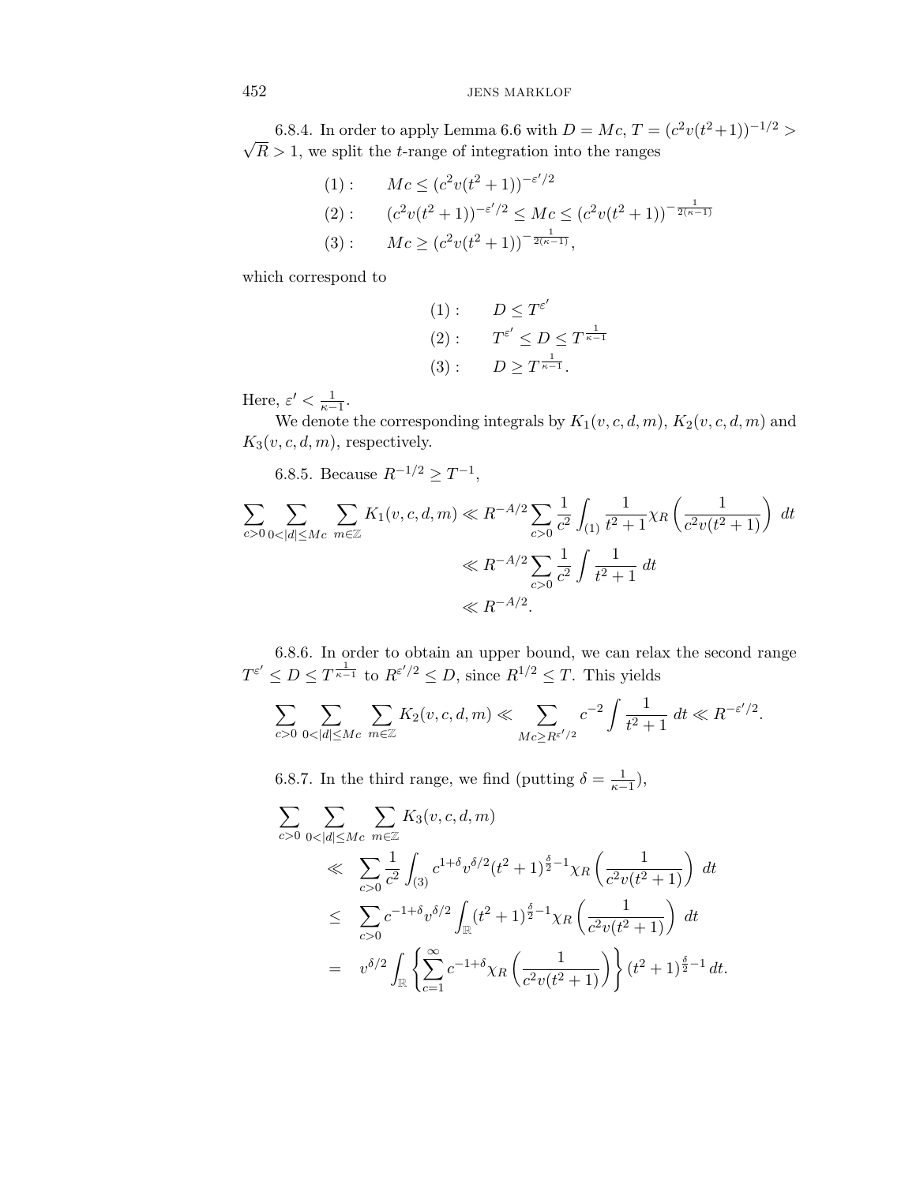6.8.4. In order to apply Lemma 6.6 with $D = Mc$, $T = (c^2 v(t^2+1))^{-1/2} > \sqrt{R} > 1$, we split the $t$-range of integration into the ranges

$$
\begin{aligned}
(1): &\qquad Mc \le (c^2 v(t^2+1))^{-\varepsilon'/2} \\
(2): &\qquad (c^2 v(t^2+1))^{-\varepsilon'/2} \le Mc \le (c^2 v(t^2+1))^{-\frac{1}{2(\kappa-1)}} \\
(3): &\qquad Mc \ge (c^2 v(t^2+1))^{-\frac{1}{2(\kappa-1)}},
\end{aligned}
$$

which correspond to

$$
\begin{aligned}
(1): &\qquad D \le T^{\varepsilon'} \\
(2): &\qquad T^{\varepsilon'} \le D \le T^{\frac{1}{\kappa-1}} \\
(3): &\qquad D \ge T^{\frac{1}{\kappa-1}}.
\end{aligned}
$$

Here, $\varepsilon' < \frac{1}{\kappa-1}$.

We denote the corresponding integrals by $K_1(v,c,d,m)$, $K_2(v,c,d,m)$ and $K_3(v,c,d,m)$, respectively.

6.8.5. Because $R^{-1/2} \ge T^{-1}$,

$$
\begin{aligned}
\sum_{c>0} \sum_{0<|d|\le Mc} \sum_{m\in\mathbb{Z}} K_1(v,c,d,m) &\ll R^{-A/2} \sum_{c>0} \frac{1}{c^2} \int_{(1)} \frac{1}{t^2+1} \chi_R\left(\frac{1}{c^2 v(t^2+1)}\right)\, dt \\
&\ll R^{-A/2} \sum_{c>0} \frac{1}{c^2} \int \frac{1}{t^2+1}\, dt \\
&\ll R^{-A/2}.
\end{aligned}
$$

6.8.6. In order to obtain an upper bound, we can relax the second range $T^{\varepsilon'} \le D \le T^{\frac{1}{\kappa-1}}$ to $R^{\varepsilon'/2} \le D$, since $R^{1/2} \le T$. This yields

$$
\sum_{c>0} \sum_{0<|d|\le Mc} \sum_{m\in\mathbb{Z}} K_2(v,c,d,m) \ll \sum_{Mc \ge R^{\varepsilon'/2}} c^{-2} \int \frac{1}{t^2+1}\, dt \ll R^{-\varepsilon'/2}.
$$

6.8.7. In the third range, we find (putting $\delta = \frac{1}{\kappa-1}$),

$$
\begin{aligned}
&\sum_{c>0} \sum_{0<|d|\le Mc} \sum_{m\in\mathbb{Z}} K_3(v,c,d,m) \\
&\qquad \ll \sum_{c>0} \frac{1}{c^2} \int_{(3)} c^{1+\delta} v^{\delta/2} (t^2+1)^{\frac{\delta}{2}-1} \chi_R\left(\frac{1}{c^2 v(t^2+1)}\right)\, dt \\
&\qquad \le \sum_{c>0} c^{-1+\delta} v^{\delta/2} \int_{\mathbb{R}} (t^2+1)^{\frac{\delta}{2}-1} \chi_R\left(\frac{1}{c^2 v(t^2+1)}\right)\, dt \\
&\qquad = v^{\delta/2} \int_{\mathbb{R}} \left\{ \sum_{c=1}^{\infty} c^{-1+\delta} \chi_R\left(\frac{1}{c^2 v(t^2+1)}\right) \right\} (t^2+1)^{\frac{\delta}{2}-1}\, dt.
\end{aligned}
$$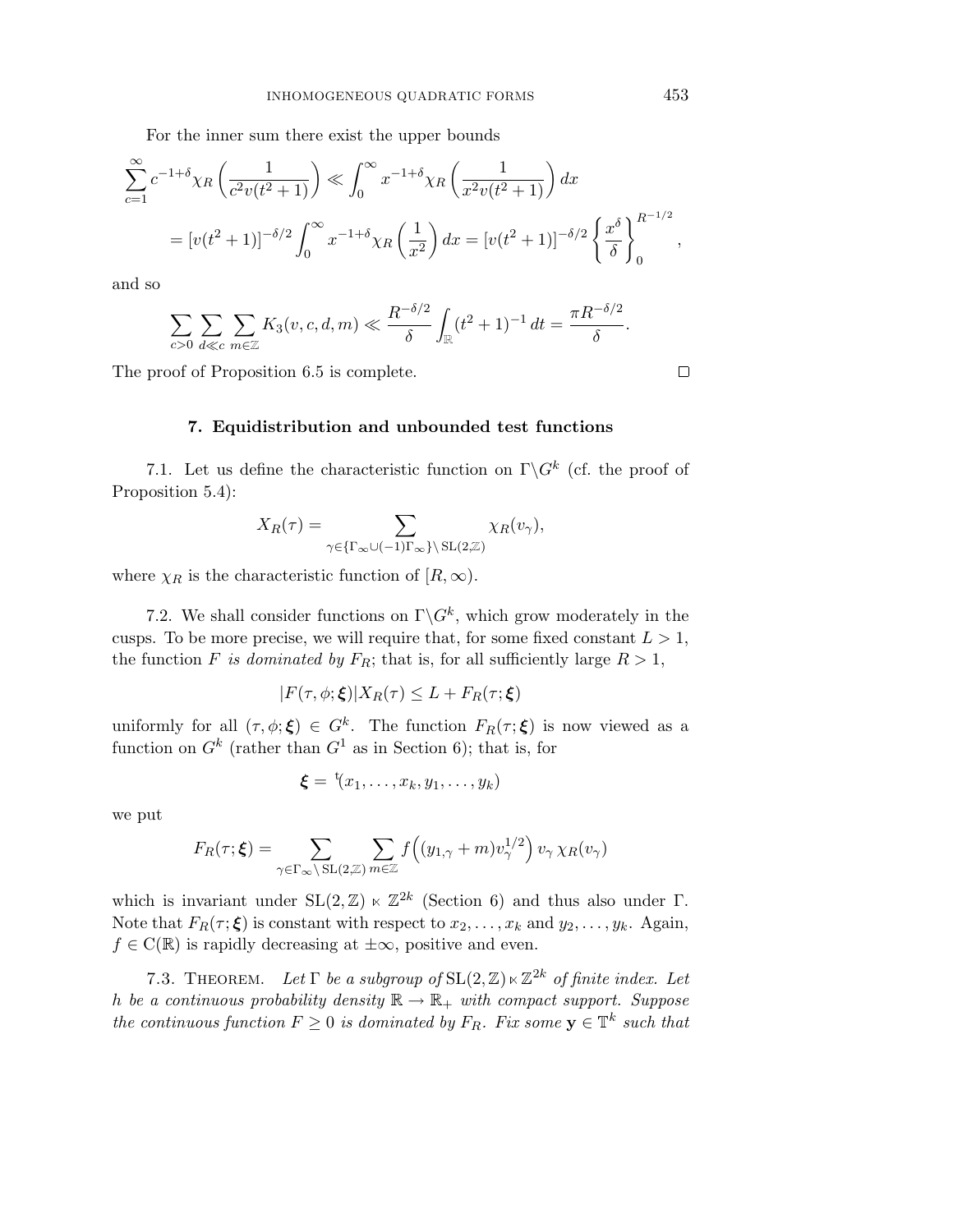For the inner sum there exist the upper bounds

$$\sum_{c=1}^{\infty} c^{-1+\delta} \chi_R\left(\frac{1}{c^2 v(t^2+1)}\right) \ll \int_0^{\infty} x^{-1+\delta} \chi_R\left(\frac{1}{x^2 v(t^2+1)}\right) dx$$

$$= [v(t^2+1)]^{-\delta/2} \int_0^{\infty} x^{-1+\delta} \chi_R\left(\frac{1}{x^2}\right) dx = [v(t^2+1)]^{-\delta/2} \left\{\frac{x^\delta}{\delta}\right\}_0^{R^{-1/2}},$$

and so

$$\sum_{c>0} \sum_{d \ll c} \sum_{m \in \mathbb{Z}} K_3(v,c,d,m) \ll \frac{R^{-\delta/2}}{\delta} \int_{\mathbb{R}} (t^2+1)^{-1} \, dt = \frac{\pi R^{-\delta/2}}{\delta}.$$

The proof of Proposition 6.5 is complete. □

## 7. Equidistribution and unbounded test functions

7.1. Let us define the characteristic function on $\Gamma\backslash G^k$ (cf. the proof of Proposition 5.4):

$$X_R(\tau) = \sum_{\gamma \in \{\Gamma_\infty \cup (-1)\Gamma_\infty\} \backslash \mathrm{SL}(2,\mathbb{Z})} \chi_R(v_\gamma),$$

where $\chi_R$ is the characteristic function of $[R, \infty)$.

7.2. We shall consider functions on $\Gamma\backslash G^k$, which grow moderately in the cusps. To be more precise, we will require that, for some fixed constant $L > 1$, the function $F$ *is dominated by* $F_R$; that is, for all sufficiently large $R > 1$,

$$|F(\tau, \phi; \boldsymbol{\xi})| X_R(\tau) \leq L + F_R(\tau; \boldsymbol{\xi})$$

uniformly for all $(\tau, \phi; \boldsymbol{\xi}) \in G^k$. The function $F_R(\tau; \boldsymbol{\xi})$ is now viewed as a function on $G^k$ (rather than $G^1$ as in Section 6); that is, for

$$\boldsymbol{\xi} = {}^{\mathrm{t}}(x_1, \ldots, x_k, y_1, \ldots, y_k)$$

we put

$$F_R(\tau; \boldsymbol{\xi}) = \sum_{\gamma \in \Gamma_\infty \backslash \mathrm{SL}(2,\mathbb{Z})} \sum_{m \in \mathbb{Z}} f\Big((y_{1,\gamma} + m) v_\gamma^{1/2}\Big) \, v_\gamma \, \chi_R(v_\gamma)$$

which is invariant under $\mathrm{SL}(2,\mathbb{Z}) \ltimes \mathbb{Z}^{2k}$ (Section 6) and thus also under $\Gamma$. Note that $F_R(\tau; \boldsymbol{\xi})$ is constant with respect to $x_2, \ldots, x_k$ and $y_2, \ldots, y_k$. Again, $f \in \mathrm{C}(\mathbb{R})$ is rapidly decreasing at $\pm\infty$, positive and even.

7.3. Theorem. *Let $\Gamma$ be a subgroup of $\mathrm{SL}(2,\mathbb{Z}) \ltimes \mathbb{Z}^{2k}$ of finite index. Let $h$ be a continuous probability density $\mathbb{R} \to \mathbb{R}_+$ with compact support. Suppose the continuous function $F \geq 0$ is dominated by $F_R$. Fix some $\mathbf{y} \in \mathbb{T}^k$ such that*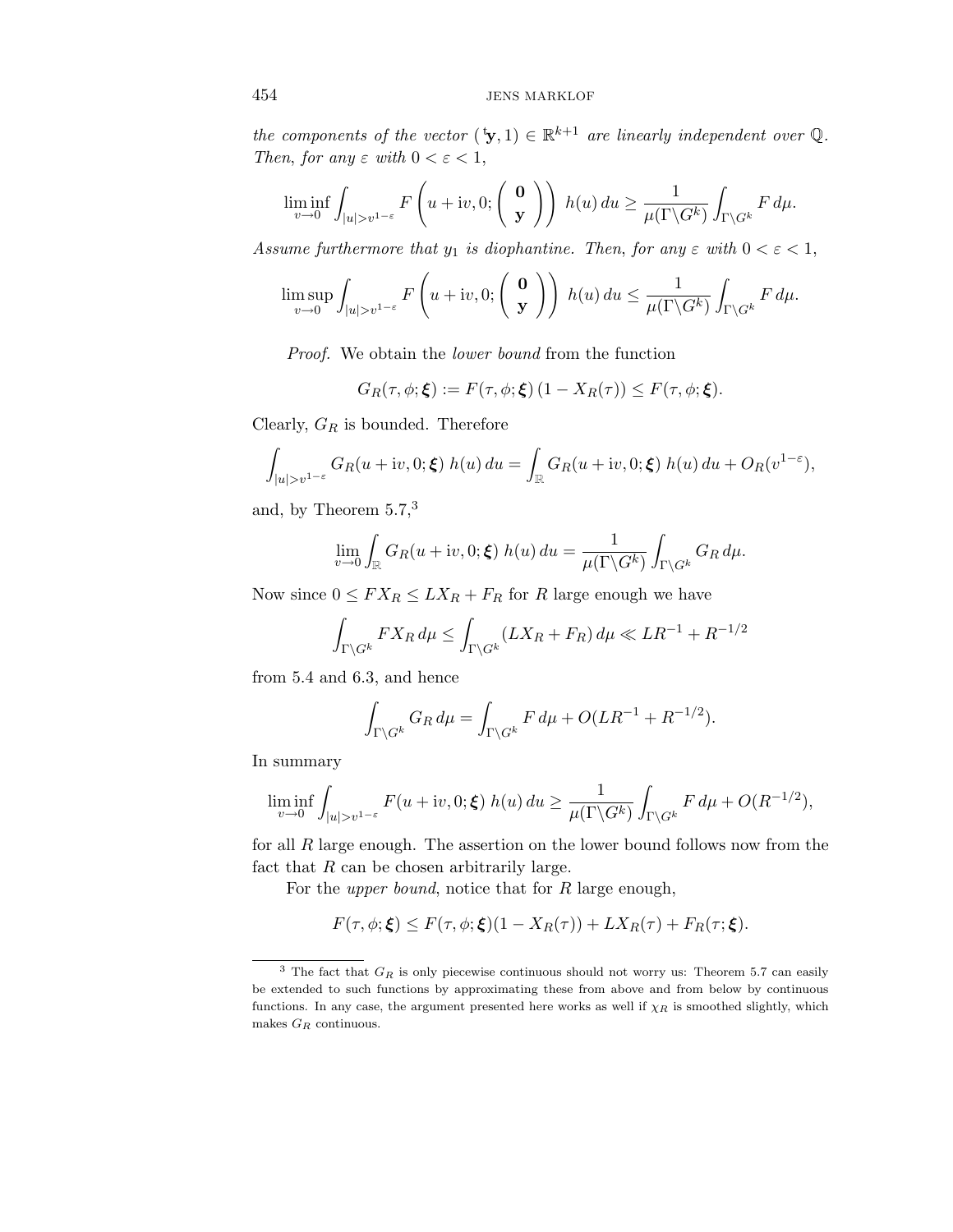*the components of the vector* $({}^{\mathrm{t}}\mathbf{y}, 1) \in \mathbb{R}^{k+1}$ *are linearly independent over* $\mathbb{Q}$. *Then, for any* $\varepsilon$ *with* $0 < \varepsilon < 1$,

$$\liminf_{v \to 0} \int_{|u| > v^{1-\varepsilon}} F\left(u + \mathrm{i}v, 0; \begin{pmatrix} \mathbf{0} \\ \mathbf{y} \end{pmatrix}\right) h(u)\, du \geq \frac{1}{\mu(\Gamma \backslash G^k)} \int_{\Gamma \backslash G^k} F\, d\mu.$$

*Assume furthermore that* $y_1$ *is diophantine. Then, for any* $\varepsilon$ *with* $0 < \varepsilon < 1$,

$$\limsup_{v \to 0} \int_{|u| > v^{1-\varepsilon}} F\left(u + \mathrm{i}v, 0; \begin{pmatrix} \mathbf{0} \\ \mathbf{y} \end{pmatrix}\right) h(u)\, du \leq \frac{1}{\mu(\Gamma \backslash G^k)} \int_{\Gamma \backslash G^k} F\, d\mu.$$

*Proof.* We obtain the *lower bound* from the function

$$G_R(\tau, \phi; \boldsymbol{\xi}) := F(\tau, \phi; \boldsymbol{\xi})\,(1 - X_R(\tau)) \leq F(\tau, \phi; \boldsymbol{\xi}).$$

Clearly, $G_R$ is bounded. Therefore

$$\int_{|u| > v^{1-\varepsilon}} G_R(u + \mathrm{i}v, 0; \boldsymbol{\xi})\, h(u)\, du = \int_{\mathbb{R}} G_R(u + \mathrm{i}v, 0; \boldsymbol{\xi})\, h(u)\, du + O_R(v^{1-\varepsilon}),$$

and, by Theorem 5.7,[3]

$$\lim_{v \to 0} \int_{\mathbb{R}} G_R(u + \mathrm{i}v, 0; \boldsymbol{\xi})\, h(u)\, du = \frac{1}{\mu(\Gamma \backslash G^k)} \int_{\Gamma \backslash G^k} G_R\, d\mu.$$

Now since $0 \leq F X_R \leq L X_R + F_R$ for $R$ large enough we have

$$\int_{\Gamma \backslash G^k} F X_R\, d\mu \leq \int_{\Gamma \backslash G^k} (L X_R + F_R)\, d\mu \ll L R^{-1} + R^{-1/2}$$

from 5.4 and 6.3, and hence

$$\int_{\Gamma \backslash G^k} G_R\, d\mu = \int_{\Gamma \backslash G^k} F\, d\mu + O(L R^{-1} + R^{-1/2}).$$

In summary

$$\liminf_{v \to 0} \int_{|u| > v^{1-\varepsilon}} F(u + \mathrm{i}v, 0; \boldsymbol{\xi})\, h(u)\, du \geq \frac{1}{\mu(\Gamma \backslash G^k)} \int_{\Gamma \backslash G^k} F\, d\mu + O(R^{-1/2}),$$

for all $R$ large enough. The assertion on the lower bound follows now from the fact that $R$ can be chosen arbitrarily large.

For the *upper bound*, notice that for $R$ large enough,

$$F(\tau, \phi; \boldsymbol{\xi}) \leq F(\tau, \phi; \boldsymbol{\xi})(1 - X_R(\tau)) + L X_R(\tau) + F_R(\tau; \boldsymbol{\xi}).$$

---

[3] The fact that $G_R$ is only piecewise continuous should not worry us: Theorem 5.7 can easily be extended to such functions by approximating these from above and from below by continuous functions. In any case, the argument presented here works as well if $\chi_R$ is smoothed slightly, which makes $G_R$ continuous.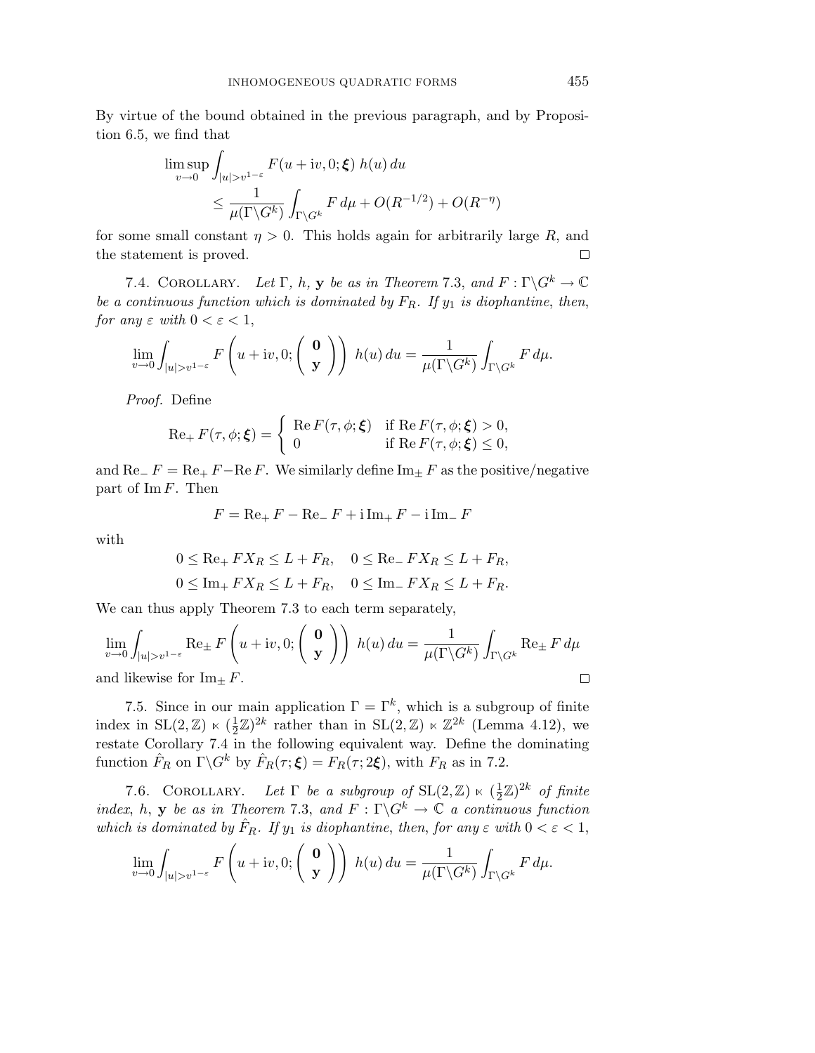By virtue of the bound obtained in the previous paragraph, and by Proposition 6.5, we find that

$$\limsup_{v\to 0} \int_{|u|>v^{1-\varepsilon}} F(u+\mathrm{i}v,0;\boldsymbol{\xi})\; h(u)\,du \le \frac{1}{\mu(\Gamma\backslash G^k)} \int_{\Gamma\backslash G^k} F\,d\mu + O(R^{-1/2}) + O(R^{-\eta})$$

for some small constant $\eta > 0$. This holds again for arbitrarily large $R$, and the statement is proved. $\square$

7.4. Corollary. *Let $\Gamma$, $h$, $\mathbf{y}$ be as in Theorem 7.3, and $F : \Gamma\backslash G^k \to \mathbb{C}$ be a continuous function which is dominated by $F_R$. If $y_1$ is diophantine, then, for any $\varepsilon$ with $0 < \varepsilon < 1$,*

$$\lim_{v\to 0} \int_{|u|>v^{1-\varepsilon}} F\left(u+\mathrm{i}v,0;\begin{pmatrix}\mathbf{0}\\ \mathbf{y}\end{pmatrix}\right)\; h(u)\,du = \frac{1}{\mu(\Gamma\backslash G^k)} \int_{\Gamma\backslash G^k} F\,d\mu.$$

*Proof.* Define

$$\mathrm{Re}_+ F(\tau,\phi;\boldsymbol{\xi}) = \begin{cases} \mathrm{Re}\, F(\tau,\phi;\boldsymbol{\xi}) & \text{if } \mathrm{Re}\, F(\tau,\phi;\boldsymbol{\xi}) > 0, \\ 0 & \text{if } \mathrm{Re}\, F(\tau,\phi;\boldsymbol{\xi}) \le 0, \end{cases}$$

and $\mathrm{Re}_- F = \mathrm{Re}_+ F - \mathrm{Re}\, F$. We similarly define $\mathrm{Im}_\pm F$ as the positive/negative part of $\mathrm{Im}\, F$. Then

$$F = \mathrm{Re}_+ F - \mathrm{Re}_- F + \mathrm{i}\,\mathrm{Im}_+ F - \mathrm{i}\,\mathrm{Im}_- F$$

with

$$0 \le \mathrm{Re}_+ F X_R \le L + F_R, \quad 0 \le \mathrm{Re}_- F X_R \le L + F_R,$$
$$0 \le \mathrm{Im}_+ F X_R \le L + F_R, \quad 0 \le \mathrm{Im}_- F X_R \le L + F_R.$$

We can thus apply Theorem 7.3 to each term separately,

$$\lim_{v\to 0} \int_{|u|>v^{1-\varepsilon}} \mathrm{Re}_\pm F\left(u+\mathrm{i}v,0;\begin{pmatrix}\mathbf{0}\\ \mathbf{y}\end{pmatrix}\right)\; h(u)\,du = \frac{1}{\mu(\Gamma\backslash G^k)} \int_{\Gamma\backslash G^k} \mathrm{Re}_\pm F\,d\mu$$

and likewise for $\mathrm{Im}_\pm F$. $\square$

7.5. Since in our main application $\Gamma = \Gamma^k$, which is a subgroup of finite index in $\mathrm{SL}(2,\mathbb{Z}) \ltimes (\frac{1}{2}\mathbb{Z})^{2k}$ rather than in $\mathrm{SL}(2,\mathbb{Z}) \ltimes \mathbb{Z}^{2k}$ (Lemma 4.12), we restate Corollary 7.4 in the following equivalent way. Define the dominating function $\hat{F}_R$ on $\Gamma\backslash G^k$ by $\hat{F}_R(\tau;\boldsymbol{\xi}) = F_R(\tau;2\boldsymbol{\xi})$, with $F_R$ as in 7.2.

7.6. Corollary. *Let $\Gamma$ be a subgroup of $\mathrm{SL}(2,\mathbb{Z}) \ltimes (\frac{1}{2}\mathbb{Z})^{2k}$ of finite index, $h$, $\mathbf{y}$ be as in Theorem 7.3, and $F : \Gamma\backslash G^k \to \mathbb{C}$ a continuous function which is dominated by $\hat{F}_R$. If $y_1$ is diophantine, then, for any $\varepsilon$ with $0 < \varepsilon < 1$,*

$$\lim_{v\to 0} \int_{|u|>v^{1-\varepsilon}} F\left(u+\mathrm{i}v,0;\begin{pmatrix}\mathbf{0}\\ \mathbf{y}\end{pmatrix}\right)\; h(u)\,du = \frac{1}{\mu(\Gamma\backslash G^k)} \int_{\Gamma\backslash G^k} F\,d\mu.$$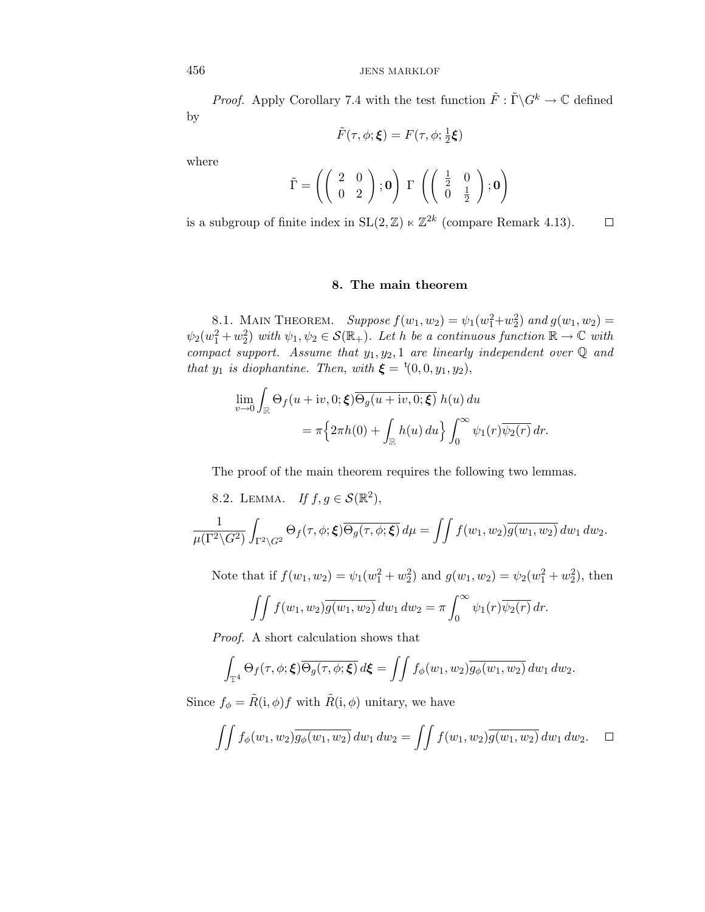*Proof.* Apply Corollary 7.4 with the test function $\tilde{F} : \tilde{\Gamma}\backslash G^k \to \mathbb{C}$ defined by

$$\tilde{F}(\tau, \phi; \boldsymbol{\xi}) = F(\tau, \phi; \tfrac{1}{2}\boldsymbol{\xi})$$

where

$$\tilde{\Gamma} = \left( \begin{pmatrix} 2 & 0 \\ 0 & 2 \end{pmatrix}; \mathbf{0} \right) \Gamma \left( \begin{pmatrix} \frac{1}{2} & 0 \\ 0 & \frac{1}{2} \end{pmatrix}; \mathbf{0} \right)$$

is a subgroup of finite index in $\mathrm{SL}(2, \mathbb{Z}) \ltimes \mathbb{Z}^{2k}$ (compare Remark 4.13). $\square$

## 8. The main theorem

8.1. Main Theorem. *Suppose $f(w_1, w_2) = \psi_1(w_1^2 + w_2^2)$ and $g(w_1, w_2) = \psi_2(w_1^2 + w_2^2)$ with $\psi_1, \psi_2 \in \mathcal{S}(\mathbb{R}_+)$. Let $h$ be a continuous function $\mathbb{R} \to \mathbb{C}$ with compact support. Assume that $y_1, y_2, 1$ are linearly independent over $\mathbb{Q}$ and that $y_1$ is diophantine. Then, with $\boldsymbol{\xi} = {}^{\mathrm{t}}(0, 0, y_1, y_2)$,*

$$\lim_{v \to 0} \int_{\mathbb{R}} \Theta_f(u + \mathrm{i}v, 0; \boldsymbol{\xi}) \overline{\Theta_g(u + \mathrm{i}v, 0; \boldsymbol{\xi})}\, h(u)\, du = \pi \Big\{ 2\pi h(0) + \int_{\mathbb{R}} h(u)\, du \Big\} \int_0^\infty \psi_1(r) \overline{\psi_2(r)}\, dr.$$

The proof of the main theorem requires the following two lemmas.

8.2. Lemma. *If $f, g \in \mathcal{S}(\mathbb{R}^2)$,*

$$\frac{1}{\mu(\Gamma^2 \backslash G^2)} \int_{\Gamma^2 \backslash G^2} \Theta_f(\tau, \phi; \boldsymbol{\xi}) \overline{\Theta_g(\tau, \phi; \boldsymbol{\xi})}\, d\mu = \iint f(w_1, w_2) \overline{g(w_1, w_2)}\, dw_1\, dw_2.$$

Note that if $f(w_1, w_2) = \psi_1(w_1^2 + w_2^2)$ and $g(w_1, w_2) = \psi_2(w_1^2 + w_2^2)$, then

$$\iint f(w_1, w_2) \overline{g(w_1, w_2)}\, dw_1\, dw_2 = \pi \int_0^\infty \psi_1(r) \overline{\psi_2(r)}\, dr.$$

*Proof.* A short calculation shows that

$$\int_{\mathbb{T}^4} \Theta_f(\tau, \phi; \boldsymbol{\xi}) \overline{\Theta_g(\tau, \phi; \boldsymbol{\xi})}\, d\boldsymbol{\xi} = \iint f_\phi(w_1, w_2) \overline{g_\phi(w_1, w_2)}\, dw_1\, dw_2.$$

Since $f_\phi = \tilde{R}(\mathrm{i}, \phi) f$ with $\tilde{R}(\mathrm{i}, \phi)$ unitary, we have

$$\iint f_\phi(w_1, w_2) \overline{g_\phi(w_1, w_2)}\, dw_1\, dw_2 = \iint f(w_1, w_2) \overline{g(w_1, w_2)}\, dw_1\, dw_2. \quad \square$$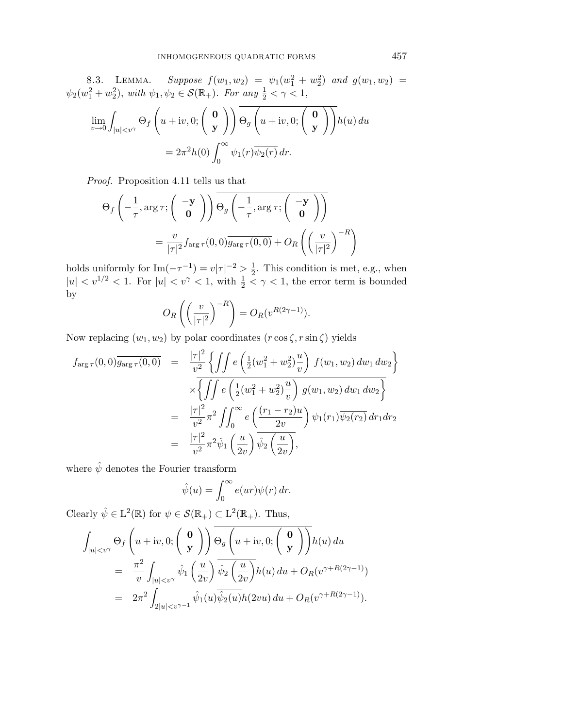8.3. Lemma. *Suppose $f(w_1, w_2) = \psi_1(w_1^2 + w_2^2)$ and $g(w_1, w_2) = \psi_2(w_1^2 + w_2^2)$, with $\psi_1, \psi_2 \in \mathcal{S}(\mathbb{R}_+)$. For any $\frac{1}{2} < \gamma < 1$,*

$$\lim_{v\to 0} \int_{|u|<v^\gamma} \Theta_f\left(u + \mathrm{i}v, 0; \begin{pmatrix} \mathbf{0} \\ \mathbf{y} \end{pmatrix}\right) \overline{\Theta_g\left(u + \mathrm{i}v, 0; \begin{pmatrix} \mathbf{0} \\ \mathbf{y} \end{pmatrix}\right)} h(u)\, du$$
$$= 2\pi^2 h(0) \int_0^\infty \psi_1(r)\overline{\psi_2(r)}\, dr.$$

*Proof.* Proposition 4.11 tells us that

$$\Theta_f\left(-\frac{1}{\tau}, \arg\tau; \begin{pmatrix} -\mathbf{y} \\ \mathbf{0} \end{pmatrix}\right) \overline{\Theta_g\left(-\frac{1}{\tau}, \arg\tau; \begin{pmatrix} -\mathbf{y} \\ \mathbf{0} \end{pmatrix}\right)}$$
$$= \frac{v}{|\tau|^2} f_{\arg\tau}(0,0)\overline{g_{\arg\tau}(0,0)} + O_R\left(\left(\frac{v}{|\tau|^2}\right)^{-R}\right)$$

holds uniformly for $\mathrm{Im}(-\tau^{-1}) = v|\tau|^{-2} > \frac{1}{2}$. This condition is met, e.g., when $|u| < v^{1/2} < 1$. For $|u| < v^\gamma < 1$, with $\frac{1}{2} < \gamma < 1$, the error term is bounded by

$$O_R\left(\left(\frac{v}{|\tau|^2}\right)^{-R}\right) = O_R(v^{R(2\gamma-1)}).$$

Now replacing $(w_1, w_2)$ by polar coordinates $(r\cos\zeta, r\sin\zeta)$ yields

$$\begin{aligned}
f_{\arg\tau}(0,0)\overline{g_{\arg\tau}(0,0)} &= \frac{|\tau|^2}{v^2}\left\{\iint e\left(\tfrac{1}{2}(w_1^2+w_2^2)\frac{u}{v}\right) f(w_1,w_2)\, dw_1\, dw_2\right\} \\
&\quad \times \overline{\left\{\iint e\left(\tfrac{1}{2}(w_1^2+w_2^2)\frac{u}{v}\right) g(w_1,w_2)\, dw_1\, dw_2\right\}} \\
&= \frac{|\tau|^2}{v^2}\pi^2 \iint_0^\infty e\left(\frac{(r_1-r_2)u}{2v}\right)\psi_1(r_1)\overline{\psi_2(r_2)}\, dr_1 dr_2 \\
&= \frac{|\tau|^2}{v^2}\pi^2 \hat{\psi}_1\left(\frac{u}{2v}\right)\overline{\hat{\psi}_2\left(\frac{u}{2v}\right)},
\end{aligned}$$

where $\hat{\psi}$ denotes the Fourier transform

$$\hat{\psi}(u) = \int_0^\infty e(ur)\psi(r)\, dr.$$

Clearly $\hat{\psi} \in \mathrm{L}^2(\mathbb{R})$ for $\psi \in \mathcal{S}(\mathbb{R}_+) \subset \mathrm{L}^2(\mathbb{R}_+)$. Thus,

$$\begin{aligned}
&\int_{|u|<v^\gamma} \Theta_f\left(u + \mathrm{i}v, 0; \begin{pmatrix} \mathbf{0} \\ \mathbf{y} \end{pmatrix}\right) \overline{\Theta_g\left(u + \mathrm{i}v, 0; \begin{pmatrix} \mathbf{0} \\ \mathbf{y} \end{pmatrix}\right)} h(u)\, du \\
&= \frac{\pi^2}{v}\int_{|u|<v^\gamma} \hat{\psi}_1\left(\frac{u}{2v}\right)\overline{\hat{\psi}_2\left(\frac{u}{2v}\right)} h(u)\, du + O_R(v^{\gamma+R(2\gamma-1)}) \\
&= 2\pi^2 \int_{2|u|<v^{\gamma-1}} \hat{\psi}_1(u)\overline{\hat{\psi}_2(u)} h(2vu)\, du + O_R(v^{\gamma+R(2\gamma-1)}).
\end{aligned}$$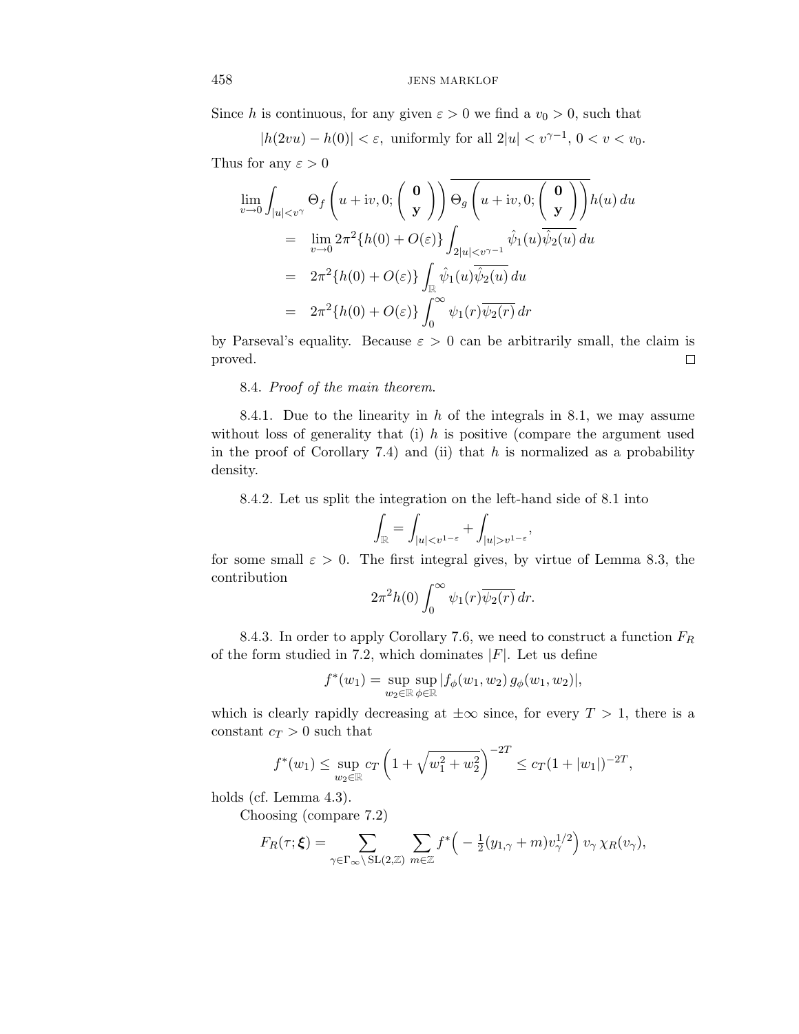Since $h$ is continuous, for any given $\varepsilon > 0$ we find a $v_0 > 0$, such that

$$|h(2vu) - h(0)| < \varepsilon, \text{ uniformly for all } 2|u| < v^{\gamma-1},\ 0 < v < v_0.$$

Thus for any $\varepsilon > 0$

$$\begin{aligned}
\lim_{v\to 0} \int_{|u|<v^{\gamma}} & \Theta_f\left(u + \mathrm{i}v, 0; \begin{pmatrix} \mathbf{0} \\ \mathbf{y} \end{pmatrix}\right) \overline{\Theta_g\left(u + \mathrm{i}v, 0; \begin{pmatrix} \mathbf{0} \\ \mathbf{y} \end{pmatrix}\right)} h(u)\, du \\
&= \lim_{v\to 0} 2\pi^2 \{h(0) + O(\varepsilon)\} \int_{2|u|<v^{\gamma-1}} \hat{\psi}_1(u) \overline{\hat{\psi}_2(u)}\, du \\
&= 2\pi^2 \{h(0) + O(\varepsilon)\} \int_{\mathbb{R}} \hat{\psi}_1(u) \overline{\hat{\psi}_2(u)}\, du \\
&= 2\pi^2 \{h(0) + O(\varepsilon)\} \int_0^\infty \psi_1(r) \overline{\psi_2(r)}\, dr
\end{aligned}$$

by Parseval's equality. Because $\varepsilon > 0$ can be arbitrarily small, the claim is proved. □

8.4. *Proof of the main theorem.*

8.4.1. Due to the linearity in $h$ of the integrals in 8.1, we may assume without loss of generality that (i) $h$ is positive (compare the argument used in the proof of Corollary 7.4) and (ii) that $h$ is normalized as a probability density.

8.4.2. Let us split the integration on the left-hand side of 8.1 into

$$\int_{\mathbb{R}} = \int_{|u|<v^{1-\varepsilon}} + \int_{|u|>v^{1-\varepsilon}},$$

for some small $\varepsilon > 0$. The first integral gives, by virtue of Lemma 8.3, the contribution

$$2\pi^2 h(0) \int_0^\infty \psi_1(r) \overline{\psi_2(r)}\, dr.$$

8.4.3. In order to apply Corollary 7.6, we need to construct a function $F_R$ of the form studied in 7.2, which dominates $|F|$. Let us define

$$f^*(w_1) = \sup_{w_2\in\mathbb{R}} \sup_{\phi\in\mathbb{R}} |f_\phi(w_1, w_2)\, g_\phi(w_1, w_2)|,$$

which is clearly rapidly decreasing at $\pm\infty$ since, for every $T > 1$, there is a constant $c_T > 0$ such that

$$f^*(w_1) \le \sup_{w_2\in\mathbb{R}} c_T \left(1 + \sqrt{w_1^2 + w_2^2}\right)^{-2T} \le c_T (1 + |w_1|)^{-2T},$$

holds (cf. Lemma 4.3).

Choosing (compare 7.2)

$$F_R(\tau; \boldsymbol{\xi}) = \sum_{\gamma\in\Gamma_\infty\setminus \mathrm{SL}(2,\mathbb{Z})} \sum_{m\in\mathbb{Z}} f^*\Big(-\tfrac{1}{2}(y_{1,\gamma} + m) v_\gamma^{1/2}\Big)\, v_\gamma\, \chi_R(v_\gamma),$$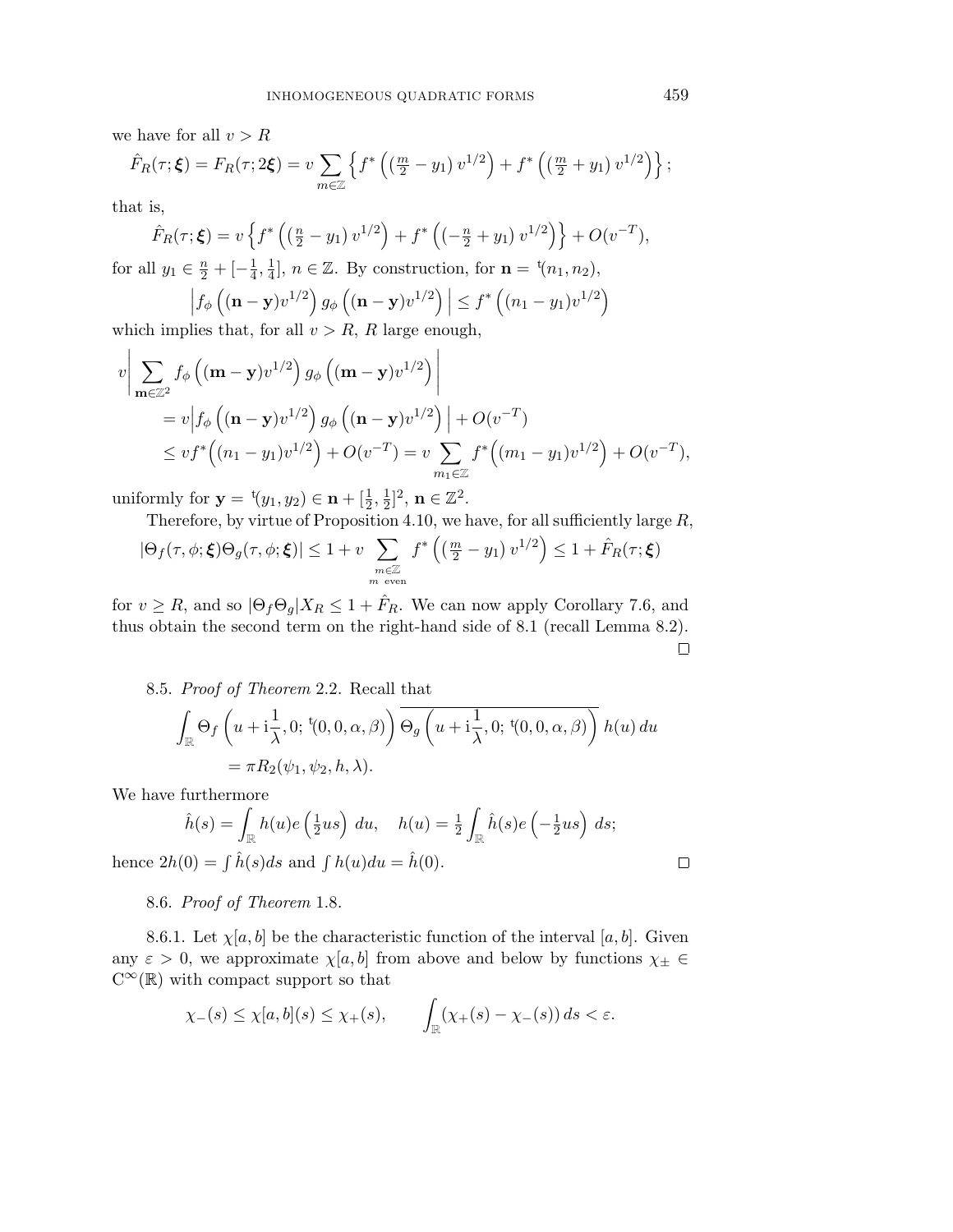we have for all $v > R$

$$\hat{F}_R(\tau;\boldsymbol{\xi}) = F_R(\tau;2\boldsymbol{\xi}) = v \sum_{m\in\mathbb{Z}} \left\{ f^*\left(\left(\tfrac{m}{2} - y_1\right) v^{1/2}\right) + f^*\left(\left(\tfrac{m}{2} + y_1\right) v^{1/2}\right)\right\};$$

that is,

$$\hat{F}_R(\tau;\boldsymbol{\xi}) = v \left\{ f^*\left(\left(\tfrac{n}{2} - y_1\right) v^{1/2}\right) + f^*\left(\left(-\tfrac{n}{2} + y_1\right) v^{1/2}\right)\right\} + O(v^{-T}),$$

for all $y_1 \in \frac{n}{2} + [-\frac{1}{4}, \frac{1}{4}]$, $n \in \mathbb{Z}$. By construction, for $\mathbf{n} = {}^{\mathrm{t}}(n_1, n_2)$,

$$\left| f_\phi\left((\mathbf{n}-\mathbf{y})v^{1/2}\right) g_\phi\left((\mathbf{n}-\mathbf{y})v^{1/2}\right)\right| \leq f^*\left((n_1 - y_1)v^{1/2}\right)$$

which implies that, for all $v > R$, $R$ large enough,

$$\begin{aligned}
v\bigg| \sum_{\mathbf{m}\in\mathbb{Z}^2} & f_\phi\left((\mathbf{m}-\mathbf{y})v^{1/2}\right) g_\phi\left((\mathbf{m}-\mathbf{y})v^{1/2}\right)\bigg| \\
&= v\left| f_\phi\left((\mathbf{n}-\mathbf{y})v^{1/2}\right) g_\phi\left((\mathbf{n}-\mathbf{y})v^{1/2}\right)\right| + O(v^{-T}) \\
&\leq v f^*\left((n_1 - y_1)v^{1/2}\right) + O(v^{-T}) = v \sum_{m_1\in\mathbb{Z}} f^*\left((m_1 - y_1)v^{1/2}\right) + O(v^{-T}),
\end{aligned}$$

uniformly for $\mathbf{y} = {}^{\mathrm{t}}(y_1, y_2) \in \mathbf{n} + [\frac{1}{2}, \frac{1}{2}]^2$, $\mathbf{n} \in \mathbb{Z}^2$.

Therefore, by virtue of Proposition 4.10, we have, for all sufficiently large $R$,

$$|\Theta_f(\tau,\phi;\boldsymbol{\xi})\Theta_g(\tau,\phi;\boldsymbol{\xi})| \leq 1 + v \sum_{\substack{m\in\mathbb{Z}\\ m \text{ even}}} f^*\left(\left(\tfrac{m}{2} - y_1\right) v^{1/2}\right) \leq 1 + \hat{F}_R(\tau;\boldsymbol{\xi})$$

for $v \geq R$, and so $|\Theta_f\Theta_g| X_R \leq 1 + \hat{F}_R$. We can now apply Corollary 7.6, and thus obtain the second term on the right-hand side of 8.1 (recall Lemma 8.2). $\square$

8.5. *Proof of Theorem* 2.2. Recall that

$$\begin{aligned}
\int_{\mathbb{R}} \Theta_f\left(u + \mathrm{i}\frac{1}{\lambda}, 0; {}^{\mathrm{t}}(0,0,\alpha,\beta)\right) & \overline{\Theta_g\left(u + \mathrm{i}\frac{1}{\lambda}, 0; {}^{\mathrm{t}}(0,0,\alpha,\beta)\right)}\, h(u)\, du \\
&= \pi R_2(\psi_1, \psi_2, h, \lambda).
\end{aligned}$$

We have furthermore

$$\hat{h}(s) = \int_{\mathbb{R}} h(u) e\left(\tfrac{1}{2}us\right) du, \quad h(u) = \tfrac{1}{2}\int_{\mathbb{R}} \hat{h}(s) e\left(-\tfrac{1}{2}us\right) ds;$$

hence $2h(0) = \int \hat{h}(s) ds$ and $\int h(u) du = \hat{h}(0)$. $\square$

8.6. *Proof of Theorem* 1.8.

8.6.1. Let $\chi[a,b]$ be the characteristic function of the interval $[a,b]$. Given any $\varepsilon > 0$, we approximate $\chi[a,b]$ from above and below by functions $\chi_\pm \in \mathrm{C}^\infty(\mathbb{R})$ with compact support so that

$$\chi_-(s) \leq \chi[a,b](s) \leq \chi_+(s), \qquad \int_{\mathbb{R}} (\chi_+(s) - \chi_-(s))\, ds < \varepsilon.$$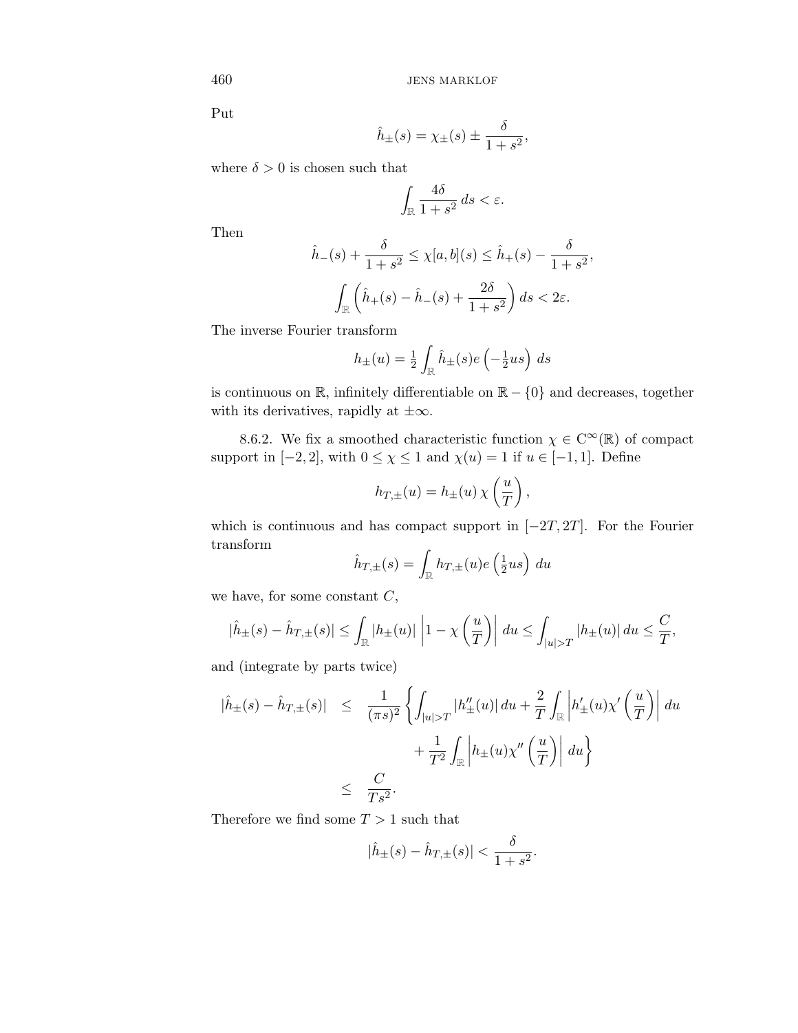Put

$$\hat{h}_\pm(s) = \chi_\pm(s) \pm \frac{\delta}{1+s^2},$$

where $\delta > 0$ is chosen such that

$$\int_{\mathbb{R}} \frac{4\delta}{1+s^2}\, ds < \varepsilon.$$

Then

$$\hat{h}_-(s) + \frac{\delta}{1+s^2} \leq \chi[a,b](s) \leq \hat{h}_+(s) - \frac{\delta}{1+s^2},$$

$$\int_{\mathbb{R}} \left( \hat{h}_+(s) - \hat{h}_-(s) + \frac{2\delta}{1+s^2} \right) ds < 2\varepsilon.$$

The inverse Fourier transform

$$h_\pm(u) = \tfrac{1}{2} \int_{\mathbb{R}} \hat{h}_\pm(s) e\left(-\tfrac{1}{2}us\right)\, ds$$

is continuous on $\mathbb{R}$, infinitely differentiable on $\mathbb{R} - \{0\}$ and decreases, together with its derivatives, rapidly at $\pm\infty$.

8.6.2. We fix a smoothed characteristic function $\chi \in \mathrm{C}^\infty(\mathbb{R})$ of compact support in $[-2,2]$, with $0 \leq \chi \leq 1$ and $\chi(u) = 1$ if $u \in [-1,1]$. Define

$$h_{T,\pm}(u) = h_\pm(u)\, \chi\left(\frac{u}{T}\right),$$

which is continuous and has compact support in $[-2T, 2T]$. For the Fourier transform

$$\hat{h}_{T,\pm}(s) = \int_{\mathbb{R}} h_{T,\pm}(u) e\left(\tfrac{1}{2}us\right)\, du$$

we have, for some constant $C$,

$$|\hat{h}_\pm(s) - \hat{h}_{T,\pm}(s)| \leq \int_{\mathbb{R}} |h_\pm(u)| \left| 1 - \chi\left(\frac{u}{T}\right) \right| du \leq \int_{|u|>T} |h_\pm(u)|\, du \leq \frac{C}{T},$$

and (integrate by parts twice)

$$\begin{aligned}
|\hat{h}_\pm(s) - \hat{h}_{T,\pm}(s)| \quad &\leq \quad \frac{1}{(\pi s)^2} \left\{ \int_{|u|>T} |h''_\pm(u)|\, du + \frac{2}{T} \int_{\mathbb{R}} \left| h'_\pm(u) \chi'\left(\frac{u}{T}\right) \right| du \right. \\
&\qquad\qquad \left. + \frac{1}{T^2} \int_{\mathbb{R}} \left| h_\pm(u) \chi''\left(\frac{u}{T}\right) \right| du \right\} \\
&\leq \quad \frac{C}{Ts^2}.
\end{aligned}$$

Therefore we find some $T > 1$ such that

$$|\hat{h}_\pm(s) - \hat{h}_{T,\pm}(s)| < \frac{\delta}{1+s^2}.$$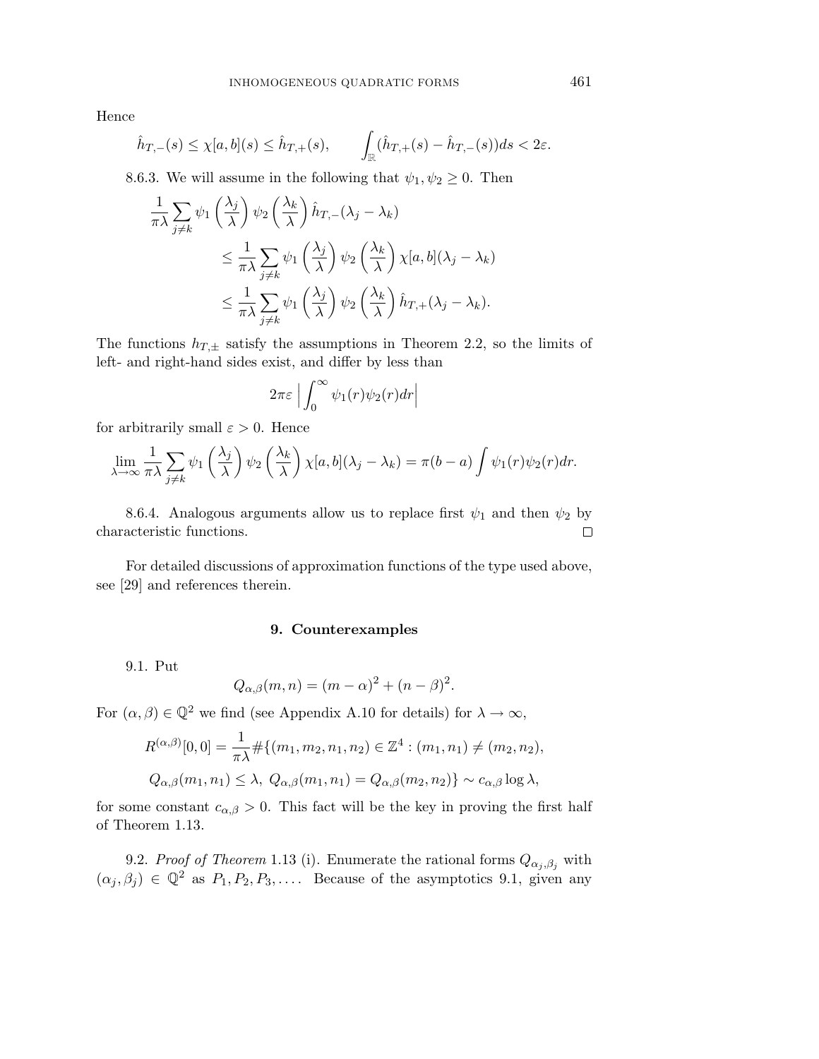Hence

$$\hat{h}_{T,-}(s) \le \chi[a,b](s) \le \hat{h}_{T,+}(s), \qquad \int_{\mathbb{R}} (\hat{h}_{T,+}(s) - \hat{h}_{T,-}(s)) ds < 2\varepsilon.$$

8.6.3. We will assume in the following that $\psi_1, \psi_2 \ge 0$. Then

$$\begin{aligned}
\frac{1}{\pi\lambda} \sum_{j \ne k} \psi_1\left(\frac{\lambda_j}{\lambda}\right) \psi_2\left(\frac{\lambda_k}{\lambda}\right) \hat{h}_{T,-}(\lambda_j - \lambda_k) \\
\le \frac{1}{\pi\lambda} \sum_{j \ne k} \psi_1\left(\frac{\lambda_j}{\lambda}\right) \psi_2\left(\frac{\lambda_k}{\lambda}\right) \chi[a,b](\lambda_j - \lambda_k) \\
\le \frac{1}{\pi\lambda} \sum_{j \ne k} \psi_1\left(\frac{\lambda_j}{\lambda}\right) \psi_2\left(\frac{\lambda_k}{\lambda}\right) \hat{h}_{T,+}(\lambda_j - \lambda_k).
\end{aligned}$$

The functions $h_{T,\pm}$ satisfy the assumptions in Theorem 2.2, so the limits of left- and right-hand sides exist, and differ by less than

$$2\pi\varepsilon \left| \int_0^\infty \psi_1(r)\psi_2(r) dr \right|$$

for arbitrarily small $\varepsilon > 0$. Hence

$$\lim_{\lambda\to\infty} \frac{1}{\pi\lambda} \sum_{j \ne k} \psi_1\left(\frac{\lambda_j}{\lambda}\right) \psi_2\left(\frac{\lambda_k}{\lambda}\right) \chi[a,b](\lambda_j - \lambda_k) = \pi(b-a) \int \psi_1(r)\psi_2(r) dr.$$

8.6.4. Analogous arguments allow us to replace first $\psi_1$ and then $\psi_2$ by characteristic functions. $\square$

For detailed discussions of approximation functions of the type used above, see [29] and references therein.

## 9. Counterexamples

9.1. Put

$$Q_{\alpha,\beta}(m,n) = (m-\alpha)^2 + (n-\beta)^2.$$

For $(\alpha,\beta) \in \mathbb{Q}^2$ we find (see Appendix A.10 for details) for $\lambda \to \infty$,

$$\begin{aligned}
R^{(\alpha,\beta)}[0,0] = \frac{1}{\pi\lambda} \#\{(m_1, m_2, n_1, n_2) \in \mathbb{Z}^4 : (m_1, n_1) \ne (m_2, n_2), \\
Q_{\alpha,\beta}(m_1, n_1) \le \lambda,\ Q_{\alpha,\beta}(m_1, n_1) = Q_{\alpha,\beta}(m_2, n_2)\} \sim c_{\alpha,\beta} \log \lambda,
\end{aligned}$$

for some constant $c_{\alpha,\beta} > 0$. This fact will be the key in proving the first half of Theorem 1.13.

9.2. *Proof of Theorem* 1.13 (i). Enumerate the rational forms $Q_{\alpha_j,\beta_j}$ with $(\alpha_j, \beta_j) \in \mathbb{Q}^2$ as $P_1, P_2, P_3, \ldots$. Because of the asymptotics 9.1, given any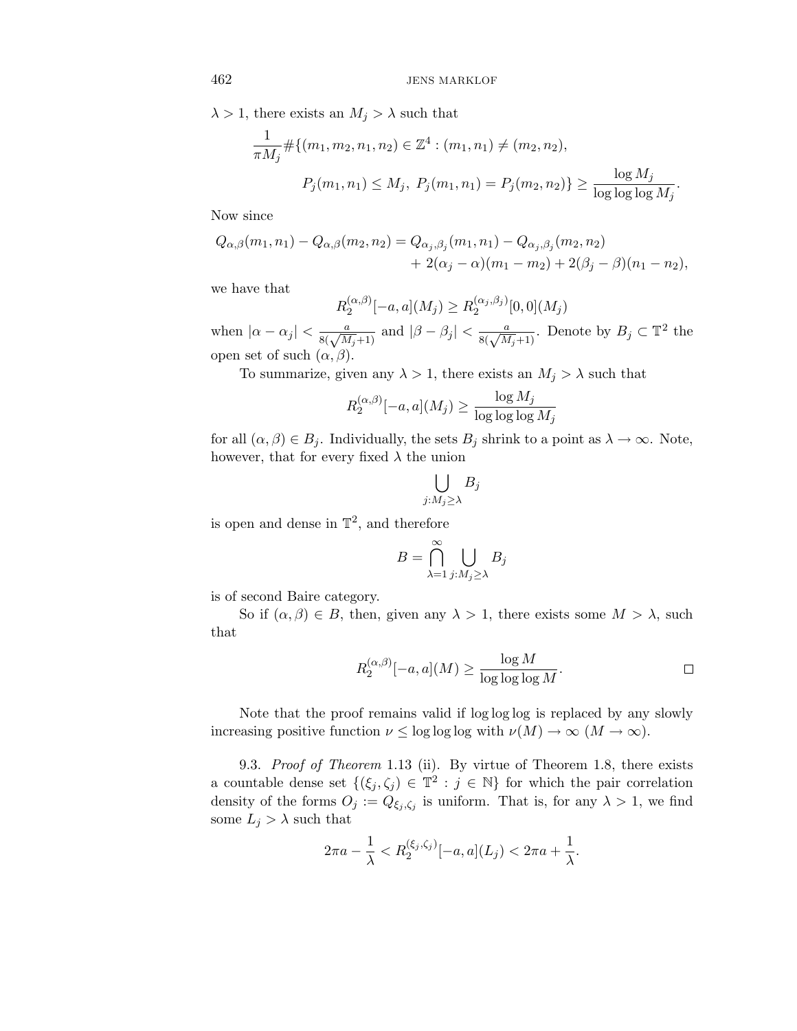$\lambda > 1$, there exists an $M_j > \lambda$ such that

$$\frac{1}{\pi M_j} \#\{(m_1, m_2, n_1, n_2) \in \mathbb{Z}^4 : (m_1, n_1) \neq (m_2, n_2),$$
$$P_j(m_1, n_1) \leq M_j,\ P_j(m_1, n_1) = P_j(m_2, n_2)\} \geq \frac{\log M_j}{\log\log\log M_j}.$$

Now since

$$Q_{\alpha,\beta}(m_1, n_1) - Q_{\alpha,\beta}(m_2, n_2) = Q_{\alpha_j,\beta_j}(m_1, n_1) - Q_{\alpha_j,\beta_j}(m_2, n_2) + 2(\alpha_j - \alpha)(m_1 - m_2) + 2(\beta_j - \beta)(n_1 - n_2),$$

we have that

$$R_2^{(\alpha,\beta)}[-a, a](M_j) \geq R_2^{(\alpha_j,\beta_j)}[0, 0](M_j)$$

when $|\alpha - \alpha_j| < \frac{a}{8(\sqrt{M_j}+1)}$ and $|\beta - \beta_j| < \frac{a}{8(\sqrt{M_j}+1)}$. Denote by $B_j \subset \mathbb{T}^2$ the open set of such $(\alpha, \beta)$.

To summarize, given any $\lambda > 1$, there exists an $M_j > \lambda$ such that

$$R_2^{(\alpha,\beta)}[-a, a](M_j) \geq \frac{\log M_j}{\log\log\log M_j}$$

for all $(\alpha, \beta) \in B_j$. Individually, the sets $B_j$ shrink to a point as $\lambda \to \infty$. Note, however, that for every fixed $\lambda$ the union

$$\bigcup_{j : M_j \geq \lambda} B_j$$

is open and dense in $\mathbb{T}^2$, and therefore

$$B = \bigcap_{\lambda=1}^{\infty} \bigcup_{j : M_j \geq \lambda} B_j$$

is of second Baire category.

So if $(\alpha, \beta) \in B$, then, given any $\lambda > 1$, there exists some $M > \lambda$, such that

$$R_2^{(\alpha,\beta)}[-a, a](M) \geq \frac{\log M}{\log\log\log M}. \qquad \square$$

Note that the proof remains valid if $\log\log\log$ is replaced by any slowly increasing positive function $\nu \leq \log\log\log$ with $\nu(M) \to \infty$ ($M \to \infty$).

9.3. *Proof of Theorem* 1.13 (ii). By virtue of Theorem 1.8, there exists a countable dense set $\{(\xi_j, \zeta_j) \in \mathbb{T}^2 : j \in \mathbb{N}\}$ for which the pair correlation density of the forms $O_j := Q_{\xi_j,\zeta_j}$ is uniform. That is, for any $\lambda > 1$, we find some $L_j > \lambda$ such that

$$2\pi a - \frac{1}{\lambda} < R_2^{(\xi_j,\zeta_j)}[-a, a](L_j) < 2\pi a + \frac{1}{\lambda}.$$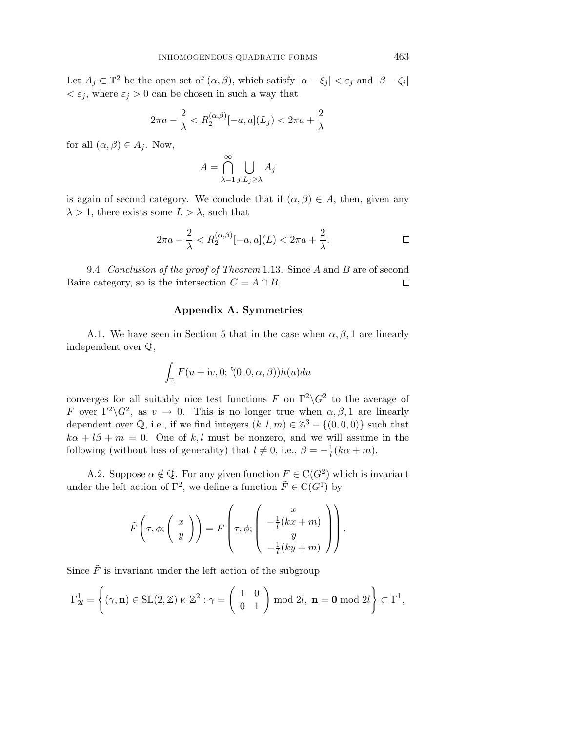Let $A_j \subset \mathbb{T}^2$ be the open set of $(\alpha, \beta)$, which satisfy $|\alpha - \xi_j| < \varepsilon_j$ and $|\beta - \zeta_j| < \varepsilon_j$, where $\varepsilon_j > 0$ can be chosen in such a way that

$$2\pi a - \frac{2}{\lambda} < R_2^{(\alpha,\beta)}[-a,a](L_j) < 2\pi a + \frac{2}{\lambda}$$

for all $(\alpha, \beta) \in A_j$. Now,

$$A = \bigcap_{\lambda=1}^{\infty} \bigcup_{j : L_j \geq \lambda} A_j$$

is again of second category. We conclude that if $(\alpha, \beta) \in A$, then, given any $\lambda > 1$, there exists some $L > \lambda$, such that

$$2\pi a - \frac{2}{\lambda} < R_2^{(\alpha,\beta)}[-a,a](L) < 2\pi a + \frac{2}{\lambda}. \qquad \square$$

9.4. *Conclusion of the proof of Theorem* 1.13. Since $A$ and $B$ are of second Baire category, so is the intersection $C = A \cap B$. $\square$

## Appendix A. Symmetries

A.1. We have seen in Section 5 that in the case when $\alpha, \beta, 1$ are linearly independent over $\mathbb{Q}$,

$$\int_{\mathbb{R}} F(u + \mathrm{i}v, 0; {}^{\mathrm{t}}(0,0,\alpha,\beta))h(u)du$$

converges for all suitably nice test functions $F$ on $\Gamma^2\backslash G^2$ to the average of $F$ over $\Gamma^2\backslash G^2$, as $v \to 0$. This is no longer true when $\alpha, \beta, 1$ are linearly dependent over $\mathbb{Q}$, i.e., if we find integers $(k, l, m) \in \mathbb{Z}^3 - \{(0,0,0)\}$ such that $k\alpha + l\beta + m = 0$. One of $k, l$ must be nonzero, and we will assume in the following (without loss of generality) that $l \neq 0$, i.e., $\beta = -\frac{1}{l}(k\alpha + m)$.

A.2. Suppose $\alpha \notin \mathbb{Q}$. For any given function $F \in \mathrm{C}(G^2)$ which is invariant under the left action of $\Gamma^2$, we define a function $\tilde{F} \in \mathrm{C}(G^1)$ by

$$\tilde{F}\left(\tau, \phi; \begin{pmatrix} x \\ y \end{pmatrix}\right) = F\left(\tau, \phi; \begin{pmatrix} x \\ -\frac{1}{l}(kx + m) \\ y \\ -\frac{1}{l}(ky + m) \end{pmatrix}\right).$$

Since $\tilde{F}$ is invariant under the left action of the subgroup

$$\Gamma_{2l}^1 = \left\{ (\gamma, \mathbf{n}) \in \mathrm{SL}(2,\mathbb{Z}) \ltimes \mathbb{Z}^2 : \gamma = \begin{pmatrix} 1 & 0 \\ 0 & 1 \end{pmatrix} \bmod 2l, \ \mathbf{n} = \mathbf{0} \bmod 2l \right\} \subset \Gamma^1,$$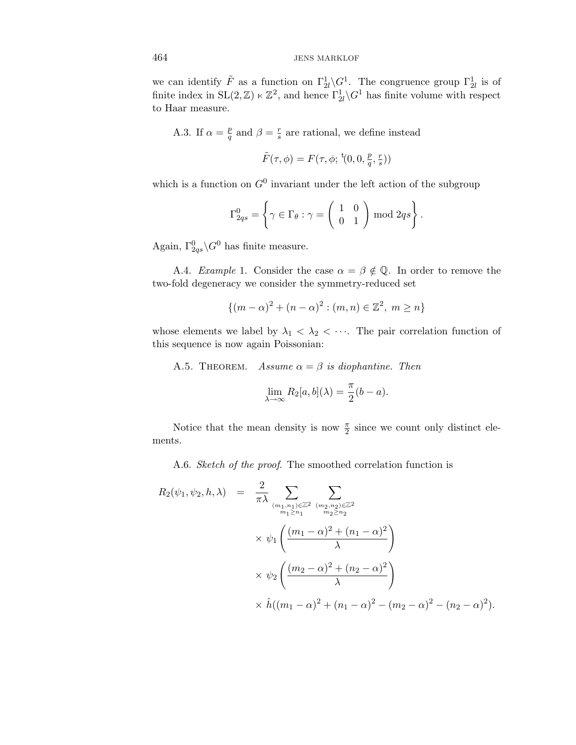we can identify $\tilde{F}$ as a function on $\Gamma^1_{2l}\backslash G^1$. The congruence group $\Gamma^1_{2l}$ is of finite index in $\mathrm{SL}(2,\mathbb{Z}) \ltimes \mathbb{Z}^2$, and hence $\Gamma^1_{2l}\backslash G^1$ has finite volume with respect to Haar measure.

A.3. If $\alpha = \frac{p}{q}$ and $\beta = \frac{r}{s}$ are rational, we define instead

$$\tilde{F}(\tau, \phi) = F(\tau, \phi; {}^{\mathrm{t}}(0, 0, \tfrac{p}{q}, \tfrac{r}{s}))$$

which is a function on $G^0$ invariant under the left action of the subgroup

$$\Gamma^0_{2qs} = \left\{ \gamma \in \Gamma_\theta : \gamma = \begin{pmatrix} 1 & 0 \\ 0 & 1 \end{pmatrix} \bmod 2qs \right\}.$$

Again, $\Gamma^0_{2qs}\backslash G^0$ has finite measure.

A.4. *Example* 1. Consider the case $\alpha = \beta \notin \mathbb{Q}$. In order to remove the two-fold degeneracy we consider the symmetry-reduced set

$$\{(m-\alpha)^2 + (n-\alpha)^2 : (m,n) \in \mathbb{Z}^2,\ m \geq n\}$$

whose elements we label by $\lambda_1 < \lambda_2 < \cdots$. The pair correlation function of this sequence is now again Poissonian:

A.5. Theorem. *Assume $\alpha = \beta$ is diophantine. Then*

$$\lim_{\lambda\to\infty} R_2[a,b](\lambda) = \frac{\pi}{2}(b-a).$$

Notice that the mean density is now $\frac{\pi}{2}$ since we count only distinct elements.

A.6. *Sketch of the proof.* The smoothed correlation function is

$$\begin{aligned} R_2(\psi_1, \psi_2, h, \lambda) \quad = \quad & \frac{2}{\pi\lambda} \sum_{\substack{(m_1,n_1)\in\mathbb{Z}^2 \\ m_1 \geq n_1}} \sum_{\substack{(m_2,n_2)\in\mathbb{Z}^2 \\ m_2 \geq n_2}} \\ & \times\ \psi_1\left(\frac{(m_1-\alpha)^2 + (n_1-\alpha)^2}{\lambda}\right) \\ & \times\ \psi_2\left(\frac{(m_2-\alpha)^2 + (n_2-\alpha)^2}{\lambda}\right) \\ & \times\ \hat{h}((m_1-\alpha)^2 + (n_1-\alpha)^2 - (m_2-\alpha)^2 - (n_2-\alpha)^2). \end{aligned}$$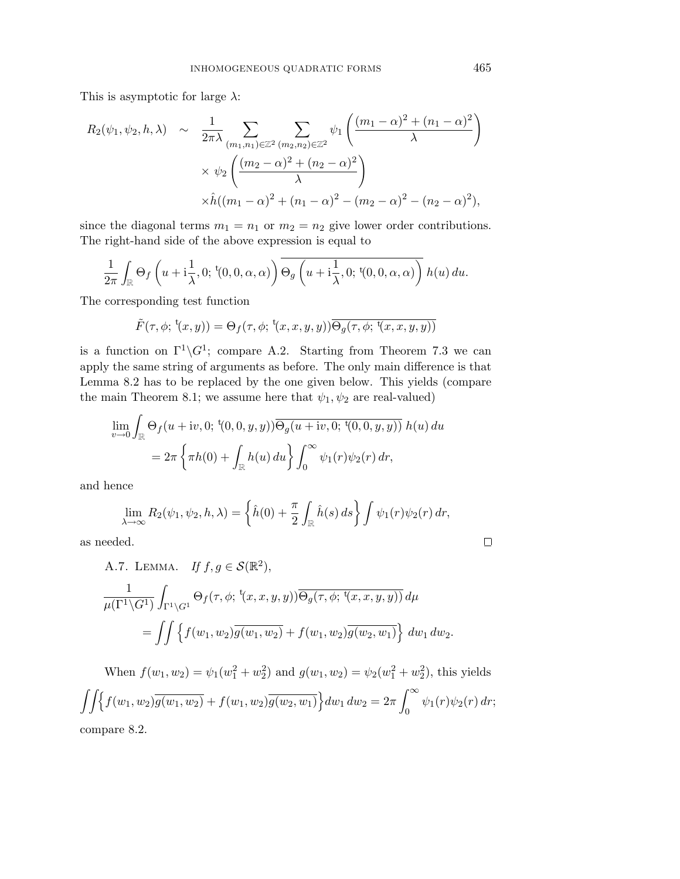This is asymptotic for large $\lambda$:

$$
\begin{aligned}
R_2(\psi_1, \psi_2, h, \lambda) \quad \sim \quad & \frac{1}{2\pi\lambda} \sum_{(m_1,n_1)\in\mathbb{Z}^2} \sum_{(m_2,n_2)\in\mathbb{Z}^2} \psi_1\left(\frac{(m_1-\alpha)^2+(n_1-\alpha)^2}{\lambda}\right) \\
& \times \psi_2\left(\frac{(m_2-\alpha)^2+(n_2-\alpha)^2}{\lambda}\right) \\
& \times \hat{h}((m_1-\alpha)^2+(n_1-\alpha)^2-(m_2-\alpha)^2-(n_2-\alpha)^2),
\end{aligned}
$$

since the diagonal terms $m_1 = n_1$ or $m_2 = n_2$ give lower order contributions. The right-hand side of the above expression is equal to

$$
\frac{1}{2\pi}\int_{\mathbb{R}} \Theta_f\left(u+\mathrm{i}\frac{1}{\lambda}, 0; {}^{\mathrm{t}}(0,0,\alpha,\alpha)\right)\overline{\Theta_g\left(u+\mathrm{i}\frac{1}{\lambda}, 0; {}^{\mathrm{t}}(0,0,\alpha,\alpha)\right)}\, h(u)\, du.
$$

The corresponding test function

$$
\tilde{F}(\tau,\phi; {}^{\mathrm{t}}(x,y)) = \Theta_f(\tau,\phi; {}^{\mathrm{t}}(x,x,y,y))\overline{\Theta_g(\tau,\phi; {}^{\mathrm{t}}(x,x,y,y))}
$$

is a function on $\Gamma^1\backslash G^1$; compare A.2. Starting from Theorem 7.3 we can apply the same string of arguments as before. The only main difference is that Lemma 8.2 has to be replaced by the one given below. This yields (compare the main Theorem 8.1; we assume here that $\psi_1, \psi_2$ are real-valued)

$$
\begin{aligned}
\lim_{v\to 0}\int_{\mathbb{R}} & \Theta_f(u+\mathrm{i}v, 0; {}^{\mathrm{t}}(0,0,y,y))\overline{\Theta_g(u+\mathrm{i}v, 0; {}^{\mathrm{t}}(0,0,y,y))}\, h(u)\, du \\
&= 2\pi\left\{\pi h(0) + \int_{\mathbb{R}} h(u)\, du\right\}\int_0^\infty \psi_1(r)\psi_2(r)\, dr,
\end{aligned}
$$

and hence

$$
\lim_{\lambda\to\infty} R_2(\psi_1,\psi_2,h,\lambda) = \left\{\hat{h}(0) + \frac{\pi}{2}\int_{\mathbb{R}}\hat{h}(s)\, ds\right\}\int \psi_1(r)\psi_2(r)\, dr,
$$

as needed. $\square$

A.7. Lemma. *If $f, g \in \mathcal{S}(\mathbb{R}^2)$,*

$$
\begin{aligned}
\frac{1}{\mu(\Gamma^1\backslash G^1)} & \int_{\Gamma^1\backslash G^1} \Theta_f(\tau,\phi; {}^{\mathrm{t}}(x,x,y,y))\overline{\Theta_g(\tau,\phi; {}^{\mathrm{t}}(x,x,y,y))}\, d\mu \\
&= \iint \left\{ f(w_1,w_2)\overline{g(w_1,w_2)} + f(w_1,w_2)\overline{g(w_2,w_1)}\right\}\, dw_1\, dw_2.
\end{aligned}
$$

When $f(w_1,w_2) = \psi_1(w_1^2+w_2^2)$ and $g(w_1,w_2) = \psi_2(w_1^2+w_2^2)$, this yields

$$
\iint\left\{ f(w_1,w_2)\overline{g(w_1,w_2)} + f(w_1,w_2)\overline{g(w_2,w_1)}\right\} dw_1\, dw_2 = 2\pi\int_0^\infty \psi_1(r)\psi_2(r)\, dr;
$$

compare 8.2.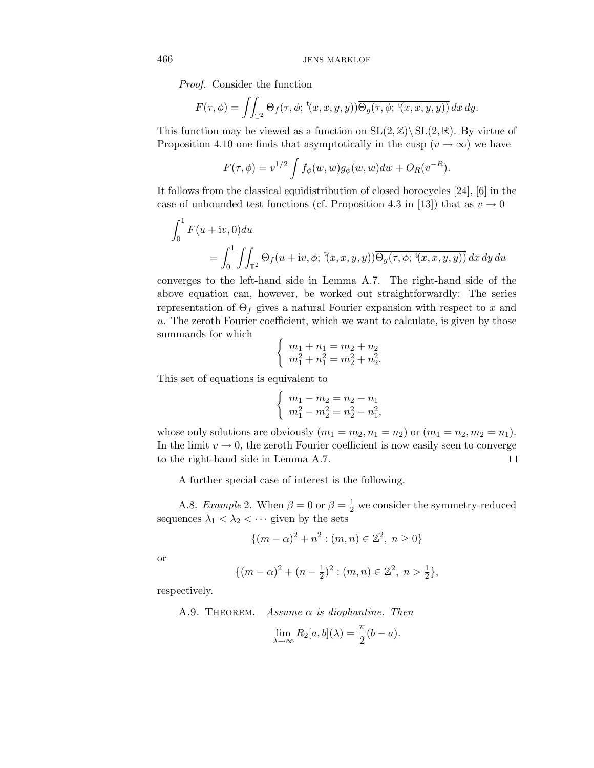*Proof.* Consider the function

$$F(\tau, \phi) = \iint_{\mathbb{T}^2} \Theta_f(\tau, \phi; {}^{\mathrm{t}}(x, x, y, y)) \overline{\Theta_g(\tau, \phi; {}^{\mathrm{t}}(x, x, y, y))} \, dx \, dy.$$

This function may be viewed as a function on $\mathrm{SL}(2, \mathbb{Z}) \backslash \mathrm{SL}(2, \mathbb{R})$. By virtue of Proposition 4.10 one finds that asymptotically in the cusp ($v \to \infty$) we have

$$F(\tau, \phi) = v^{1/2} \int f_\phi(w, w) \overline{g_\phi(w, w)} dw + O_R(v^{-R}).$$

It follows from the classical equidistribution of closed horocycles [24], [6] in the case of unbounded test functions (cf. Proposition 4.3 in [13]) that as $v \to 0$

$$\int_0^1 F(u + \mathrm{i}v, 0) du$$
$$= \int_0^1 \iint_{\mathbb{T}^2} \Theta_f(u + \mathrm{i}v, \phi; {}^{\mathrm{t}}(x, x, y, y)) \overline{\Theta_g(\tau, \phi; {}^{\mathrm{t}}(x, x, y, y))} \, dx \, dy \, du$$

converges to the left-hand side in Lemma A.7. The right-hand side of the above equation can, however, be worked out straightforwardly: The series representation of $\Theta_f$ gives a natural Fourier expansion with respect to $x$ and $u$. The zeroth Fourier coefficient, which we want to calculate, is given by those summands for which

$$\begin{cases} m_1 + n_1 = m_2 + n_2 \\ m_1^2 + n_1^2 = m_2^2 + n_2^2. \end{cases}$$

This set of equations is equivalent to

$$\begin{cases} m_1 - m_2 = n_2 - n_1 \\ m_1^2 - m_2^2 = n_2^2 - n_1^2, \end{cases}$$

whose only solutions are obviously ($m_1 = m_2, n_1 = n_2$) or ($m_1 = n_2, m_2 = n_1$). In the limit $v \to 0$, the zeroth Fourier coefficient is now easily seen to converge to the right-hand side in Lemma A.7. $\square$

A further special case of interest is the following.

A.8. *Example* 2. When $\beta = 0$ or $\beta = \frac{1}{2}$ we consider the symmetry-reduced sequences $\lambda_1 < \lambda_2 < \cdots$ given by the sets

$$\{(m - \alpha)^2 + n^2 : (m, n) \in \mathbb{Z}^2, \ n \geq 0\}$$

or

$$\{(m - \alpha)^2 + (n - \tfrac{1}{2})^2 : (m, n) \in \mathbb{Z}^2, \ n > \tfrac{1}{2}\},$$

respectively.

A.9. Theorem. *Assume $\alpha$ is diophantine. Then*

$$\lim_{\lambda \to \infty} R_2[a, b](\lambda) = \frac{\pi}{2}(b - a).$$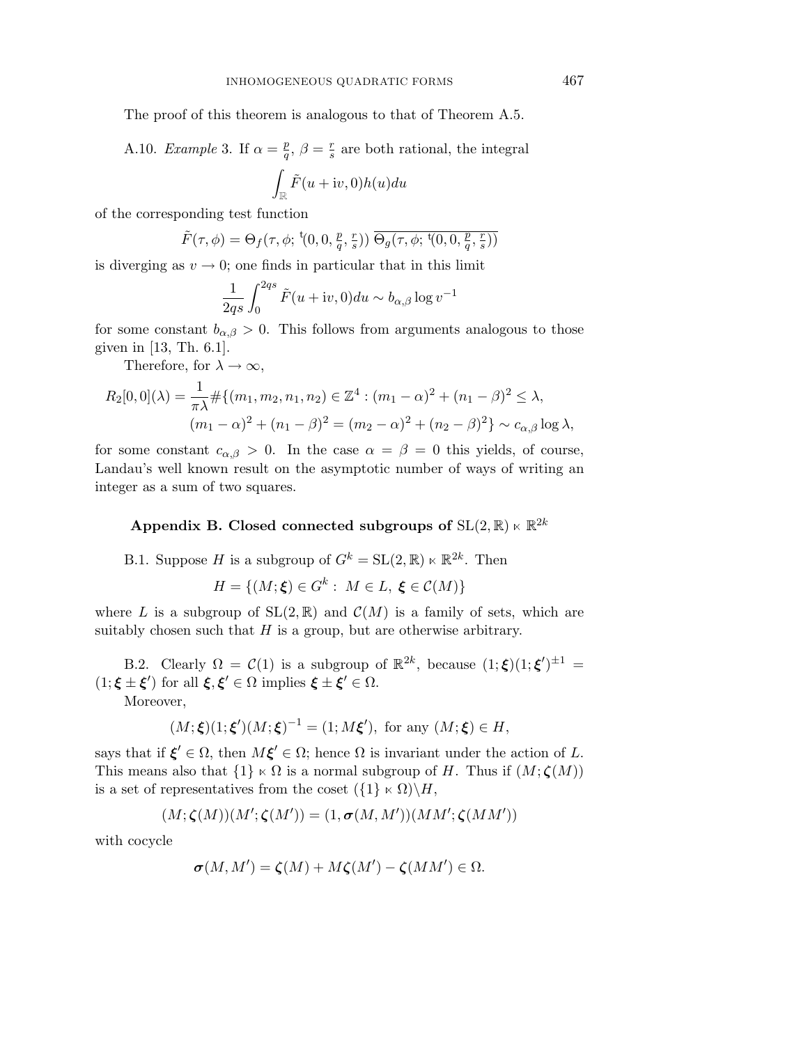The proof of this theorem is analogous to that of Theorem A.5.

A.10. *Example* 3. If $\alpha = \frac{p}{q}$, $\beta = \frac{r}{s}$ are both rational, the integral

$$\int_{\mathbb{R}} \tilde{F}(u + \mathrm{i}v, 0) h(u) du$$

of the corresponding test function

$$\tilde{F}(\tau, \phi) = \Theta_f(\tau, \phi; {}^{\mathrm{t}}(0, 0, \tfrac{p}{q}, \tfrac{r}{s}))\, \overline{\Theta_g(\tau, \phi; {}^{\mathrm{t}}(0, 0, \tfrac{p}{q}, \tfrac{r}{s}))}$$

is diverging as $v \to 0$; one finds in particular that in this limit

$$\frac{1}{2qs} \int_0^{2qs} \tilde{F}(u + \mathrm{i}v, 0) du \sim b_{\alpha,\beta} \log v^{-1}$$

for some constant $b_{\alpha,\beta} > 0$. This follows from arguments analogous to those given in [13, Th. 6.1].

Therefore, for $\lambda \to \infty$,

$$\begin{aligned} R_2[0,0](\lambda) = \frac{1}{\pi\lambda} \#\{(m_1, m_2, n_1, n_2) \in \mathbb{Z}^4 : (m_1 - \alpha)^2 + (n_1 - \beta)^2 \leq \lambda, \\ (m_1 - \alpha)^2 + (n_1 - \beta)^2 = (m_2 - \alpha)^2 + (n_2 - \beta)^2\} \sim c_{\alpha,\beta} \log \lambda, \end{aligned}$$

for some constant $c_{\alpha,\beta} > 0$. In the case $\alpha = \beta = 0$ this yields, of course, Landau's well known result on the asymptotic number of ways of writing an integer as a sum of two squares.

## Appendix B. Closed connected subgroups of $\mathrm{SL}(2, \mathbb{R}) \ltimes \mathbb{R}^{2k}$

B.1. Suppose $H$ is a subgroup of $G^k = \mathrm{SL}(2, \mathbb{R}) \ltimes \mathbb{R}^{2k}$. Then

$$H = \{(M; \boldsymbol{\xi}) \in G^k : \; M \in L, \; \boldsymbol{\xi} \in \mathcal{C}(M)\}$$

where $L$ is a subgroup of $\mathrm{SL}(2, \mathbb{R})$ and $\mathcal{C}(M)$ is a family of sets, which are suitably chosen such that $H$ is a group, but are otherwise arbitrary.

B.2. Clearly $\Omega = \mathcal{C}(1)$ is a subgroup of $\mathbb{R}^{2k}$, because $(1; \boldsymbol{\xi})(1; \boldsymbol{\xi}')^{\pm 1} = (1; \boldsymbol{\xi} \pm \boldsymbol{\xi}')$ for all $\boldsymbol{\xi}, \boldsymbol{\xi}' \in \Omega$ implies $\boldsymbol{\xi} \pm \boldsymbol{\xi}' \in \Omega$.

Moreover,

$$(M; \boldsymbol{\xi})(1; \boldsymbol{\xi}')(M; \boldsymbol{\xi})^{-1} = (1; M\boldsymbol{\xi}'), \text{ for any } (M; \boldsymbol{\xi}) \in H,$$

says that if $\boldsymbol{\xi}' \in \Omega$, then $M\boldsymbol{\xi}' \in \Omega$; hence $\Omega$ is invariant under the action of $L$. This means also that $\{1\} \ltimes \Omega$ is a normal subgroup of $H$. Thus if $(M; \boldsymbol{\zeta}(M))$ is a set of representatives from the coset $(\{1\} \ltimes \Omega)\backslash H$,

$$(M; \boldsymbol{\zeta}(M))(M'; \boldsymbol{\zeta}(M')) = (1, \boldsymbol{\sigma}(M, M'))(MM'; \boldsymbol{\zeta}(MM'))$$

with cocycle

$$\boldsymbol{\sigma}(M, M') = \boldsymbol{\zeta}(M) + M\boldsymbol{\zeta}(M') - \boldsymbol{\zeta}(MM') \in \Omega.$$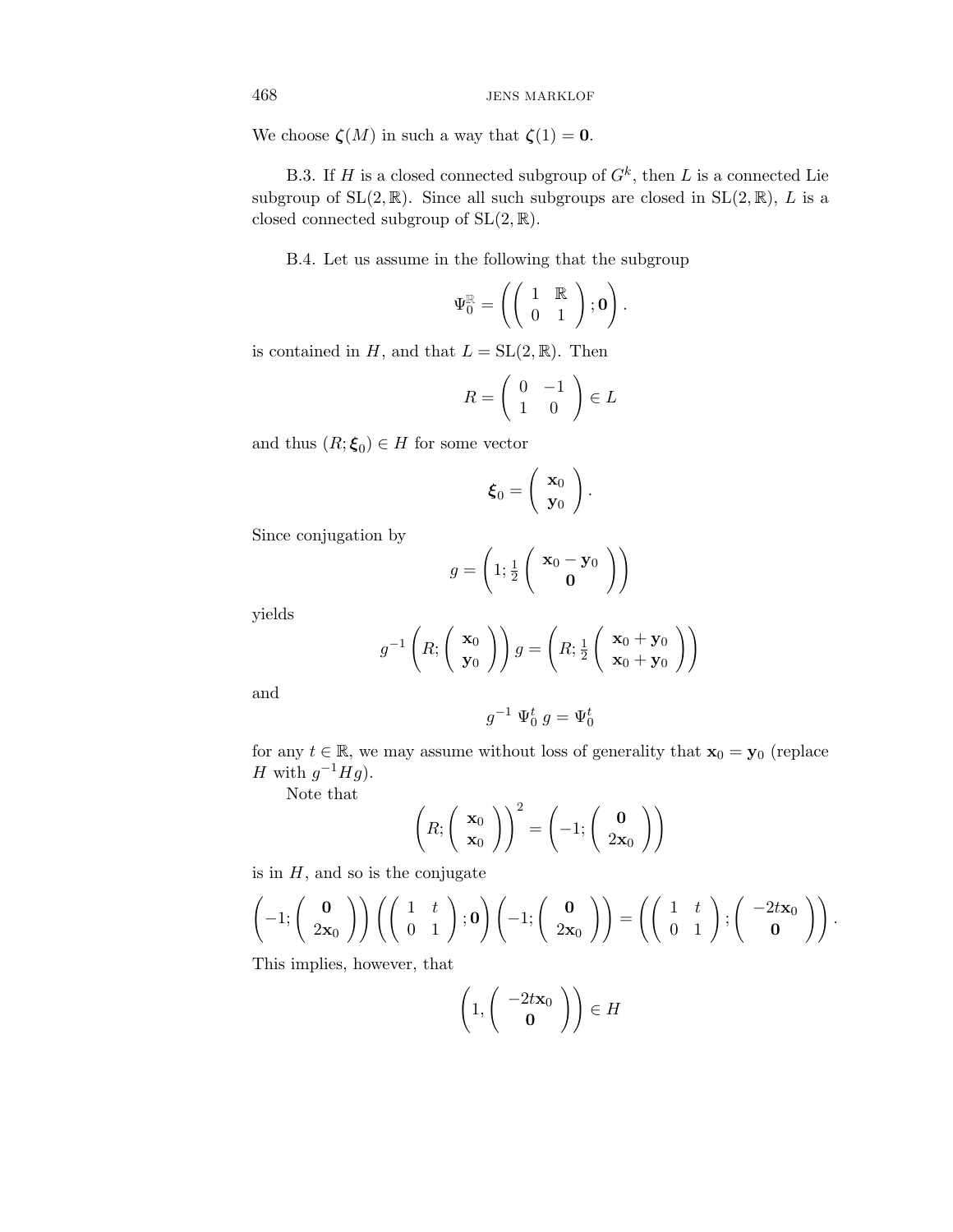We choose $\boldsymbol{\zeta}(M)$ in such a way that $\boldsymbol{\zeta}(1) = \mathbf{0}$.

B.3. If $H$ is a closed connected subgroup of $G^k$, then $L$ is a connected Lie subgroup of $\mathrm{SL}(2,\mathbb{R})$. Since all such subgroups are closed in $\mathrm{SL}(2,\mathbb{R})$, $L$ is a closed connected subgroup of $\mathrm{SL}(2,\mathbb{R})$.

B.4. Let us assume in the following that the subgroup

$$\Psi_0^{\mathbb{R}} = \left( \begin{pmatrix} 1 & \mathbb{R} \\ 0 & 1 \end{pmatrix}; \mathbf{0} \right).$$

is contained in $H$, and that $L = \mathrm{SL}(2,\mathbb{R})$. Then

$$R = \begin{pmatrix} 0 & -1 \\ 1 & 0 \end{pmatrix} \in L$$

and thus $(R; \boldsymbol{\xi}_0) \in H$ for some vector

$$\boldsymbol{\xi}_0 = \begin{pmatrix} \mathbf{x}_0 \\ \mathbf{y}_0 \end{pmatrix}.$$

Since conjugation by

$$g = \left( 1; \tfrac{1}{2} \begin{pmatrix} \mathbf{x}_0 - \mathbf{y}_0 \\ \mathbf{0} \end{pmatrix} \right)$$

yields

$$g^{-1} \left( R; \begin{pmatrix} \mathbf{x}_0 \\ \mathbf{y}_0 \end{pmatrix} \right) g = \left( R; \tfrac{1}{2} \begin{pmatrix} \mathbf{x}_0 + \mathbf{y}_0 \\ \mathbf{x}_0 + \mathbf{y}_0 \end{pmatrix} \right)$$

and

$$g^{-1}\ \Psi_0^t\ g = \Psi_0^t$$

for any $t \in \mathbb{R}$, we may assume without loss of generality that $\mathbf{x}_0 = \mathbf{y}_0$ (replace $H$ with $g^{-1}Hg$).

Note that

$$\left( R; \begin{pmatrix} \mathbf{x}_0 \\ \mathbf{x}_0 \end{pmatrix} \right)^2 = \left( -1; \begin{pmatrix} \mathbf{0} \\ 2\mathbf{x}_0 \end{pmatrix} \right)$$

is in $H$, and so is the conjugate

$$\left( -1; \begin{pmatrix} \mathbf{0} \\ 2\mathbf{x}_0 \end{pmatrix} \right) \left( \begin{pmatrix} 1 & t \\ 0 & 1 \end{pmatrix}; \mathbf{0} \right) \left( -1; \begin{pmatrix} \mathbf{0} \\ 2\mathbf{x}_0 \end{pmatrix} \right) = \left( \begin{pmatrix} 1 & t \\ 0 & 1 \end{pmatrix}; \begin{pmatrix} -2t\mathbf{x}_0 \\ \mathbf{0} \end{pmatrix} \right).$$

This implies, however, that

$$\left( 1, \begin{pmatrix} -2t\mathbf{x}_0 \\ \mathbf{0} \end{pmatrix} \right) \in H$$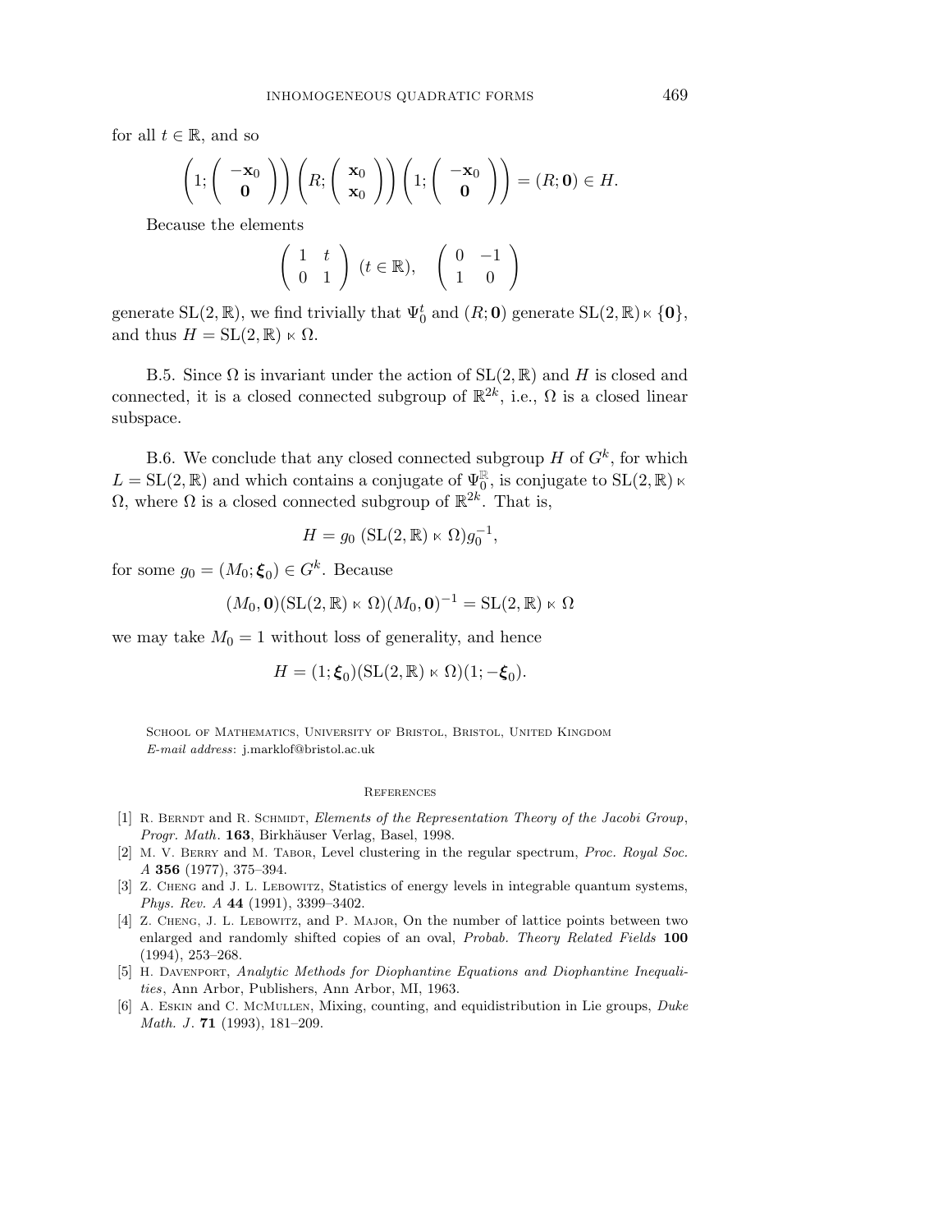for all $t \in \mathbb{R}$, and so

$$\left(1; \begin{pmatrix} -\mathbf{x}_0 \\ \mathbf{0} \end{pmatrix}\right) \left(R; \begin{pmatrix} \mathbf{x}_0 \\ \mathbf{x}_0 \end{pmatrix}\right) \left(1; \begin{pmatrix} -\mathbf{x}_0 \\ \mathbf{0} \end{pmatrix}\right) = (R; \mathbf{0}) \in H.$$

Because the elements

$$\begin{pmatrix} 1 & t \\ 0 & 1 \end{pmatrix} \ (t \in \mathbb{R}), \quad \begin{pmatrix} 0 & -1 \\ 1 & 0 \end{pmatrix}$$

generate $\mathrm{SL}(2,\mathbb{R})$, we find trivially that $\Psi_0^t$ and $(R; \mathbf{0})$ generate $\mathrm{SL}(2,\mathbb{R}) \ltimes \{\mathbf{0}\}$, and thus $H = \mathrm{SL}(2,\mathbb{R}) \ltimes \Omega$.

B.5. Since $\Omega$ is invariant under the action of $\mathrm{SL}(2,\mathbb{R})$ and $H$ is closed and connected, it is a closed connected subgroup of $\mathbb{R}^{2k}$, i.e., $\Omega$ is a closed linear subspace.

B.6. We conclude that any closed connected subgroup $H$ of $G^k$, for which $L = \mathrm{SL}(2,\mathbb{R})$ and which contains a conjugate of $\Psi_0^{\mathbb{R}}$, is conjugate to $\mathrm{SL}(2,\mathbb{R}) \ltimes \Omega$, where $\Omega$ is a closed connected subgroup of $\mathbb{R}^{2k}$. That is,

$$H = g_0 \ (\mathrm{SL}(2,\mathbb{R}) \ltimes \Omega) g_0^{-1},$$

for some $g_0 = (M_0; \boldsymbol{\xi}_0) \in G^k$. Because

$$(M_0, \mathbf{0})(\mathrm{SL}(2,\mathbb{R}) \ltimes \Omega)(M_0, \mathbf{0})^{-1} = \mathrm{SL}(2,\mathbb{R}) \ltimes \Omega$$

we may take $M_0 = 1$ without loss of generality, and hence

$$H = (1; \boldsymbol{\xi}_0)(\mathrm{SL}(2,\mathbb{R}) \ltimes \Omega)(1; -\boldsymbol{\xi}_0).$$

School of Mathematics, University of Bristol, Bristol, United Kingdom
*E-mail address*: j.marklof@bristol.ac.uk

## References

[1] R. Berndt and R. Schmidt, *Elements of the Representation Theory of the Jacobi Group*, *Progr. Math.* **163**, Birkhäuser Verlag, Basel, 1998.

[2] M. V. Berry and M. Tabor, Level clustering in the regular spectrum, *Proc. Royal Soc. A* **356** (1977), 375–394.

[3] Z. Cheng and J. L. Lebowitz, Statistics of energy levels in integrable quantum systems, *Phys. Rev. A* **44** (1991), 3399–3402.

[4] Z. Cheng, J. L. Lebowitz, and P. Major, On the number of lattice points between two enlarged and randomly shifted copies of an oval, *Probab. Theory Related Fields* **100** (1994), 253–268.

[5] H. Davenport, *Analytic Methods for Diophantine Equations and Diophantine Inequalities*, Ann Arbor, Publishers, Ann Arbor, MI, 1963.

[6] A. Eskin and C. McMullen, Mixing, counting, and equidistribution in Lie groups, *Duke Math. J.* **71** (1993), 181–209.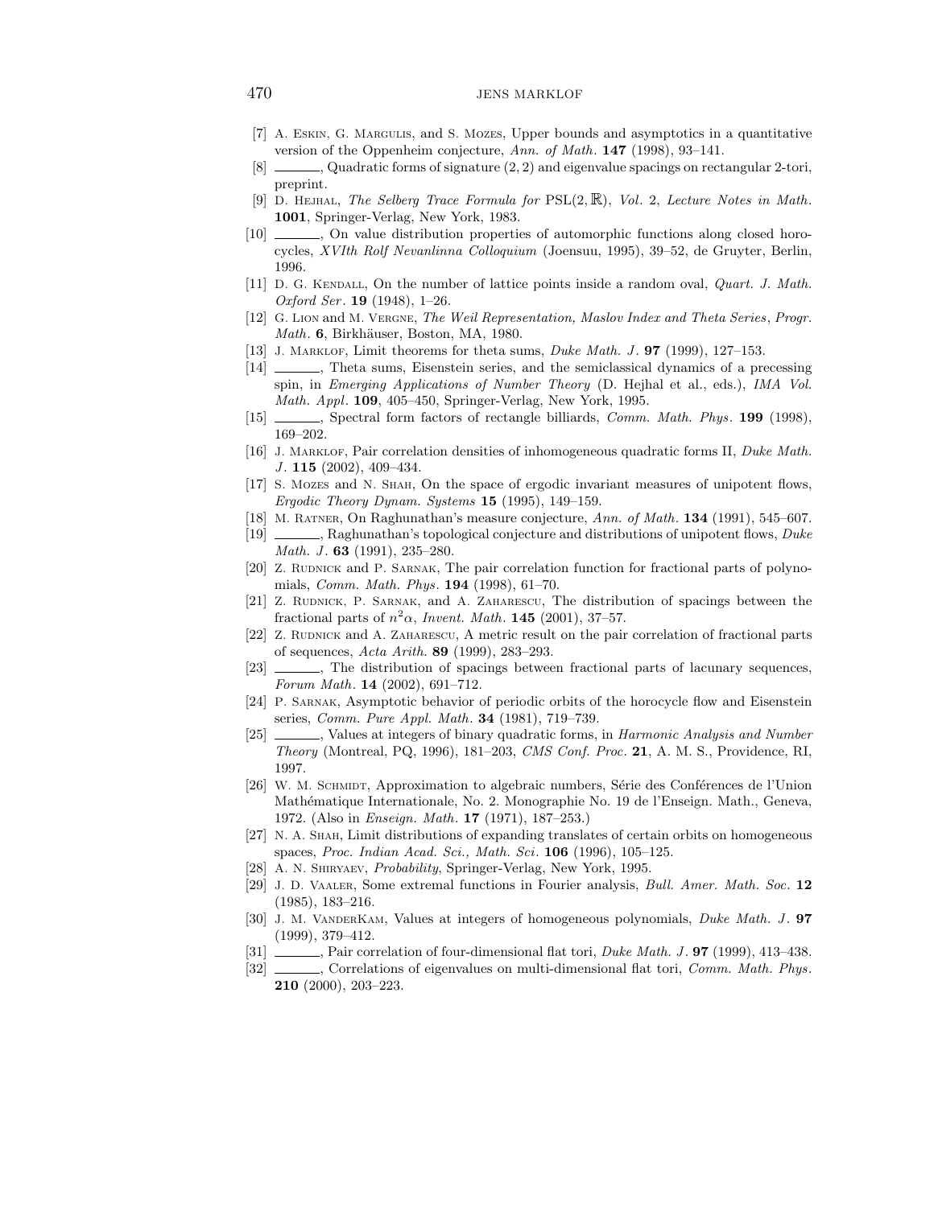[7] A. Eskin, G. Margulis, and S. Mozes, Upper bounds and asymptotics in a quantitative version of the Oppenheim conjecture, *Ann. of Math.* **147** (1998), 93–141.

[8] ______, Quadratic forms of signature $(2, 2)$ and eigenvalue spacings on rectangular 2-tori, preprint.

[9] D. Hejhal, *The Selberg Trace Formula for* $\mathrm{PSL}(2, \mathbb{R})$, *Vol.* 2, *Lecture Notes in Math.* **1001**, Springer-Verlag, New York, 1983.

[10] ______, On value distribution properties of automorphic functions along closed horocycles, *XVIth Rolf Nevanlinna Colloquium* (Joensuu, 1995), 39–52, de Gruyter, Berlin, 1996.

[11] D. G. Kendall, On the number of lattice points inside a random oval, *Quart. J. Math. Oxford Ser.* **19** (1948), 1–26.

[12] G. Lion and M. Vergne, *The Weil Representation, Maslov Index and Theta Series*, *Progr. Math.* **6**, Birkhäuser, Boston, MA, 1980.

[13] J. Marklof, Limit theorems for theta sums, *Duke Math. J.* **97** (1999), 127–153.

[14] ______, Theta sums, Eisenstein series, and the semiclassical dynamics of a precessing spin, in *Emerging Applications of Number Theory* (D. Hejhal et al., eds.), *IMA Vol. Math. Appl.* **109**, 405–450, Springer-Verlag, New York, 1995.

[15] ______, Spectral form factors of rectangle billiards, *Comm. Math. Phys.* **199** (1998), 169–202.

[16] J. Marklof, Pair correlation densities of inhomogeneous quadratic forms II, *Duke Math. J.* **115** (2002), 409–434.

[17] S. Mozes and N. Shah, On the space of ergodic invariant measures of unipotent flows, *Ergodic Theory Dynam. Systems* **15** (1995), 149–159.

[18] M. Ratner, On Raghunathan's measure conjecture, *Ann. of Math.* **134** (1991), 545–607.

[19] ______, Raghunathan's topological conjecture and distributions of unipotent flows, *Duke Math. J.* **63** (1991), 235–280.

[20] Z. Rudnick and P. Sarnak, The pair correlation function for fractional parts of polynomials, *Comm. Math. Phys.* **194** (1998), 61–70.

[21] Z. Rudnick, P. Sarnak, and A. Zaharescu, The distribution of spacings between the fractional parts of $n^2\alpha$, *Invent. Math.* **145** (2001), 37–57.

[22] Z. Rudnick and A. Zaharescu, A metric result on the pair correlation of fractional parts of sequences, *Acta Arith.* **89** (1999), 283–293.

[23] ______, The distribution of spacings between fractional parts of lacunary sequences, *Forum Math.* **14** (2002), 691–712.

[24] P. Sarnak, Asymptotic behavior of periodic orbits of the horocycle flow and Eisenstein series, *Comm. Pure Appl. Math.* **34** (1981), 719–739.

[25] ______, Values at integers of binary quadratic forms, in *Harmonic Analysis and Number Theory* (Montreal, PQ, 1996), 181–203, *CMS Conf. Proc.* **21**, A. M. S., Providence, RI, 1997.

[26] W. M. Schmidt, Approximation to algebraic numbers, Série des Conférences de l'Union Mathématique Internationale, No. 2. Monographie No. 19 de l'Enseign. Math., Geneva, 1972. (Also in *Enseign. Math.* **17** (1971), 187–253.)

[27] N. A. Shah, Limit distributions of expanding translates of certain orbits on homogeneous spaces, *Proc. Indian Acad. Sci., Math. Sci.* **106** (1996), 105–125.

[28] A. N. Shiryaev, *Probability*, Springer-Verlag, New York, 1995.

[29] J. D. Vaaler, Some extremal functions in Fourier analysis, *Bull. Amer. Math. Soc.* **12** (1985), 183–216.

[30] J. M. VanderKam, Values at integers of homogeneous polynomials, *Duke Math. J.* **97** (1999), 379–412.

[31] ______, Pair correlation of four-dimensional flat tori, *Duke Math. J.* **97** (1999), 413–438.

[32] ______, Correlations of eigenvalues on multi-dimensional flat tori, *Comm. Math. Phys.* **210** (2000), 203–223.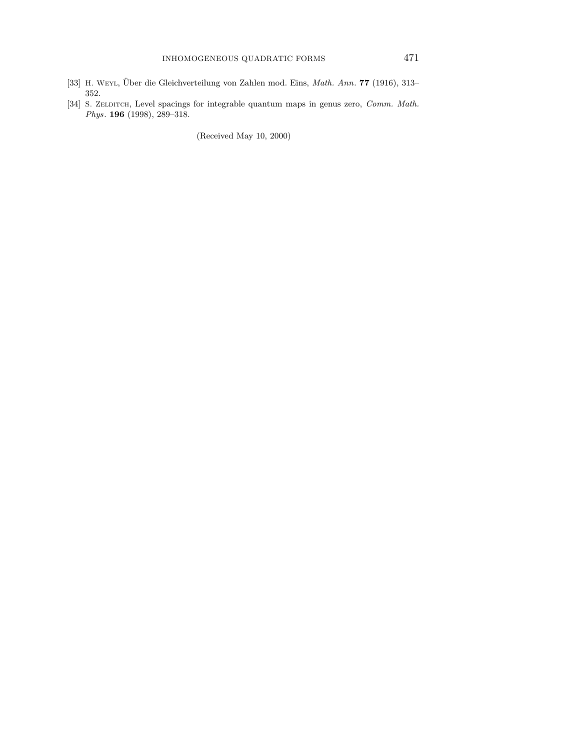[33] H. Weyl, Über die Gleichverteilung von Zahlen mod. Eins, *Math. Ann.* **77** (1916), 313–352.

[34] S. Zelditch, Level spacings for integrable quantum maps in genus zero, *Comm. Math. Phys.* **196** (1998), 289–318.

(Received May 10, 2000)